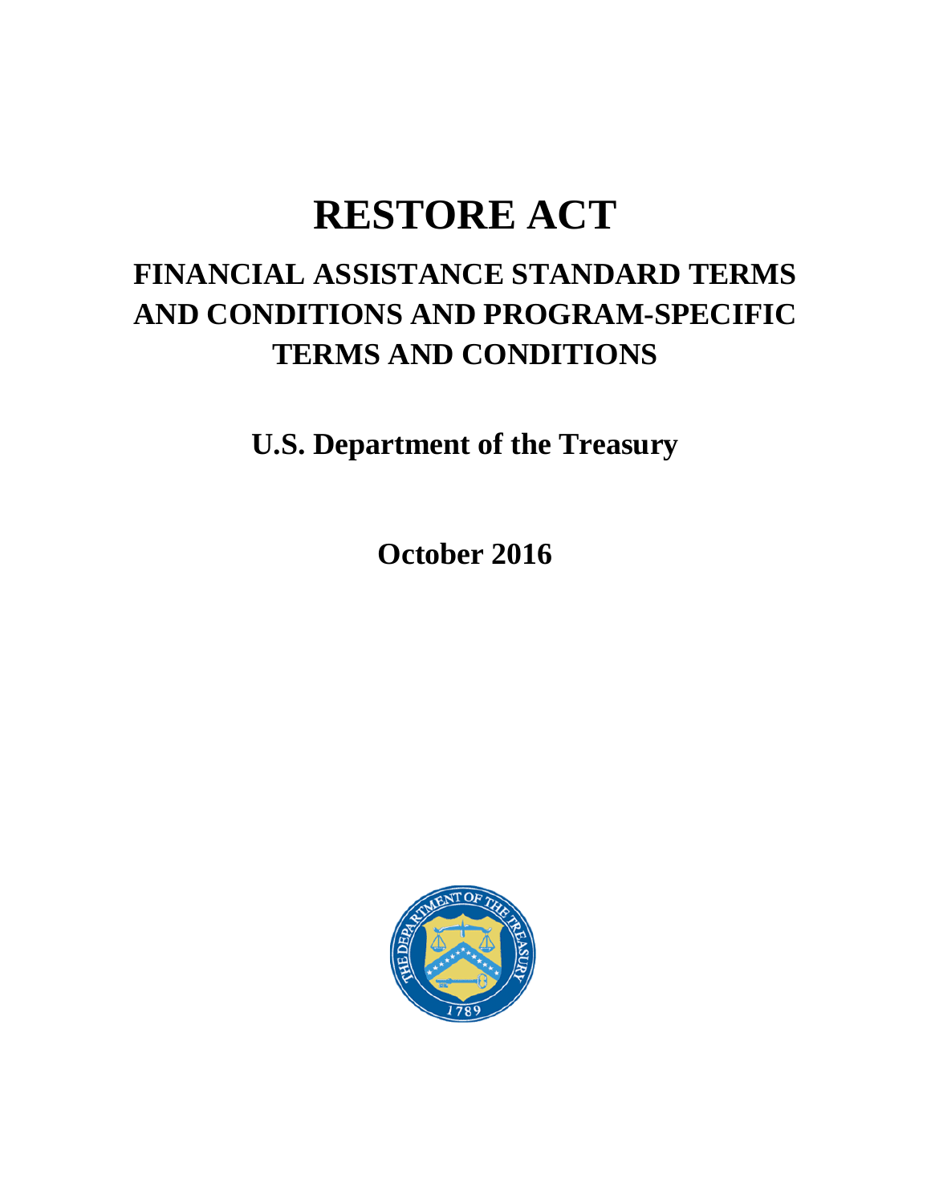# RESTORE ACT

## FINANCIAL ASSISTANCE STANDARD TERMS AND CONDITIONS AND PROGRAM-SPECIFIC TERMS AND CONDITIONS

**U.S. Department of the Treasury**

**October 2016**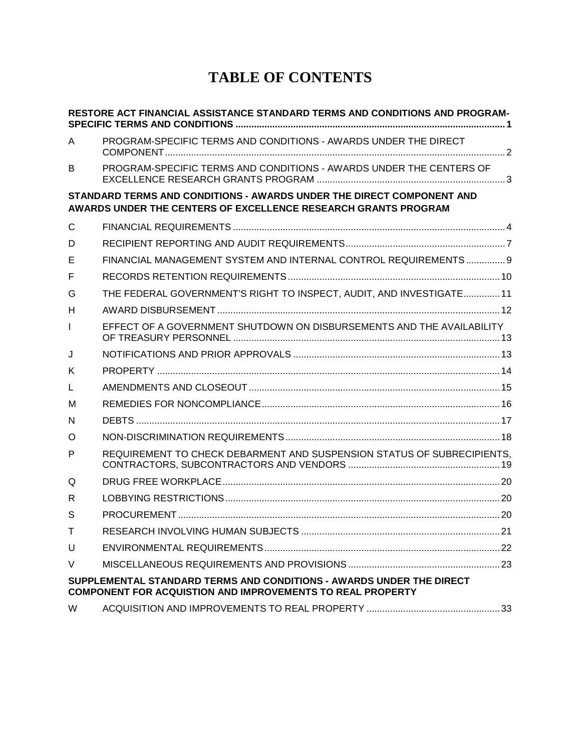# TABLE OF CONTENTS

**RESTORE ACT FINANCIAL ASSISTANCE STANDARD TERMS AND CONDITIONS AND PROGRAM-SPECIFIC TERMS AND CONDITIONS ..... 1**

| | | |
|---|---|---|
| A | PROGRAM-SPECIFIC TERMS AND CONDITIONS - AWARDS UNDER THE DIRECT COMPONENT | 2 |
| B | PROGRAM-SPECIFIC TERMS AND CONDITIONS - AWARDS UNDER THE CENTERS OF EXCELLENCE RESEARCH GRANTS PROGRAM | 3 |

**STANDARD TERMS AND CONDITIONS - AWARDS UNDER THE DIRECT COMPONENT AND AWARDS UNDER THE CENTERS OF EXCELLENCE RESEARCH GRANTS PROGRAM**

| | | |
|---|---|---|
| C | FINANCIAL REQUIREMENTS | 4 |
| D | RECIPIENT REPORTING AND AUDIT REQUIREMENTS | 7 |
| E | FINANCIAL MANAGEMENT SYSTEM AND INTERNAL CONTROL REQUIREMENTS | 9 |
| F | RECORDS RETENTION REQUIREMENTS | 10 |
| G | THE FEDERAL GOVERNMENT'S RIGHT TO INSPECT, AUDIT, AND INVESTIGATE | 11 |
| H | AWARD DISBURSEMENT | 12 |
| I | EFFECT OF A GOVERNMENT SHUTDOWN ON DISBURSEMENTS AND THE AVAILABILITY OF TREASURY PERSONNEL | 13 |
| J | NOTIFICATIONS AND PRIOR APPROVALS | 13 |
| K | PROPERTY | 14 |
| L | AMENDMENTS AND CLOSEOUT | 15 |
| M | REMEDIES FOR NONCOMPLIANCE | 16 |
| N | DEBTS | 17 |
| O | NON-DISCRIMINATION REQUIREMENTS | 18 |
| P | REQUIREMENT TO CHECK DEBARMENT AND SUSPENSION STATUS OF SUBRECIPIENTS, CONTRACTORS, SUBCONTRACTORS AND VENDORS | 19 |
| Q | DRUG FREE WORKPLACE | 20 |
| R | LOBBYING RESTRICTIONS | 20 |
| S | PROCUREMENT | 20 |
| T | RESEARCH INVOLVING HUMAN SUBJECTS | 21 |
| U | ENVIRONMENTAL REQUIREMENTS | 22 |
| V | MISCELLANEOUS REQUIREMENTS AND PROVISIONS | 23 |

**SUPPLEMENTAL STANDARD TERMS AND CONDITIONS - AWARDS UNDER THE DIRECT COMPONENT FOR ACQUISTION AND IMPROVEMENTS TO REAL PROPERTY**

| | | |
|---|---|---|
| W | ACQUISITION AND IMPROVEMENTS TO REAL PROPERTY | 33 |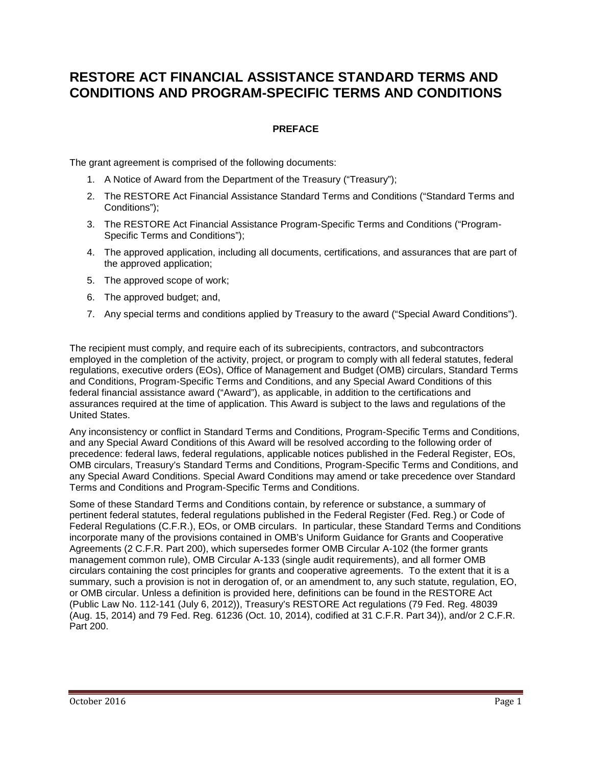# RESTORE ACT FINANCIAL ASSISTANCE STANDARD TERMS AND CONDITIONS AND PROGRAM-SPECIFIC TERMS AND CONDITIONS

## PREFACE

The grant agreement is comprised of the following documents:

1. A Notice of Award from the Department of the Treasury ("Treasury");
2. The RESTORE Act Financial Assistance Standard Terms and Conditions ("Standard Terms and Conditions");
3. The RESTORE Act Financial Assistance Program-Specific Terms and Conditions ("Program-Specific Terms and Conditions");
4. The approved application, including all documents, certifications, and assurances that are part of the approved application;
5. The approved scope of work;
6. The approved budget; and,
7. Any special terms and conditions applied by Treasury to the award ("Special Award Conditions").

The recipient must comply, and require each of its subrecipients, contractors, and subcontractors employed in the completion of the activity, project, or program to comply with all federal statutes, federal regulations, executive orders (EOs), Office of Management and Budget (OMB) circulars, Standard Terms and Conditions, Program-Specific Terms and Conditions, and any Special Award Conditions of this federal financial assistance award ("Award"), as applicable, in addition to the certifications and assurances required at the time of application. This Award is subject to the laws and regulations of the United States.

Any inconsistency or conflict in Standard Terms and Conditions, Program-Specific Terms and Conditions, and any Special Award Conditions of this Award will be resolved according to the following order of precedence: federal laws, federal regulations, applicable notices published in the Federal Register, EOs, OMB circulars, Treasury's Standard Terms and Conditions, Program-Specific Terms and Conditions, and any Special Award Conditions. Special Award Conditions may amend or take precedence over Standard Terms and Conditions and Program-Specific Terms and Conditions.

Some of these Standard Terms and Conditions contain, by reference or substance, a summary of pertinent federal statutes, federal regulations published in the Federal Register (Fed. Reg.) or Code of Federal Regulations (C.F.R.), EOs, or OMB circulars. In particular, these Standard Terms and Conditions incorporate many of the provisions contained in OMB's Uniform Guidance for Grants and Cooperative Agreements (2 C.F.R. Part 200), which supersedes former OMB Circular A-102 (the former grants management common rule), OMB Circular A-133 (single audit requirements), and all former OMB circulars containing the cost principles for grants and cooperative agreements. To the extent that it is a summary, such a provision is not in derogation of, or an amendment to, any such statute, regulation, EO, or OMB circular. Unless a definition is provided here, definitions can be found in the RESTORE Act (Public Law No. 112-141 (July 6, 2012)), Treasury's RESTORE Act regulations (79 Fed. Reg. 48039 (Aug. 15, 2014) and 79 Fed. Reg. 61236 (Oct. 10, 2014), codified at 31 C.F.R. Part 34)), and/or 2 C.F.R. Part 200.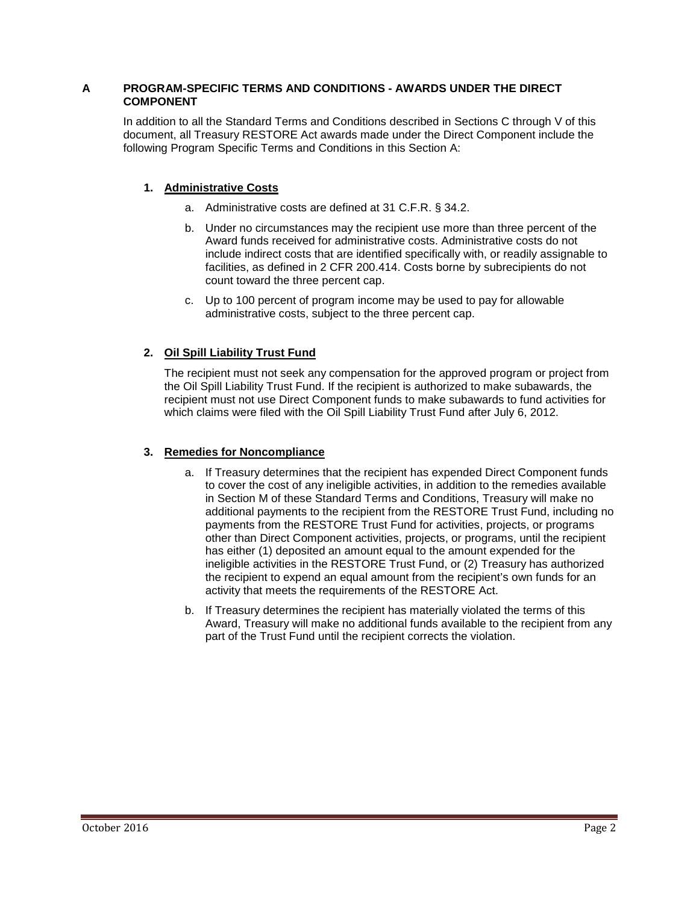## A PROGRAM-SPECIFIC TERMS AND CONDITIONS - AWARDS UNDER THE DIRECT COMPONENT

In addition to all the Standard Terms and Conditions described in Sections C through V of this document, all Treasury RESTORE Act awards made under the Direct Component include the following Program Specific Terms and Conditions in this Section A:

### 1. Administrative Costs

a. Administrative costs are defined at 31 C.F.R. § 34.2.

b. Under no circumstances may the recipient use more than three percent of the Award funds received for administrative costs. Administrative costs do not include indirect costs that are identified specifically with, or readily assignable to facilities, as defined in 2 CFR 200.414. Costs borne by subrecipients do not count toward the three percent cap.

c. Up to 100 percent of program income may be used to pay for allowable administrative costs, subject to the three percent cap.

### 2. Oil Spill Liability Trust Fund

The recipient must not seek any compensation for the approved program or project from the Oil Spill Liability Trust Fund. If the recipient is authorized to make subawards, the recipient must not use Direct Component funds to make subawards to fund activities for which claims were filed with the Oil Spill Liability Trust Fund after July 6, 2012.

### 3. Remedies for Noncompliance

a. If Treasury determines that the recipient has expended Direct Component funds to cover the cost of any ineligible activities, in addition to the remedies available in Section M of these Standard Terms and Conditions, Treasury will make no additional payments to the recipient from the RESTORE Trust Fund, including no payments from the RESTORE Trust Fund for activities, projects, or programs other than Direct Component activities, projects, or programs, until the recipient has either (1) deposited an amount equal to the amount expended for the ineligible activities in the RESTORE Trust Fund, or (2) Treasury has authorized the recipient to expend an equal amount from the recipient's own funds for an activity that meets the requirements of the RESTORE Act.

b. If Treasury determines the recipient has materially violated the terms of this Award, Treasury will make no additional funds available to the recipient from any part of the Trust Fund until the recipient corrects the violation.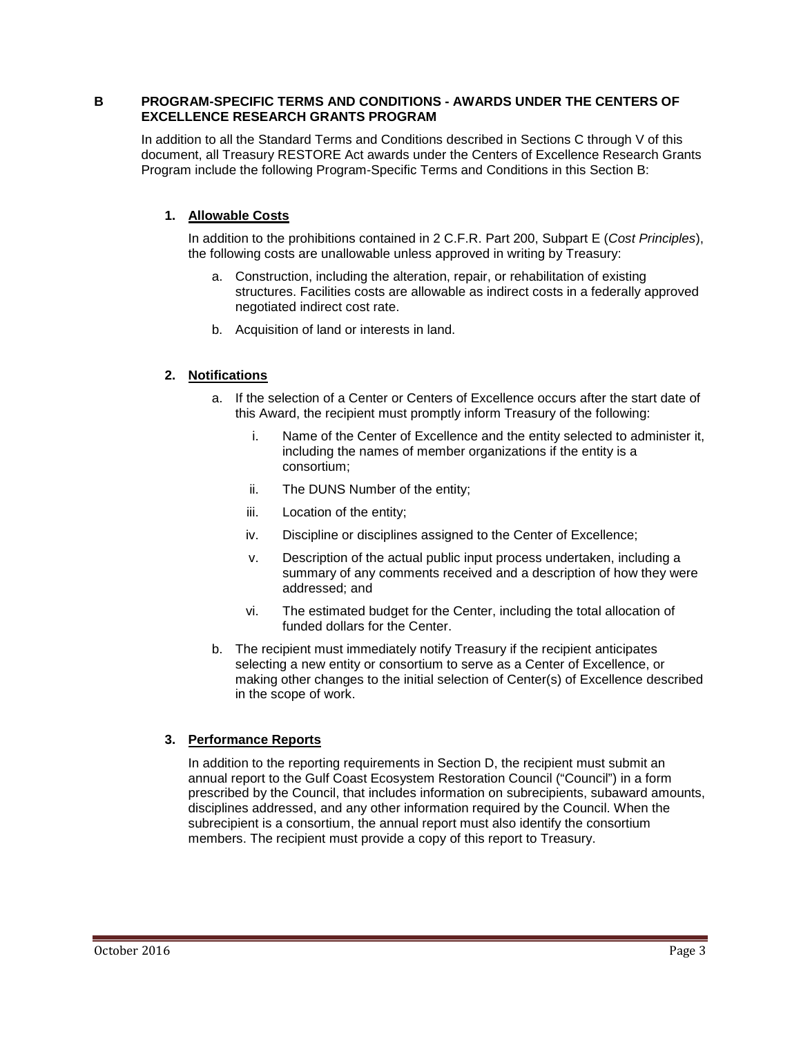## B PROGRAM-SPECIFIC TERMS AND CONDITIONS - AWARDS UNDER THE CENTERS OF EXCELLENCE RESEARCH GRANTS PROGRAM

In addition to all the Standard Terms and Conditions described in Sections C through V of this document, all Treasury RESTORE Act awards under the Centers of Excellence Research Grants Program include the following Program-Specific Terms and Conditions in this Section B:

### 1. Allowable Costs

In addition to the prohibitions contained in 2 C.F.R. Part 200, Subpart E (*Cost Principles*), the following costs are unallowable unless approved in writing by Treasury:

a. Construction, including the alteration, repair, or rehabilitation of existing structures. Facilities costs are allowable as indirect costs in a federally approved negotiated indirect cost rate.

b. Acquisition of land or interests in land.

### 2. Notifications

a. If the selection of a Center or Centers of Excellence occurs after the start date of this Award, the recipient must promptly inform Treasury of the following:

   i. Name of the Center of Excellence and the entity selected to administer it, including the names of member organizations if the entity is a consortium;

   ii. The DUNS Number of the entity;

   iii. Location of the entity;

   iv. Discipline or disciplines assigned to the Center of Excellence;

   v. Description of the actual public input process undertaken, including a summary of any comments received and a description of how they were addressed; and

   vi. The estimated budget for the Center, including the total allocation of funded dollars for the Center.

b. The recipient must immediately notify Treasury if the recipient anticipates selecting a new entity or consortium to serve as a Center of Excellence, or making other changes to the initial selection of Center(s) of Excellence described in the scope of work.

### 3. Performance Reports

In addition to the reporting requirements in Section D, the recipient must submit an annual report to the Gulf Coast Ecosystem Restoration Council ("Council") in a form prescribed by the Council, that includes information on subrecipients, subaward amounts, disciplines addressed, and any other information required by the Council. When the subrecipient is a consortium, the annual report must also identify the consortium members. The recipient must provide a copy of this report to Treasury.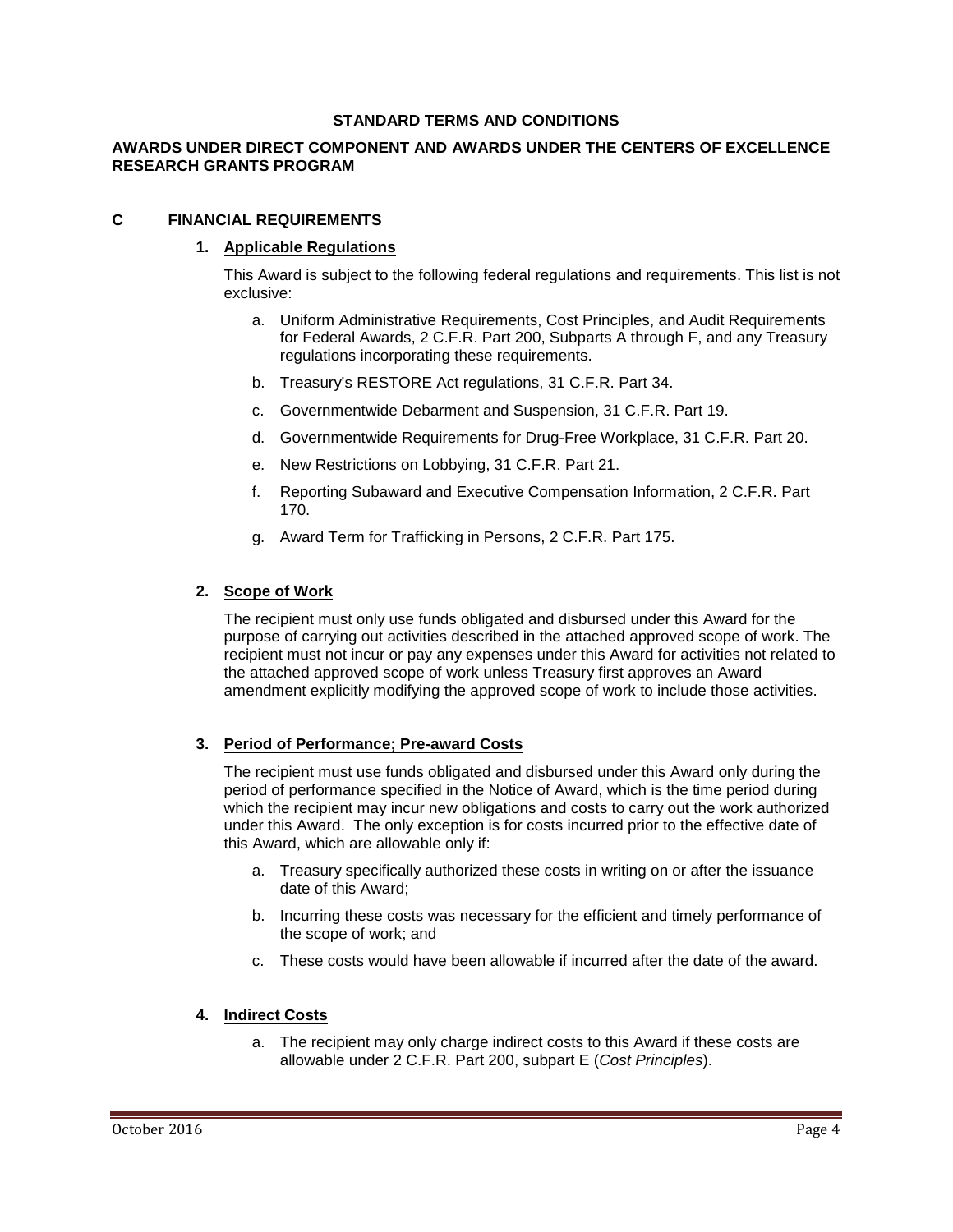**STANDARD TERMS AND CONDITIONS**

**AWARDS UNDER DIRECT COMPONENT AND AWARDS UNDER THE CENTERS OF EXCELLENCE RESEARCH GRANTS PROGRAM**

## C FINANCIAL REQUIREMENTS

### 1. Applicable Regulations

This Award is subject to the following federal regulations and requirements. This list is not exclusive:

a. Uniform Administrative Requirements, Cost Principles, and Audit Requirements for Federal Awards, 2 C.F.R. Part 200, Subparts A through F, and any Treasury regulations incorporating these requirements.

b. Treasury's RESTORE Act regulations, 31 C.F.R. Part 34.

c. Governmentwide Debarment and Suspension, 31 C.F.R. Part 19.

d. Governmentwide Requirements for Drug-Free Workplace, 31 C.F.R. Part 20.

e. New Restrictions on Lobbying, 31 C.F.R. Part 21.

f. Reporting Subaward and Executive Compensation Information, 2 C.F.R. Part 170.

g. Award Term for Trafficking in Persons, 2 C.F.R. Part 175.

### 2. Scope of Work

The recipient must only use funds obligated and disbursed under this Award for the purpose of carrying out activities described in the attached approved scope of work. The recipient must not incur or pay any expenses under this Award for activities not related to the attached approved scope of work unless Treasury first approves an Award amendment explicitly modifying the approved scope of work to include those activities.

### 3. Period of Performance; Pre-award Costs

The recipient must use funds obligated and disbursed under this Award only during the period of performance specified in the Notice of Award, which is the time period during which the recipient may incur new obligations and costs to carry out the work authorized under this Award. The only exception is for costs incurred prior to the effective date of this Award, which are allowable only if:

a. Treasury specifically authorized these costs in writing on or after the issuance date of this Award;

b. Incurring these costs was necessary for the efficient and timely performance of the scope of work; and

c. These costs would have been allowable if incurred after the date of the award.

### 4. Indirect Costs

a. The recipient may only charge indirect costs to this Award if these costs are allowable under 2 C.F.R. Part 200, subpart E (*Cost Principles*).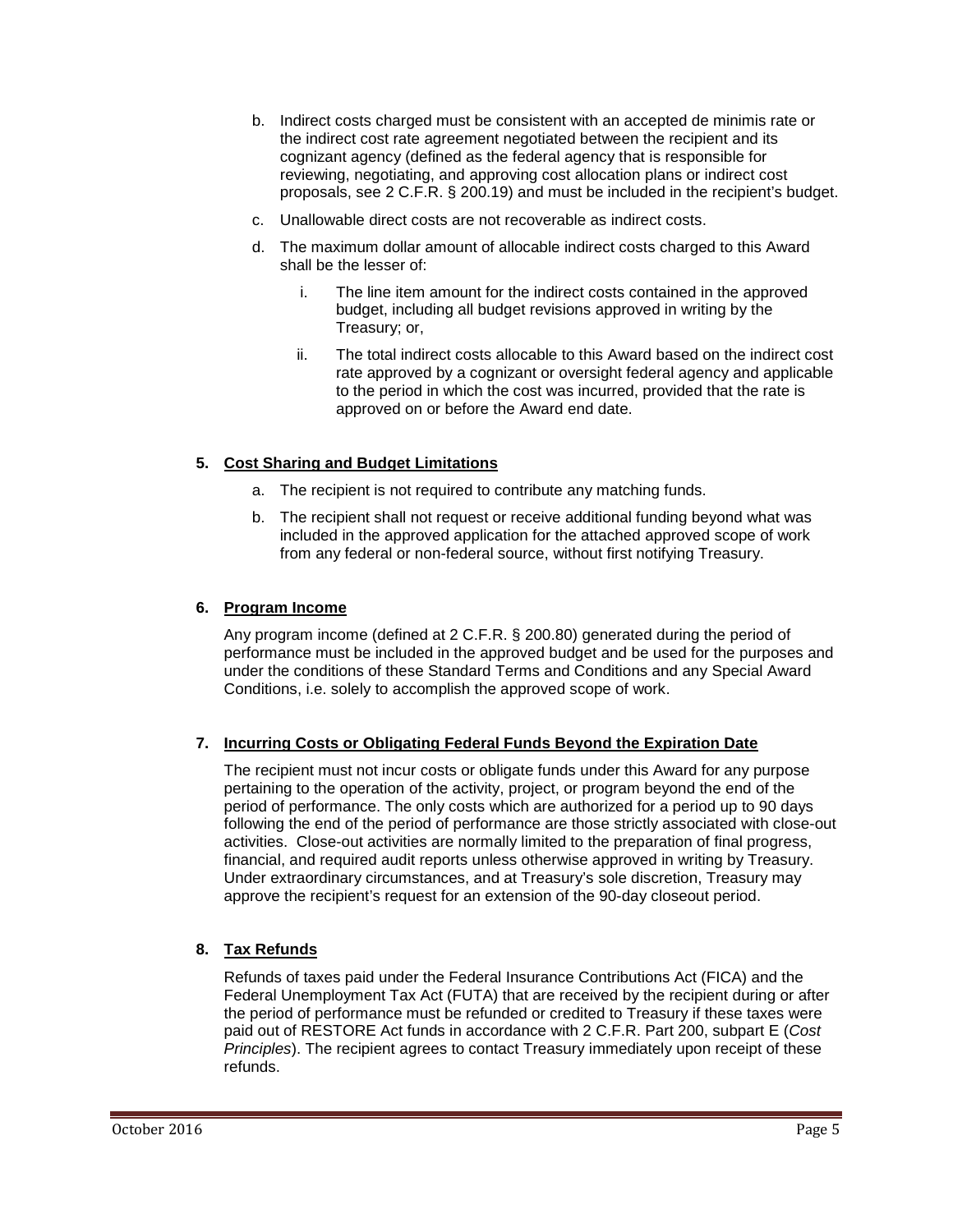b. Indirect costs charged must be consistent with an accepted de minimis rate or the indirect cost rate agreement negotiated between the recipient and its cognizant agency (defined as the federal agency that is responsible for reviewing, negotiating, and approving cost allocation plans or indirect cost proposals, see 2 C.F.R. § 200.19) and must be included in the recipient's budget.

c. Unallowable direct costs are not recoverable as indirect costs.

d. The maximum dollar amount of allocable indirect costs charged to this Award shall be the lesser of:

   i. The line item amount for the indirect costs contained in the approved budget, including all budget revisions approved in writing by the Treasury; or,

   ii. The total indirect costs allocable to this Award based on the indirect cost rate approved by a cognizant or oversight federal agency and applicable to the period in which the cost was incurred, provided that the rate is approved on or before the Award end date.

## 5. Cost Sharing and Budget Limitations

a. The recipient is not required to contribute any matching funds.

b. The recipient shall not request or receive additional funding beyond what was included in the approved application for the attached approved scope of work from any federal or non-federal source, without first notifying Treasury.

## 6. Program Income

Any program income (defined at 2 C.F.R. § 200.80) generated during the period of performance must be included in the approved budget and be used for the purposes and under the conditions of these Standard Terms and Conditions and any Special Award Conditions, i.e. solely to accomplish the approved scope of work.

## 7. Incurring Costs or Obligating Federal Funds Beyond the Expiration Date

The recipient must not incur costs or obligate funds under this Award for any purpose pertaining to the operation of the activity, project, or program beyond the end of the period of performance. The only costs which are authorized for a period up to 90 days following the end of the period of performance are those strictly associated with close-out activities. Close-out activities are normally limited to the preparation of final progress, financial, and required audit reports unless otherwise approved in writing by Treasury. Under extraordinary circumstances, and at Treasury's sole discretion, Treasury may approve the recipient's request for an extension of the 90-day closeout period.

## 8. Tax Refunds

Refunds of taxes paid under the Federal Insurance Contributions Act (FICA) and the Federal Unemployment Tax Act (FUTA) that are received by the recipient during or after the period of performance must be refunded or credited to Treasury if these taxes were paid out of RESTORE Act funds in accordance with 2 C.F.R. Part 200, subpart E (*Cost Principles*). The recipient agrees to contact Treasury immediately upon receipt of these refunds.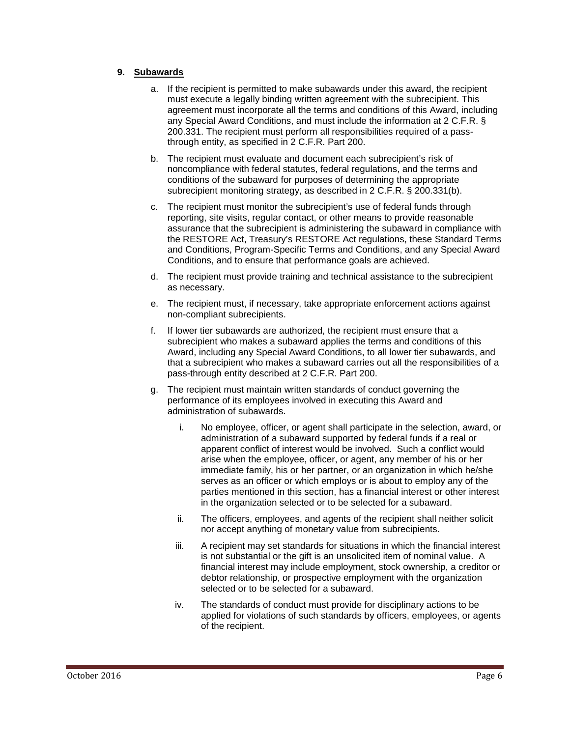## 9. Subawards

a. If the recipient is permitted to make subawards under this award, the recipient must execute a legally binding written agreement with the subrecipient. This agreement must incorporate all the terms and conditions of this Award, including any Special Award Conditions, and must include the information at 2 C.F.R. § 200.331. The recipient must perform all responsibilities required of a pass-through entity, as specified in 2 C.F.R. Part 200.

b. The recipient must evaluate and document each subrecipient's risk of noncompliance with federal statutes, federal regulations, and the terms and conditions of the subaward for purposes of determining the appropriate subrecipient monitoring strategy, as described in 2 C.F.R. § 200.331(b).

c. The recipient must monitor the subrecipient's use of federal funds through reporting, site visits, regular contact, or other means to provide reasonable assurance that the subrecipient is administering the subaward in compliance with the RESTORE Act, Treasury's RESTORE Act regulations, these Standard Terms and Conditions, Program-Specific Terms and Conditions, and any Special Award Conditions, and to ensure that performance goals are achieved.

d. The recipient must provide training and technical assistance to the subrecipient as necessary.

e. The recipient must, if necessary, take appropriate enforcement actions against non-compliant subrecipients.

f. If lower tier subawards are authorized, the recipient must ensure that a subrecipient who makes a subaward applies the terms and conditions of this Award, including any Special Award Conditions, to all lower tier subawards, and that a subrecipient who makes a subaward carries out all the responsibilities of a pass-through entity described at 2 C.F.R. Part 200.

g. The recipient must maintain written standards of conduct governing the performance of its employees involved in executing this Award and administration of subawards.

   i. No employee, officer, or agent shall participate in the selection, award, or administration of a subaward supported by federal funds if a real or apparent conflict of interest would be involved. Such a conflict would arise when the employee, officer, or agent, any member of his or her immediate family, his or her partner, or an organization in which he/she serves as an officer or which employs or is about to employ any of the parties mentioned in this section, has a financial interest or other interest in the organization selected or to be selected for a subaward.

   ii. The officers, employees, and agents of the recipient shall neither solicit nor accept anything of monetary value from subrecipients.

   iii. A recipient may set standards for situations in which the financial interest is not substantial or the gift is an unsolicited item of nominal value. A financial interest may include employment, stock ownership, a creditor or debtor relationship, or prospective employment with the organization selected or to be selected for a subaward.

   iv. The standards of conduct must provide for disciplinary actions to be applied for violations of such standards by officers, employees, or agents of the recipient.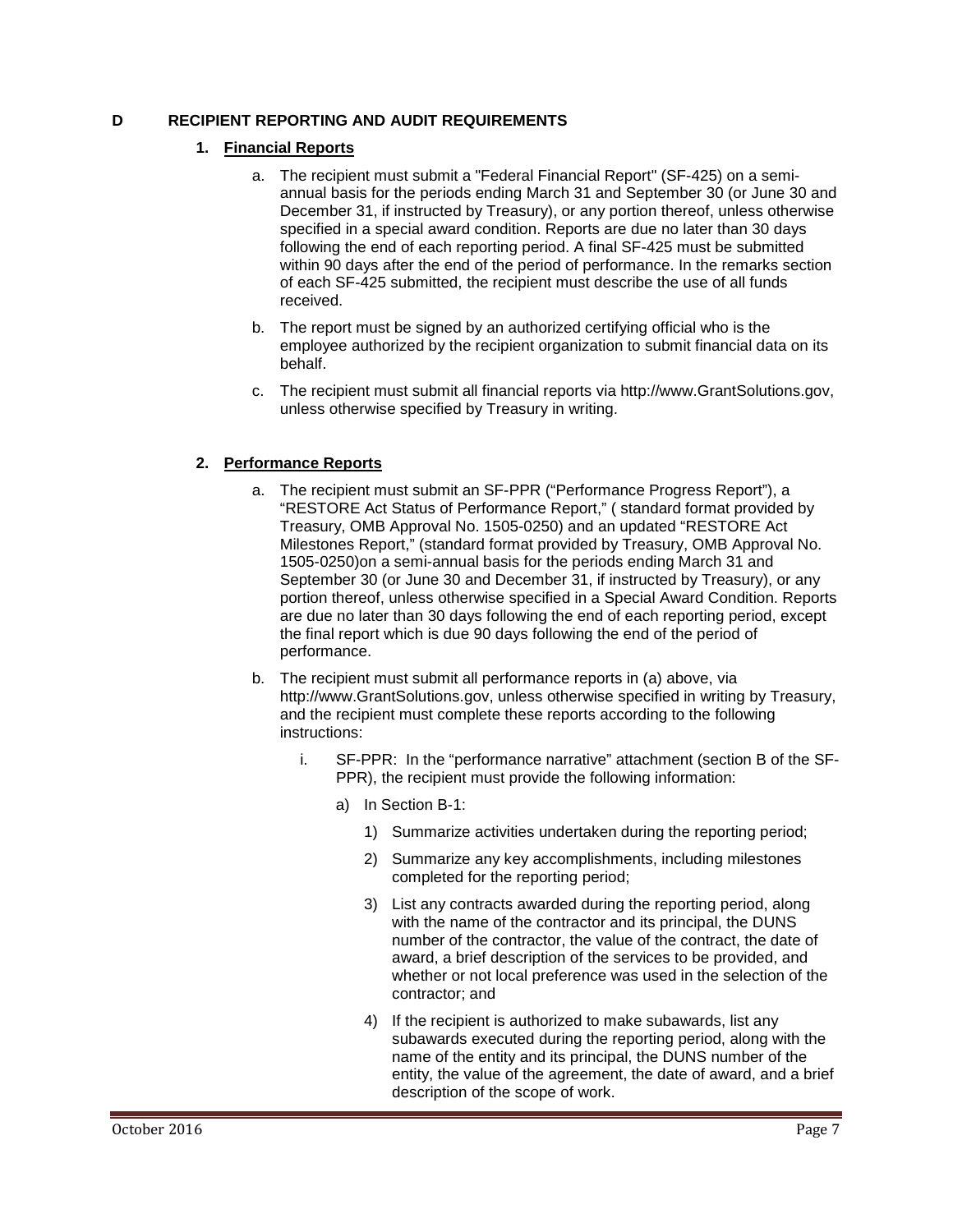## D RECIPIENT REPORTING AND AUDIT REQUIREMENTS

### 1. Financial Reports

a. The recipient must submit a "Federal Financial Report" (SF-425) on a semi-annual basis for the periods ending March 31 and September 30 (or June 30 and December 31, if instructed by Treasury), or any portion thereof, unless otherwise specified in a special award condition. Reports are due no later than 30 days following the end of each reporting period. A final SF-425 must be submitted within 90 days after the end of the period of performance. In the remarks section of each SF-425 submitted, the recipient must describe the use of all funds received.

b. The report must be signed by an authorized certifying official who is the employee authorized by the recipient organization to submit financial data on its behalf.

c. The recipient must submit all financial reports via http://www.GrantSolutions.gov, unless otherwise specified by Treasury in writing.

### 2. Performance Reports

a. The recipient must submit an SF-PPR ("Performance Progress Report"), a "RESTORE Act Status of Performance Report," ( standard format provided by Treasury, OMB Approval No. 1505-0250) and an updated "RESTORE Act Milestones Report," (standard format provided by Treasury, OMB Approval No. 1505-0250)on a semi-annual basis for the periods ending March 31 and September 30 (or June 30 and December 31, if instructed by Treasury), or any portion thereof, unless otherwise specified in a Special Award Condition. Reports are due no later than 30 days following the end of each reporting period, except the final report which is due 90 days following the end of the period of performance.

b. The recipient must submit all performance reports in (a) above, via http://www.GrantSolutions.gov, unless otherwise specified in writing by Treasury, and the recipient must complete these reports according to the following instructions:

   i. SF-PPR: In the "performance narrative" attachment (section B of the SF-PPR), the recipient must provide the following information:

      a) In Section B-1:

         1) Summarize activities undertaken during the reporting period;

         2) Summarize any key accomplishments, including milestones completed for the reporting period;

         3) List any contracts awarded during the reporting period, along with the name of the contractor and its principal, the DUNS number of the contractor, the value of the contract, the date of award, a brief description of the services to be provided, and whether or not local preference was used in the selection of the contractor; and

         4) If the recipient is authorized to make subawards, list any subawards executed during the reporting period, along with the name of the entity and its principal, the DUNS number of the entity, the value of the agreement, the date of award, and a brief description of the scope of work.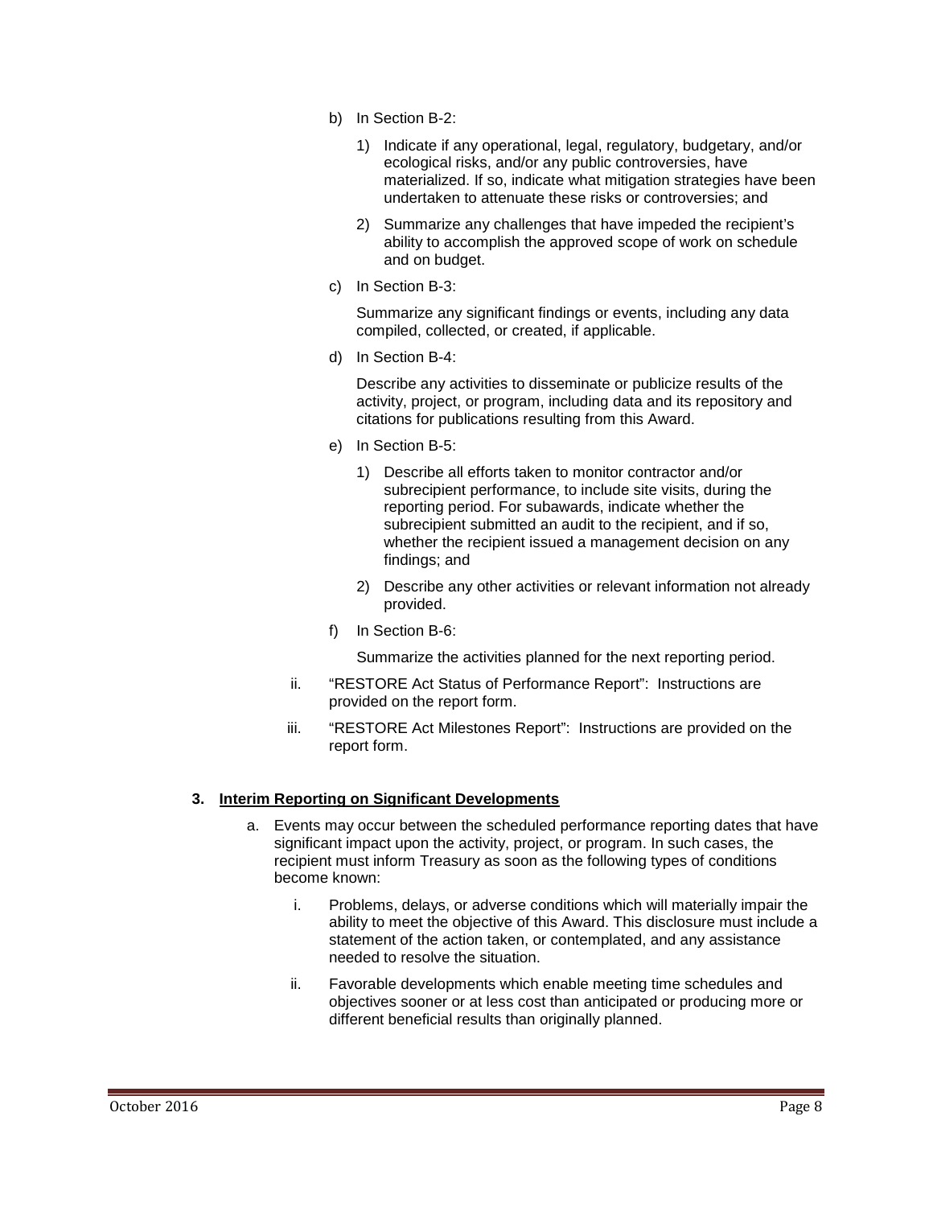b) In Section B-2:

   1) Indicate if any operational, legal, regulatory, budgetary, and/or ecological risks, and/or any public controversies, have materialized. If so, indicate what mitigation strategies have been undertaken to attenuate these risks or controversies; and

   2) Summarize any challenges that have impeded the recipient's ability to accomplish the approved scope of work on schedule and on budget.

c) In Section B-3:

   Summarize any significant findings or events, including any data compiled, collected, or created, if applicable.

d) In Section B-4:

   Describe any activities to disseminate or publicize results of the activity, project, or program, including data and its repository and citations for publications resulting from this Award.

e) In Section B-5:

   1) Describe all efforts taken to monitor contractor and/or subrecipient performance, to include site visits, during the reporting period. For subawards, indicate whether the subrecipient submitted an audit to the recipient, and if so, whether the recipient issued a management decision on any findings; and

   2) Describe any other activities or relevant information not already provided.

f) In Section B-6:

   Summarize the activities planned for the next reporting period.

ii. "RESTORE Act Status of Performance Report": Instructions are provided on the report form.

iii. "RESTORE Act Milestones Report": Instructions are provided on the report form.

**3. Interim Reporting on Significant Developments**

a. Events may occur between the scheduled performance reporting dates that have significant impact upon the activity, project, or program. In such cases, the recipient must inform Treasury as soon as the following types of conditions become known:

   i. Problems, delays, or adverse conditions which will materially impair the ability to meet the objective of this Award. This disclosure must include a statement of the action taken, or contemplated, and any assistance needed to resolve the situation.

   ii. Favorable developments which enable meeting time schedules and objectives sooner or at less cost than anticipated or producing more or different beneficial results than originally planned.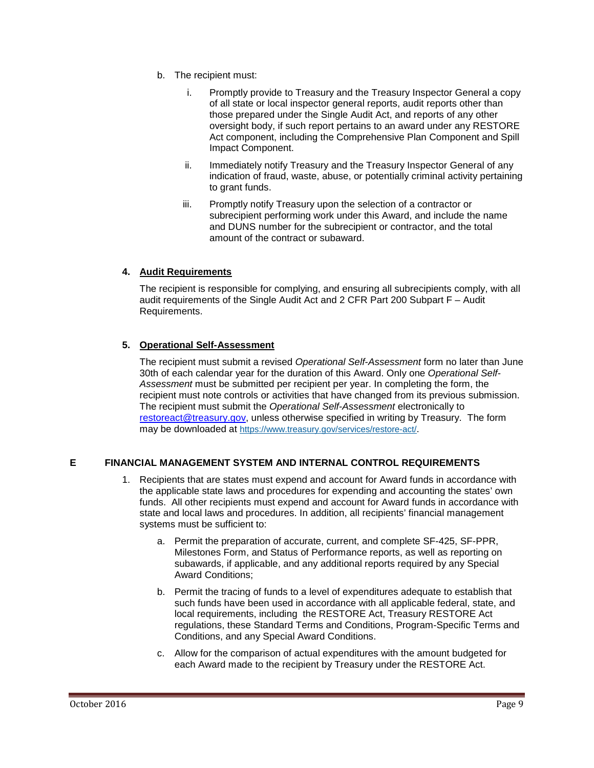b. The recipient must:

   i. Promptly provide to Treasury and the Treasury Inspector General a copy of all state or local inspector general reports, audit reports other than those prepared under the Single Audit Act, and reports of any other oversight body, if such report pertains to an award under any RESTORE Act component, including the Comprehensive Plan Component and Spill Impact Component.

   ii. Immediately notify Treasury and the Treasury Inspector General of any indication of fraud, waste, abuse, or potentially criminal activity pertaining to grant funds.

   iii. Promptly notify Treasury upon the selection of a contractor or subrecipient performing work under this Award, and include the name and DUNS number for the subrecipient or contractor, and the total amount of the contract or subaward.

### 4. Audit Requirements

The recipient is responsible for complying, and ensuring all subrecipients comply, with all audit requirements of the Single Audit Act and 2 CFR Part 200 Subpart F – Audit Requirements.

### 5. Operational Self-Assessment

The recipient must submit a revised *Operational Self-Assessment* form no later than June 30th of each calendar year for the duration of this Award. Only one *Operational Self-Assessment* must be submitted per recipient per year. In completing the form, the recipient must note controls or activities that have changed from its previous submission. The recipient must submit the *Operational Self-Assessment* electronically to restoreact@treasury.gov, unless otherwise specified in writing by Treasury. The form may be downloaded at https://www.treasury.gov/services/restore-act/.

## E FINANCIAL MANAGEMENT SYSTEM AND INTERNAL CONTROL REQUIREMENTS

1. Recipients that are states must expend and account for Award funds in accordance with the applicable state laws and procedures for expending and accounting the states' own funds. All other recipients must expend and account for Award funds in accordance with state and local laws and procedures. In addition, all recipients' financial management systems must be sufficient to:

   a. Permit the preparation of accurate, current, and complete SF-425, SF-PPR, Milestones Form, and Status of Performance reports, as well as reporting on subawards, if applicable, and any additional reports required by any Special Award Conditions;

   b. Permit the tracing of funds to a level of expenditures adequate to establish that such funds have been used in accordance with all applicable federal, state, and local requirements, including the RESTORE Act, Treasury RESTORE Act regulations, these Standard Terms and Conditions, Program-Specific Terms and Conditions, and any Special Award Conditions.

   c. Allow for the comparison of actual expenditures with the amount budgeted for each Award made to the recipient by Treasury under the RESTORE Act.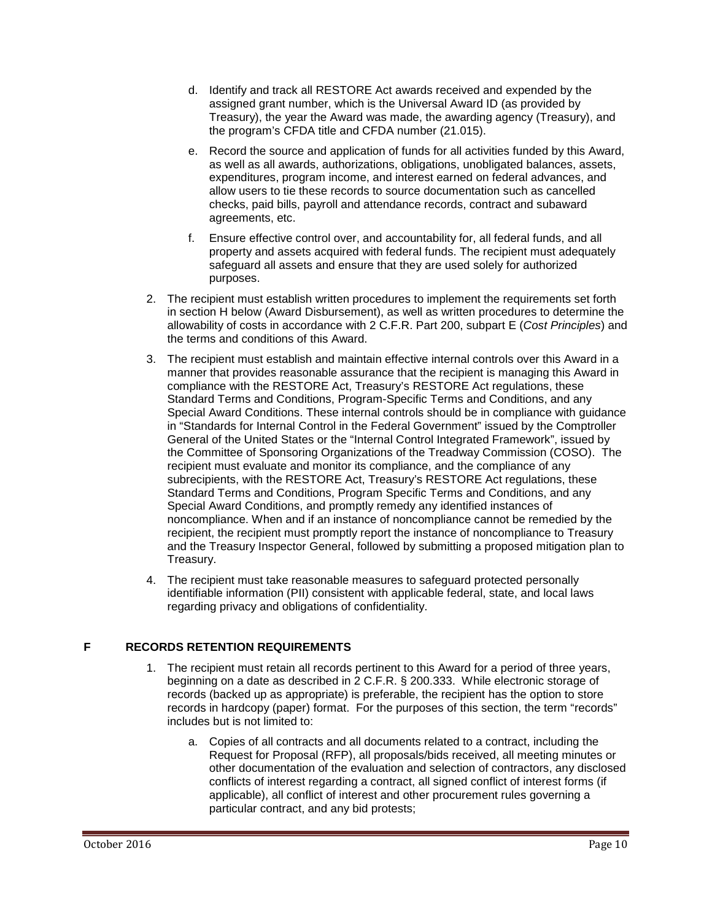d. Identify and track all RESTORE Act awards received and expended by the assigned grant number, which is the Universal Award ID (as provided by Treasury), the year the Award was made, the awarding agency (Treasury), and the program's CFDA title and CFDA number (21.015).

e. Record the source and application of funds for all activities funded by this Award, as well as all awards, authorizations, obligations, unobligated balances, assets, expenditures, program income, and interest earned on federal advances, and allow users to tie these records to source documentation such as cancelled checks, paid bills, payroll and attendance records, contract and subaward agreements, etc.

f. Ensure effective control over, and accountability for, all federal funds, and all property and assets acquired with federal funds. The recipient must adequately safeguard all assets and ensure that they are used solely for authorized purposes.

2. The recipient must establish written procedures to implement the requirements set forth in section H below (Award Disbursement), as well as written procedures to determine the allowability of costs in accordance with 2 C.F.R. Part 200, subpart E (*Cost Principles*) and the terms and conditions of this Award.

3. The recipient must establish and maintain effective internal controls over this Award in a manner that provides reasonable assurance that the recipient is managing this Award in compliance with the RESTORE Act, Treasury's RESTORE Act regulations, these Standard Terms and Conditions, Program-Specific Terms and Conditions, and any Special Award Conditions. These internal controls should be in compliance with guidance in "Standards for Internal Control in the Federal Government" issued by the Comptroller General of the United States or the "Internal Control Integrated Framework", issued by the Committee of Sponsoring Organizations of the Treadway Commission (COSO). The recipient must evaluate and monitor its compliance, and the compliance of any subrecipients, with the RESTORE Act, Treasury's RESTORE Act regulations, these Standard Terms and Conditions, Program Specific Terms and Conditions, and any Special Award Conditions, and promptly remedy any identified instances of noncompliance. When and if an instance of noncompliance cannot be remedied by the recipient, the recipient must promptly report the instance of noncompliance to Treasury and the Treasury Inspector General, followed by submitting a proposed mitigation plan to Treasury.

4. The recipient must take reasonable measures to safeguard protected personally identifiable information (PII) consistent with applicable federal, state, and local laws regarding privacy and obligations of confidentiality.

## F RECORDS RETENTION REQUIREMENTS

1. The recipient must retain all records pertinent to this Award for a period of three years, beginning on a date as described in 2 C.F.R. § 200.333. While electronic storage of records (backed up as appropriate) is preferable, the recipient has the option to store records in hardcopy (paper) format. For the purposes of this section, the term "records" includes but is not limited to:

   a. Copies of all contracts and all documents related to a contract, including the Request for Proposal (RFP), all proposals/bids received, all meeting minutes or other documentation of the evaluation and selection of contractors, any disclosed conflicts of interest regarding a contract, all signed conflict of interest forms (if applicable), all conflict of interest and other procurement rules governing a particular contract, and any bid protests;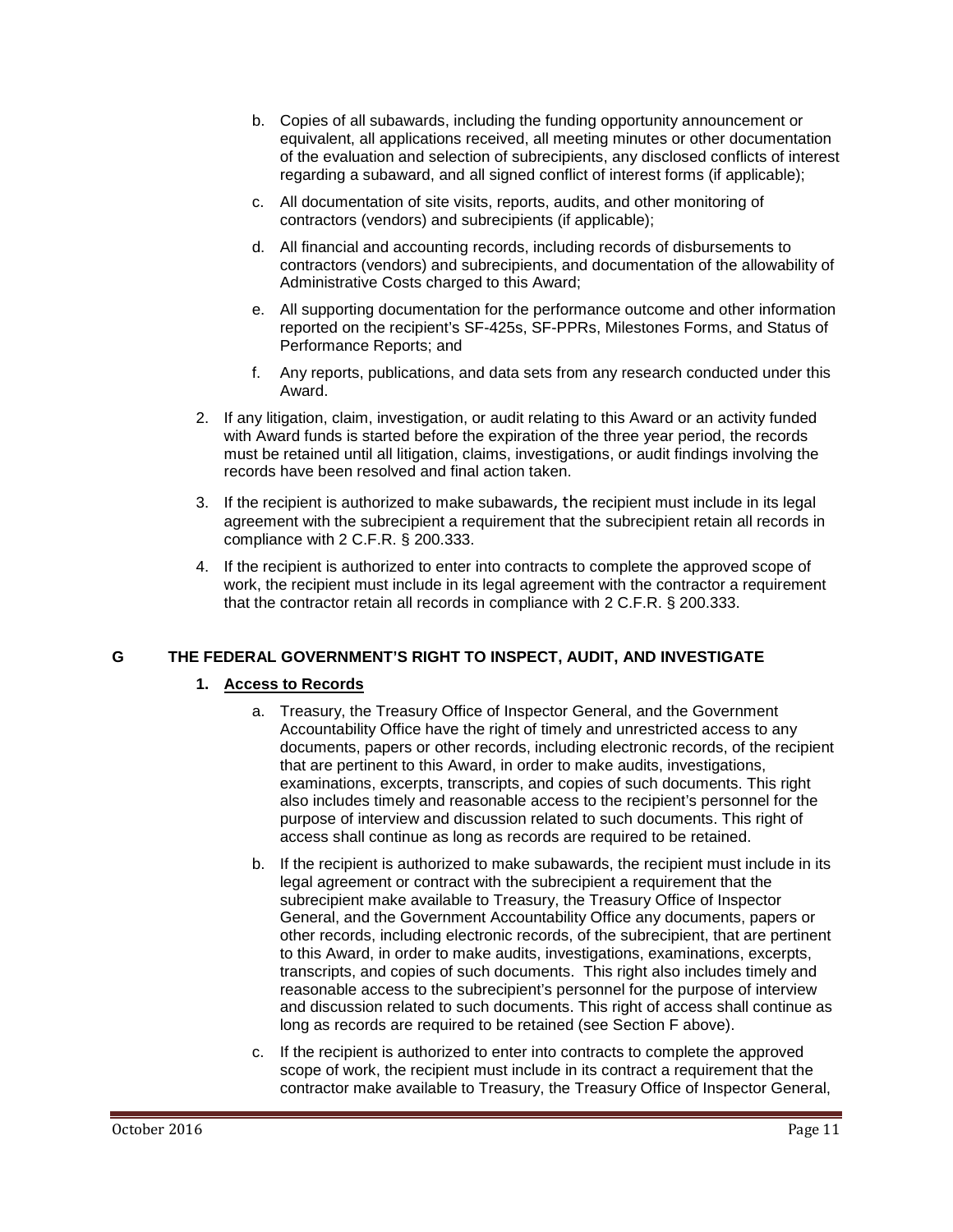b. Copies of all subawards, including the funding opportunity announcement or equivalent, all applications received, all meeting minutes or other documentation of the evaluation and selection of subrecipients, any disclosed conflicts of interest regarding a subaward, and all signed conflict of interest forms (if applicable);

c. All documentation of site visits, reports, audits, and other monitoring of contractors (vendors) and subrecipients (if applicable);

d. All financial and accounting records, including records of disbursements to contractors (vendors) and subrecipients, and documentation of the allowability of Administrative Costs charged to this Award;

e. All supporting documentation for the performance outcome and other information reported on the recipient's SF-425s, SF-PPRs, Milestones Forms, and Status of Performance Reports; and

f. Any reports, publications, and data sets from any research conducted under this Award.

2. If any litigation, claim, investigation, or audit relating to this Award or an activity funded with Award funds is started before the expiration of the three year period, the records must be retained until all litigation, claims, investigations, or audit findings involving the records have been resolved and final action taken.

3. If the recipient is authorized to make subawards, the recipient must include in its legal agreement with the subrecipient a requirement that the subrecipient retain all records in compliance with 2 C.F.R. § 200.333.

4. If the recipient is authorized to enter into contracts to complete the approved scope of work, the recipient must include in its legal agreement with the contractor a requirement that the contractor retain all records in compliance with 2 C.F.R. § 200.333.

## G THE FEDERAL GOVERNMENT'S RIGHT TO INSPECT, AUDIT, AND INVESTIGATE

### 1. Access to Records

a. Treasury, the Treasury Office of Inspector General, and the Government Accountability Office have the right of timely and unrestricted access to any documents, papers or other records, including electronic records, of the recipient that are pertinent to this Award, in order to make audits, investigations, examinations, excerpts, transcripts, and copies of such documents. This right also includes timely and reasonable access to the recipient's personnel for the purpose of interview and discussion related to such documents. This right of access shall continue as long as records are required to be retained.

b. If the recipient is authorized to make subawards, the recipient must include in its legal agreement or contract with the subrecipient a requirement that the subrecipient make available to Treasury, the Treasury Office of Inspector General, and the Government Accountability Office any documents, papers or other records, including electronic records, of the subrecipient, that are pertinent to this Award, in order to make audits, investigations, examinations, excerpts, transcripts, and copies of such documents. This right also includes timely and reasonable access to the subrecipient's personnel for the purpose of interview and discussion related to such documents. This right of access shall continue as long as records are required to be retained (see Section F above).

c. If the recipient is authorized to enter into contracts to complete the approved scope of work, the recipient must include in its contract a requirement that the contractor make available to Treasury, the Treasury Office of Inspector General,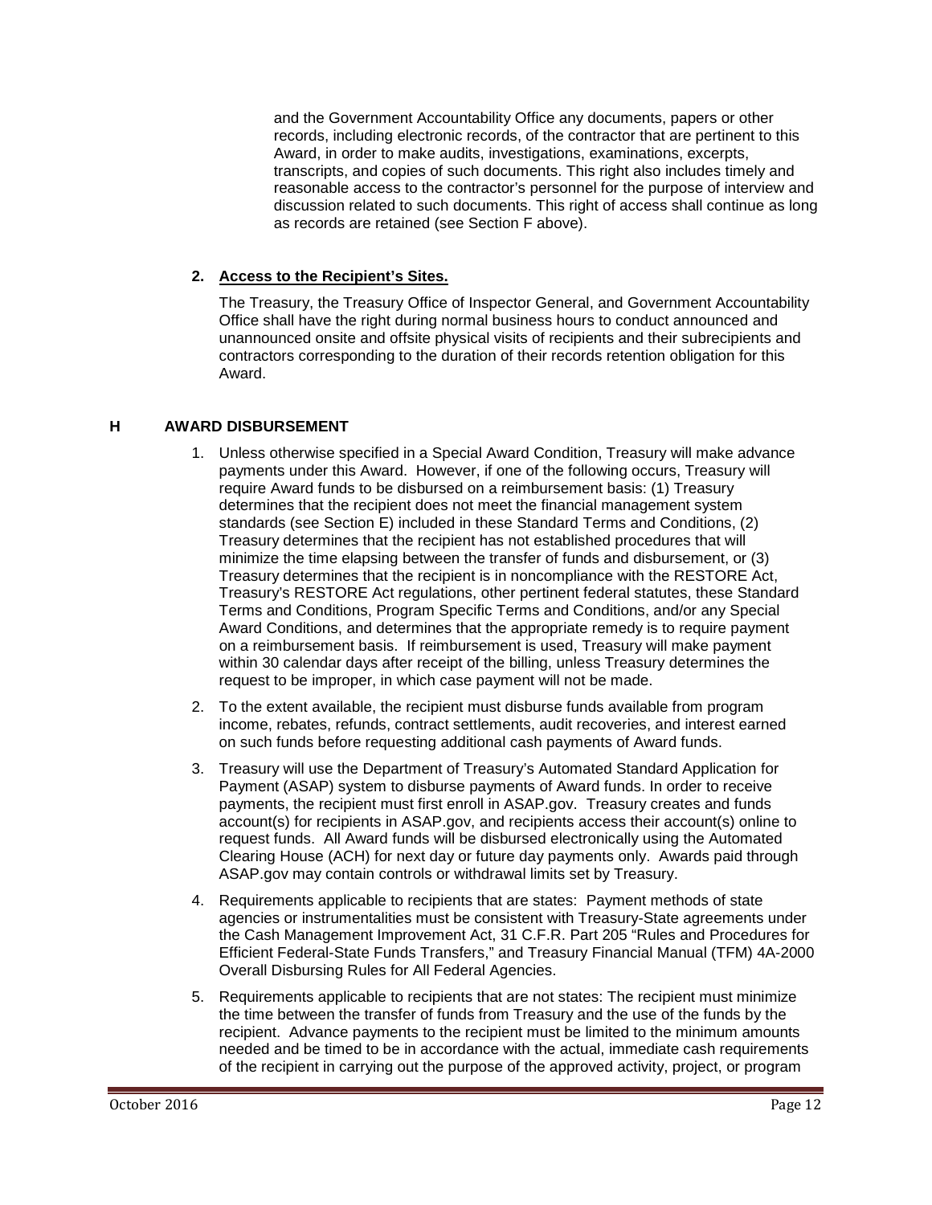and the Government Accountability Office any documents, papers or other records, including electronic records, of the contractor that are pertinent to this Award, in order to make audits, investigations, examinations, excerpts, transcripts, and copies of such documents. This right also includes timely and reasonable access to the contractor's personnel for the purpose of interview and discussion related to such documents. This right of access shall continue as long as records are retained (see Section F above).

**2. Access to the Recipient's Sites.**

The Treasury, the Treasury Office of Inspector General, and Government Accountability Office shall have the right during normal business hours to conduct announced and unannounced onsite and offsite physical visits of recipients and their subrecipients and contractors corresponding to the duration of their records retention obligation for this Award.

## H AWARD DISBURSEMENT

1. Unless otherwise specified in a Special Award Condition, Treasury will make advance payments under this Award. However, if one of the following occurs, Treasury will require Award funds to be disbursed on a reimbursement basis: (1) Treasury determines that the recipient does not meet the financial management system standards (see Section E) included in these Standard Terms and Conditions, (2) Treasury determines that the recipient has not established procedures that will minimize the time elapsing between the transfer of funds and disbursement, or (3) Treasury determines that the recipient is in noncompliance with the RESTORE Act, Treasury's RESTORE Act regulations, other pertinent federal statutes, these Standard Terms and Conditions, Program Specific Terms and Conditions, and/or any Special Award Conditions, and determines that the appropriate remedy is to require payment on a reimbursement basis. If reimbursement is used, Treasury will make payment within 30 calendar days after receipt of the billing, unless Treasury determines the request to be improper, in which case payment will not be made.
2. To the extent available, the recipient must disburse funds available from program income, rebates, refunds, contract settlements, audit recoveries, and interest earned on such funds before requesting additional cash payments of Award funds.
3. Treasury will use the Department of Treasury's Automated Standard Application for Payment (ASAP) system to disburse payments of Award funds. In order to receive payments, the recipient must first enroll in ASAP.gov. Treasury creates and funds account(s) for recipients in ASAP.gov, and recipients access their account(s) online to request funds. All Award funds will be disbursed electronically using the Automated Clearing House (ACH) for next day or future day payments only. Awards paid through ASAP.gov may contain controls or withdrawal limits set by Treasury.
4. Requirements applicable to recipients that are states: Payment methods of state agencies or instrumentalities must be consistent with Treasury-State agreements under the Cash Management Improvement Act, 31 C.F.R. Part 205 "Rules and Procedures for Efficient Federal-State Funds Transfers," and Treasury Financial Manual (TFM) 4A-2000 Overall Disbursing Rules for All Federal Agencies.
5. Requirements applicable to recipients that are not states: The recipient must minimize the time between the transfer of funds from Treasury and the use of the funds by the recipient. Advance payments to the recipient must be limited to the minimum amounts needed and be timed to be in accordance with the actual, immediate cash requirements of the recipient in carrying out the purpose of the approved activity, project, or program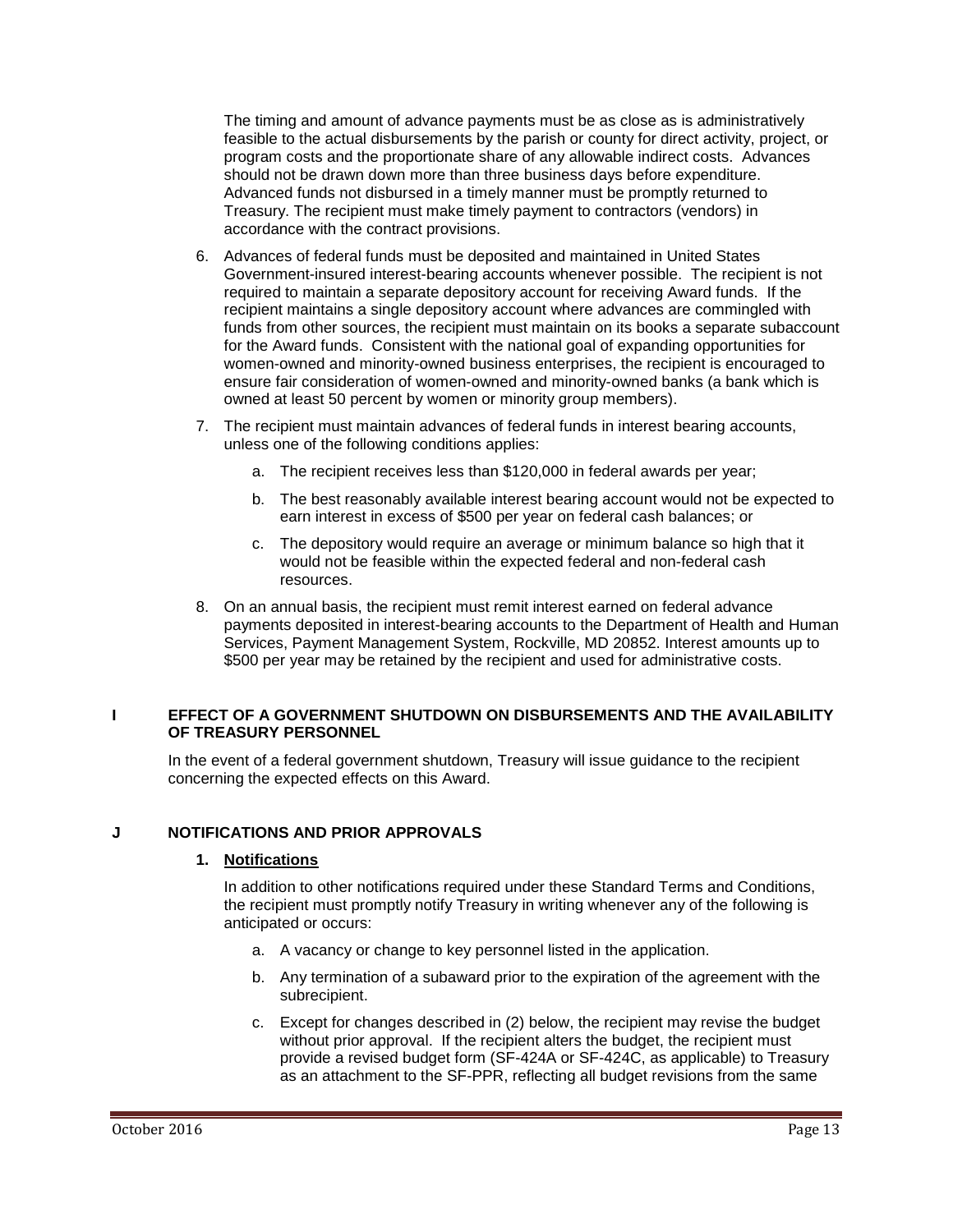The timing and amount of advance payments must be as close as is administratively feasible to the actual disbursements by the parish or county for direct activity, project, or program costs and the proportionate share of any allowable indirect costs. Advances should not be drawn down more than three business days before expenditure. Advanced funds not disbursed in a timely manner must be promptly returned to Treasury. The recipient must make timely payment to contractors (vendors) in accordance with the contract provisions.

6. Advances of federal funds must be deposited and maintained in United States Government-insured interest-bearing accounts whenever possible. The recipient is not required to maintain a separate depository account for receiving Award funds. If the recipient maintains a single depository account where advances are commingled with funds from other sources, the recipient must maintain on its books a separate subaccount for the Award funds. Consistent with the national goal of expanding opportunities for women-owned and minority-owned business enterprises, the recipient is encouraged to ensure fair consideration of women-owned and minority-owned banks (a bank which is owned at least 50 percent by women or minority group members).

7. The recipient must maintain advances of federal funds in interest bearing accounts, unless one of the following conditions applies:

   a. The recipient receives less than $120,000 in federal awards per year;

   b. The best reasonably available interest bearing account would not be expected to earn interest in excess of $500 per year on federal cash balances; or

   c. The depository would require an average or minimum balance so high that it would not be feasible within the expected federal and non-federal cash resources.

8. On an annual basis, the recipient must remit interest earned on federal advance payments deposited in interest-bearing accounts to the Department of Health and Human Services, Payment Management System, Rockville, MD 20852. Interest amounts up to $500 per year may be retained by the recipient and used for administrative costs.

## I EFFECT OF A GOVERNMENT SHUTDOWN ON DISBURSEMENTS AND THE AVAILABILITY OF TREASURY PERSONNEL

In the event of a federal government shutdown, Treasury will issue guidance to the recipient concerning the expected effects on this Award.

## J NOTIFICATIONS AND PRIOR APPROVALS

### 1. Notifications

In addition to other notifications required under these Standard Terms and Conditions, the recipient must promptly notify Treasury in writing whenever any of the following is anticipated or occurs:

a. A vacancy or change to key personnel listed in the application.

b. Any termination of a subaward prior to the expiration of the agreement with the subrecipient.

c. Except for changes described in (2) below, the recipient may revise the budget without prior approval. If the recipient alters the budget, the recipient must provide a revised budget form (SF-424A or SF-424C, as applicable) to Treasury as an attachment to the SF-PPR, reflecting all budget revisions from the same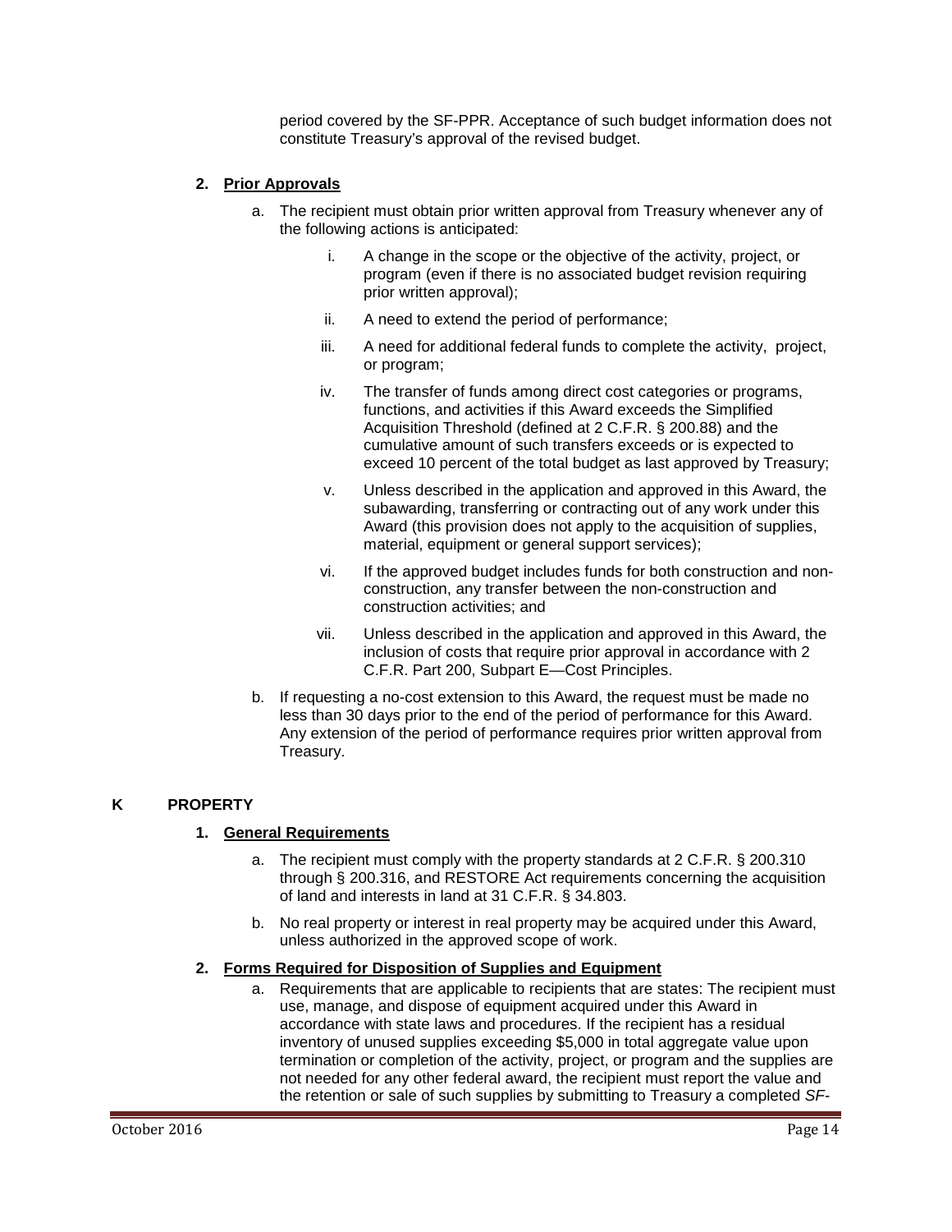period covered by the SF-PPR. Acceptance of such budget information does not constitute Treasury's approval of the revised budget.

### 2. Prior Approvals

a. The recipient must obtain prior written approval from Treasury whenever any of the following actions is anticipated:

   i. A change in the scope or the objective of the activity, project, or program (even if there is no associated budget revision requiring prior written approval);

   ii. A need to extend the period of performance;

   iii. A need for additional federal funds to complete the activity, project, or program;

   iv. The transfer of funds among direct cost categories or programs, functions, and activities if this Award exceeds the Simplified Acquisition Threshold (defined at 2 C.F.R. § 200.88) and the cumulative amount of such transfers exceeds or is expected to exceed 10 percent of the total budget as last approved by Treasury;

   v. Unless described in the application and approved in this Award, the subawarding, transferring or contracting out of any work under this Award (this provision does not apply to the acquisition of supplies, material, equipment or general support services);

   vi. If the approved budget includes funds for both construction and non-construction, any transfer between the non-construction and construction activities; and

   vii. Unless described in the application and approved in this Award, the inclusion of costs that require prior approval in accordance with 2 C.F.R. Part 200, Subpart E—Cost Principles.

b. If requesting a no-cost extension to this Award, the request must be made no less than 30 days prior to the end of the period of performance for this Award. Any extension of the period of performance requires prior written approval from Treasury.

## K PROPERTY

### 1. General Requirements

a. The recipient must comply with the property standards at 2 C.F.R. § 200.310 through § 200.316, and RESTORE Act requirements concerning the acquisition of land and interests in land at 31 C.F.R. § 34.803.

b. No real property or interest in real property may be acquired under this Award, unless authorized in the approved scope of work.

### 2. Forms Required for Disposition of Supplies and Equipment

a. Requirements that are applicable to recipients that are states: The recipient must use, manage, and dispose of equipment acquired under this Award in accordance with state laws and procedures. If the recipient has a residual inventory of unused supplies exceeding $5,000 in total aggregate value upon termination or completion of the activity, project, or program and the supplies are not needed for any other federal award, the recipient must report the value and the retention or sale of such supplies by submitting to Treasury a completed *SF-*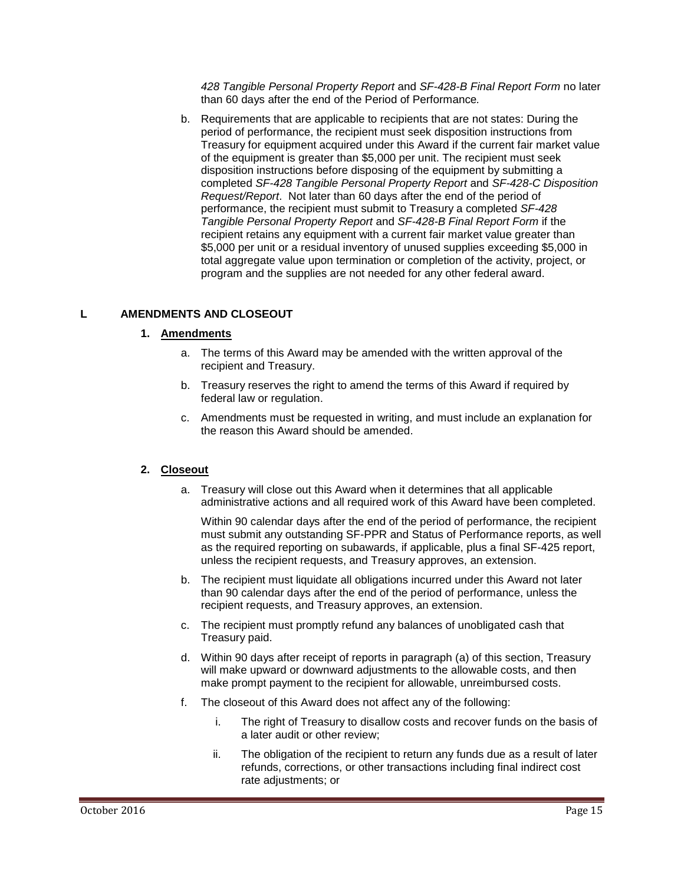*428 Tangible Personal Property Report* and *SF-428-B Final Report Form* no later than 60 days after the end of the Period of Performance*.*

b. Requirements that are applicable to recipients that are not states: During the period of performance, the recipient must seek disposition instructions from Treasury for equipment acquired under this Award if the current fair market value of the equipment is greater than $5,000 per unit. The recipient must seek disposition instructions before disposing of the equipment by submitting a completed *SF-428 Tangible Personal Property Report* and *SF-428-C Disposition Request/Report*. Not later than 60 days after the end of the period of performance, the recipient must submit to Treasury a completed *SF-428 Tangible Personal Property Report* and *SF-428-B Final Report Form* if the recipient retains any equipment with a current fair market value greater than $5,000 per unit or a residual inventory of unused supplies exceeding $5,000 in total aggregate value upon termination or completion of the activity, project, or program and the supplies are not needed for any other federal award.

## L AMENDMENTS AND CLOSEOUT

### 1. Amendments

a. The terms of this Award may be amended with the written approval of the recipient and Treasury.

b. Treasury reserves the right to amend the terms of this Award if required by federal law or regulation.

c. Amendments must be requested in writing, and must include an explanation for the reason this Award should be amended.

### 2. Closeout

a. Treasury will close out this Award when it determines that all applicable administrative actions and all required work of this Award have been completed.

   Within 90 calendar days after the end of the period of performance, the recipient must submit any outstanding SF-PPR and Status of Performance reports, as well as the required reporting on subawards, if applicable, plus a final SF-425 report, unless the recipient requests, and Treasury approves, an extension.

b. The recipient must liquidate all obligations incurred under this Award not later than 90 calendar days after the end of the period of performance, unless the recipient requests, and Treasury approves, an extension.

c. The recipient must promptly refund any balances of unobligated cash that Treasury paid.

d. Within 90 days after receipt of reports in paragraph (a) of this section, Treasury will make upward or downward adjustments to the allowable costs, and then make prompt payment to the recipient for allowable, unreimbursed costs.

f. The closeout of this Award does not affect any of the following:

   i. The right of Treasury to disallow costs and recover funds on the basis of a later audit or other review;

   ii. The obligation of the recipient to return any funds due as a result of later refunds, corrections, or other transactions including final indirect cost rate adjustments; or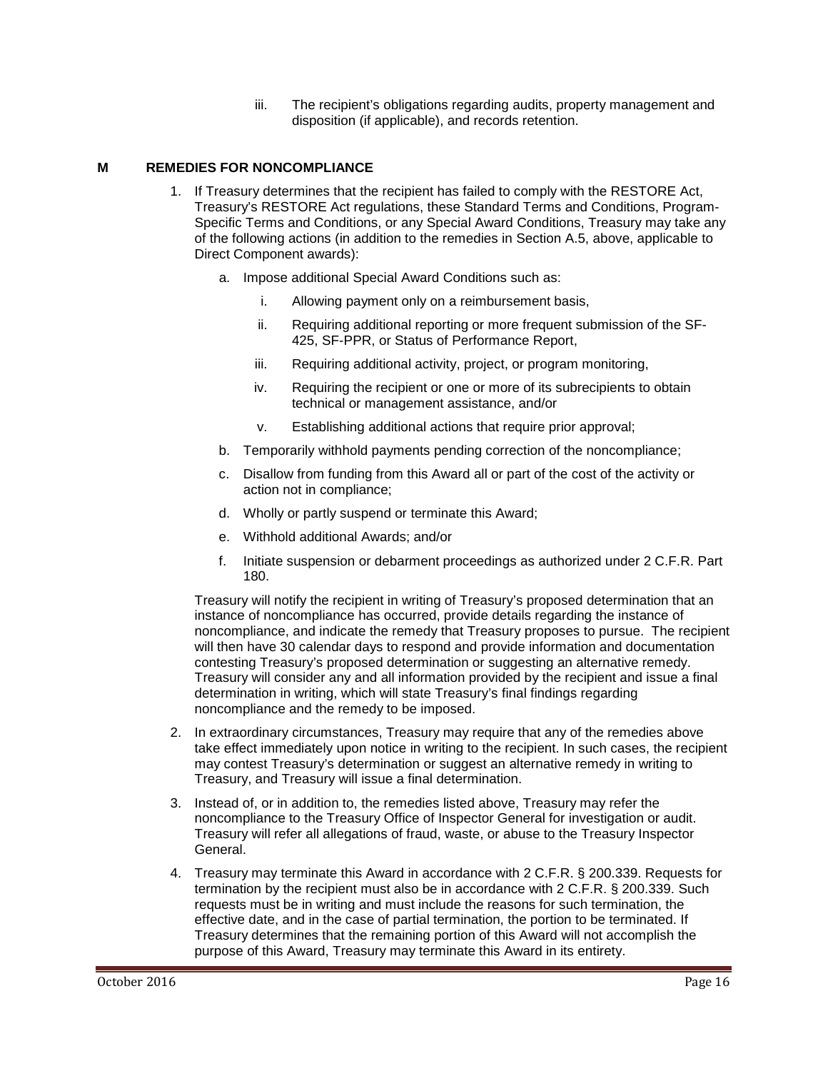iii. The recipient's obligations regarding audits, property management and disposition (if applicable), and records retention.

## M REMEDIES FOR NONCOMPLIANCE

1. If Treasury determines that the recipient has failed to comply with the RESTORE Act, Treasury's RESTORE Act regulations, these Standard Terms and Conditions, Program-Specific Terms and Conditions, or any Special Award Conditions, Treasury may take any of the following actions (in addition to the remedies in Section A.5, above, applicable to Direct Component awards):

   a. Impose additional Special Award Conditions such as:

      i. Allowing payment only on a reimbursement basis,

      ii. Requiring additional reporting or more frequent submission of the SF-425, SF-PPR, or Status of Performance Report,

      iii. Requiring additional activity, project, or program monitoring,

      iv. Requiring the recipient or one or more of its subrecipients to obtain technical or management assistance, and/or

      v. Establishing additional actions that require prior approval;

   b. Temporarily withhold payments pending correction of the noncompliance;

   c. Disallow from funding from this Award all or part of the cost of the activity or action not in compliance;

   d. Wholly or partly suspend or terminate this Award;

   e. Withhold additional Awards; and/or

   f. Initiate suspension or debarment proceedings as authorized under 2 C.F.R. Part 180.

   Treasury will notify the recipient in writing of Treasury's proposed determination that an instance of noncompliance has occurred, provide details regarding the instance of noncompliance, and indicate the remedy that Treasury proposes to pursue. The recipient will then have 30 calendar days to respond and provide information and documentation contesting Treasury's proposed determination or suggesting an alternative remedy. Treasury will consider any and all information provided by the recipient and issue a final determination in writing, which will state Treasury's final findings regarding noncompliance and the remedy to be imposed.

2. In extraordinary circumstances, Treasury may require that any of the remedies above take effect immediately upon notice in writing to the recipient. In such cases, the recipient may contest Treasury's determination or suggest an alternative remedy in writing to Treasury, and Treasury will issue a final determination.

3. Instead of, or in addition to, the remedies listed above, Treasury may refer the noncompliance to the Treasury Office of Inspector General for investigation or audit. Treasury will refer all allegations of fraud, waste, or abuse to the Treasury Inspector General.

4. Treasury may terminate this Award in accordance with 2 C.F.R. § 200.339. Requests for termination by the recipient must also be in accordance with 2 C.F.R. § 200.339. Such requests must be in writing and must include the reasons for such termination, the effective date, and in the case of partial termination, the portion to be terminated. If Treasury determines that the remaining portion of this Award will not accomplish the purpose of this Award, Treasury may terminate this Award in its entirety.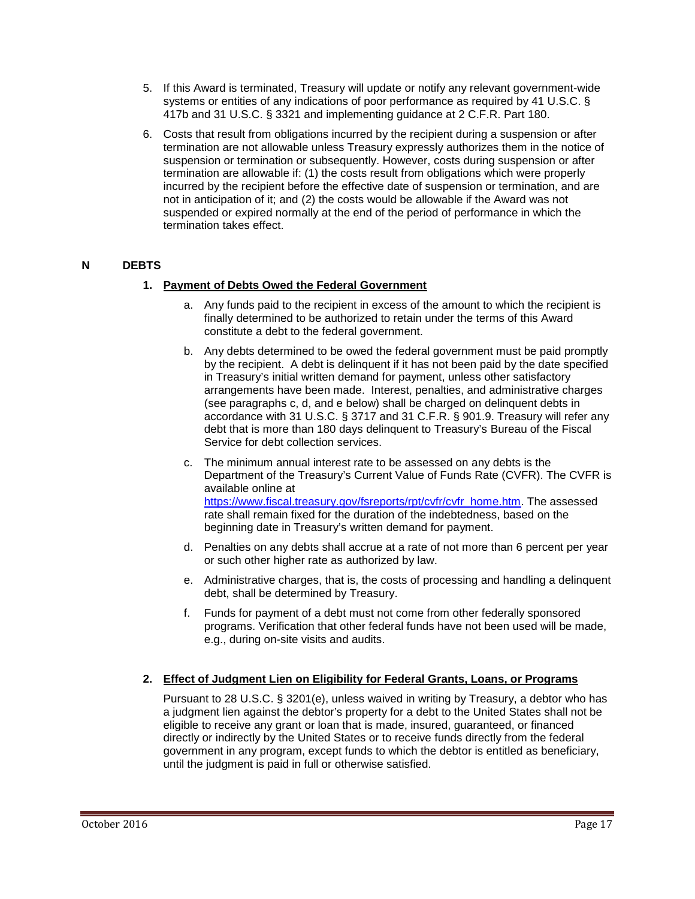5. If this Award is terminated, Treasury will update or notify any relevant government-wide systems or entities of any indications of poor performance as required by 41 U.S.C. § 417b and 31 U.S.C. § 3321 and implementing guidance at 2 C.F.R. Part 180.

6. Costs that result from obligations incurred by the recipient during a suspension or after termination are not allowable unless Treasury expressly authorizes them in the notice of suspension or termination or subsequently. However, costs during suspension or after termination are allowable if: (1) the costs result from obligations which were properly incurred by the recipient before the effective date of suspension or termination, and are not in anticipation of it; and (2) the costs would be allowable if the Award was not suspended or expired normally at the end of the period of performance in which the termination takes effect.

## N DEBTS

### 1. Payment of Debts Owed the Federal Government

a. Any funds paid to the recipient in excess of the amount to which the recipient is finally determined to be authorized to retain under the terms of this Award constitute a debt to the federal government.

b. Any debts determined to be owed the federal government must be paid promptly by the recipient. A debt is delinquent if it has not been paid by the date specified in Treasury's initial written demand for payment, unless other satisfactory arrangements have been made. Interest, penalties, and administrative charges (see paragraphs c, d, and e below) shall be charged on delinquent debts in accordance with 31 U.S.C. § 3717 and 31 C.F.R. § 901.9. Treasury will refer any debt that is more than 180 days delinquent to Treasury's Bureau of the Fiscal Service for debt collection services.

c. The minimum annual interest rate to be assessed on any debts is the Department of the Treasury's Current Value of Funds Rate (CVFR). The CVFR is available online at https://www.fiscal.treasury.gov/fsreports/rpt/cvfr/cvfr_home.htm. The assessed rate shall remain fixed for the duration of the indebtedness, based on the beginning date in Treasury's written demand for payment.

d. Penalties on any debts shall accrue at a rate of not more than 6 percent per year or such other higher rate as authorized by law.

e. Administrative charges, that is, the costs of processing and handling a delinquent debt, shall be determined by Treasury.

f. Funds for payment of a debt must not come from other federally sponsored programs. Verification that other federal funds have not been used will be made, e.g., during on-site visits and audits.

### 2. Effect of Judgment Lien on Eligibility for Federal Grants, Loans, or Programs

Pursuant to 28 U.S.C. § 3201(e), unless waived in writing by Treasury, a debtor who has a judgment lien against the debtor's property for a debt to the United States shall not be eligible to receive any grant or loan that is made, insured, guaranteed, or financed directly or indirectly by the United States or to receive funds directly from the federal government in any program, except funds to which the debtor is entitled as beneficiary, until the judgment is paid in full or otherwise satisfied.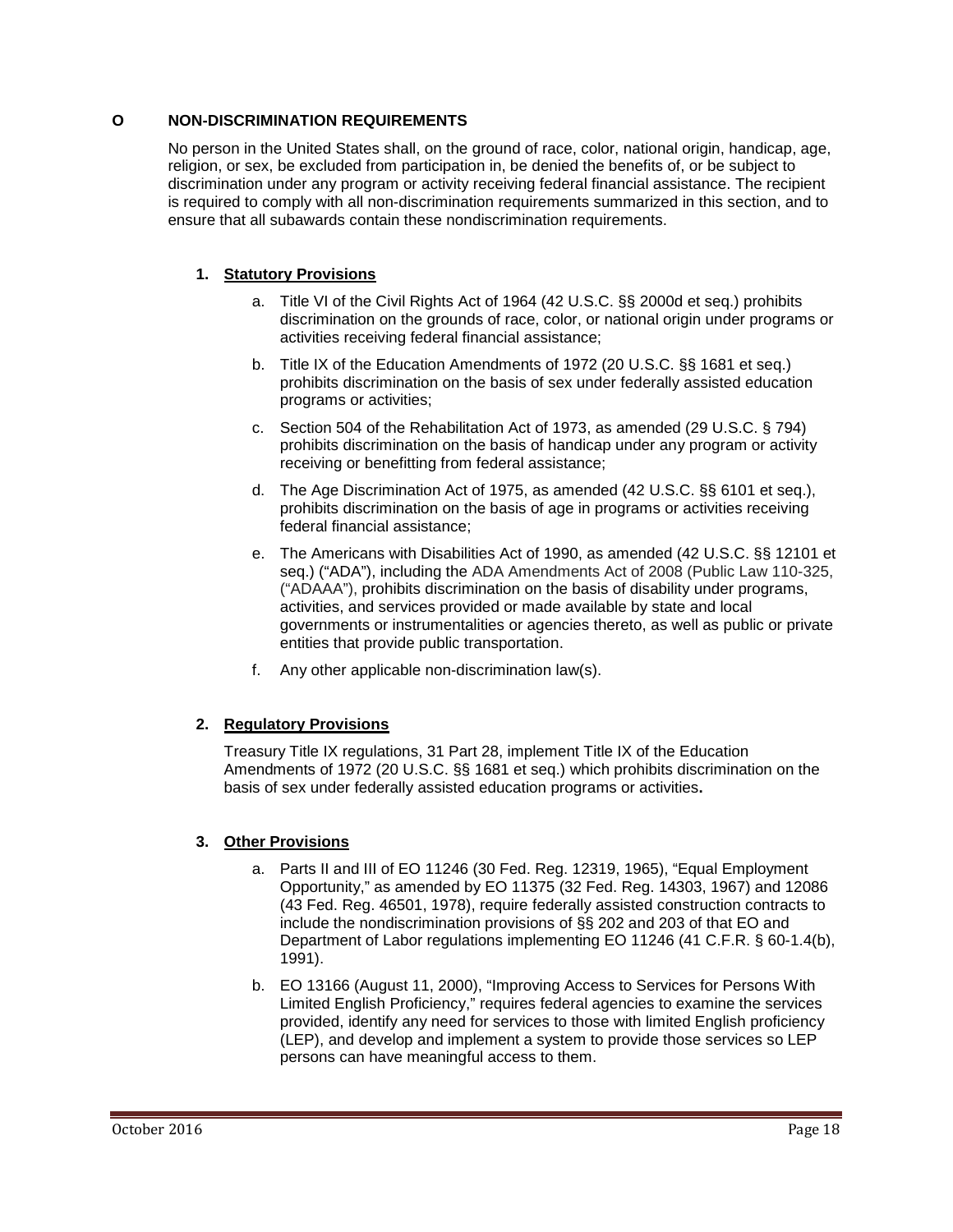## O NON-DISCRIMINATION REQUIREMENTS

No person in the United States shall, on the ground of race, color, national origin, handicap, age, religion, or sex, be excluded from participation in, be denied the benefits of, or be subject to discrimination under any program or activity receiving federal financial assistance. The recipient is required to comply with all non-discrimination requirements summarized in this section, and to ensure that all subawards contain these nondiscrimination requirements.

### 1. Statutory Provisions

a. Title VI of the Civil Rights Act of 1964 (42 U.S.C. §§ 2000d et seq.) prohibits discrimination on the grounds of race, color, or national origin under programs or activities receiving federal financial assistance;

b. Title IX of the Education Amendments of 1972 (20 U.S.C. §§ 1681 et seq.) prohibits discrimination on the basis of sex under federally assisted education programs or activities;

c. Section 504 of the Rehabilitation Act of 1973, as amended (29 U.S.C. § 794) prohibits discrimination on the basis of handicap under any program or activity receiving or benefitting from federal assistance;

d. The Age Discrimination Act of 1975, as amended (42 U.S.C. §§ 6101 et seq.), prohibits discrimination on the basis of age in programs or activities receiving federal financial assistance;

e. The Americans with Disabilities Act of 1990, as amended (42 U.S.C. §§ 12101 et seq.) ("ADA"), including the ADA Amendments Act of 2008 (Public Law 110-325, ("ADAAA"), prohibits discrimination on the basis of disability under programs, activities, and services provided or made available by state and local governments or instrumentalities or agencies thereto, as well as public or private entities that provide public transportation.

f. Any other applicable non-discrimination law(s).

### 2. Regulatory Provisions

Treasury Title IX regulations, 31 Part 28, implement Title IX of the Education Amendments of 1972 (20 U.S.C. §§ 1681 et seq.) which prohibits discrimination on the basis of sex under federally assisted education programs or activities**.**

### 3. Other Provisions

a. Parts II and III of EO 11246 (30 Fed. Reg. 12319, 1965), "Equal Employment Opportunity," as amended by EO 11375 (32 Fed. Reg. 14303, 1967) and 12086 (43 Fed. Reg. 46501, 1978), require federally assisted construction contracts to include the nondiscrimination provisions of §§ 202 and 203 of that EO and Department of Labor regulations implementing EO 11246 (41 C.F.R. § 60-1.4(b), 1991).

b. EO 13166 (August 11, 2000), "Improving Access to Services for Persons With Limited English Proficiency," requires federal agencies to examine the services provided, identify any need for services to those with limited English proficiency (LEP), and develop and implement a system to provide those services so LEP persons can have meaningful access to them.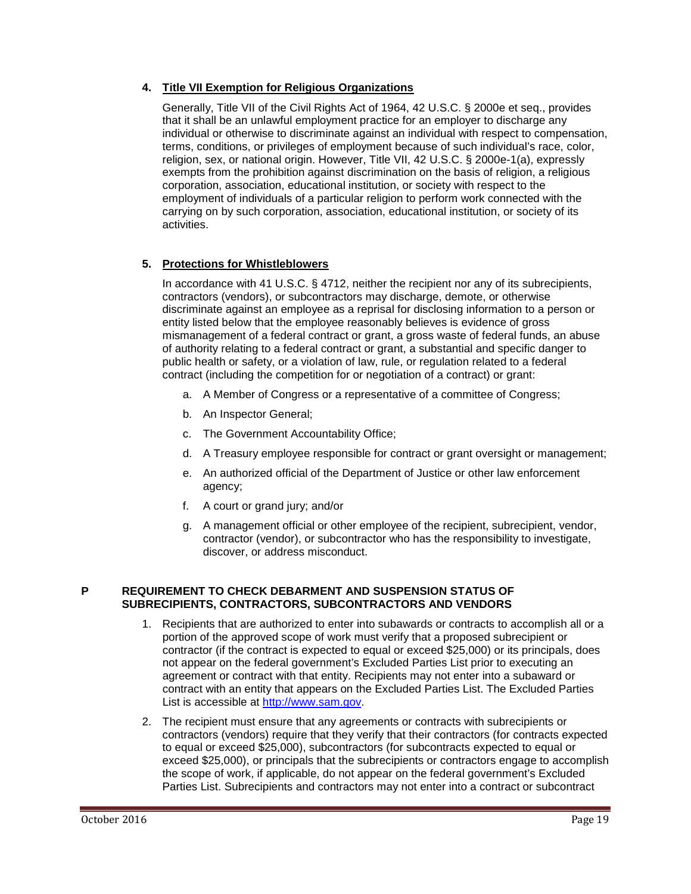### 4. Title VII Exemption for Religious Organizations

Generally, Title VII of the Civil Rights Act of 1964, 42 U.S.C. § 2000e et seq., provides that it shall be an unlawful employment practice for an employer to discharge any individual or otherwise to discriminate against an individual with respect to compensation, terms, conditions, or privileges of employment because of such individual's race, color, religion, sex, or national origin. However, Title VII, 42 U.S.C. § 2000e-1(a), expressly exempts from the prohibition against discrimination on the basis of religion, a religious corporation, association, educational institution, or society with respect to the employment of individuals of a particular religion to perform work connected with the carrying on by such corporation, association, educational institution, or society of its activities.

### 5. Protections for Whistleblowers

In accordance with 41 U.S.C. § 4712, neither the recipient nor any of its subrecipients, contractors (vendors), or subcontractors may discharge, demote, or otherwise discriminate against an employee as a reprisal for disclosing information to a person or entity listed below that the employee reasonably believes is evidence of gross mismanagement of a federal contract or grant, a gross waste of federal funds, an abuse of authority relating to a federal contract or grant, a substantial and specific danger to public health or safety, or a violation of law, rule, or regulation related to a federal contract (including the competition for or negotiation of a contract) or grant:

a. A Member of Congress or a representative of a committee of Congress;

b. An Inspector General;

c. The Government Accountability Office;

d. A Treasury employee responsible for contract or grant oversight or management;

e. An authorized official of the Department of Justice or other law enforcement agency;

f. A court or grand jury; and/or

g. A management official or other employee of the recipient, subrecipient, vendor, contractor (vendor), or subcontractor who has the responsibility to investigate, discover, or address misconduct.

## P REQUIREMENT TO CHECK DEBARMENT AND SUSPENSION STATUS OF SUBRECIPIENTS, CONTRACTORS, SUBCONTRACTORS AND VENDORS

1. Recipients that are authorized to enter into subawards or contracts to accomplish all or a portion of the approved scope of work must verify that a proposed subrecipient or contractor (if the contract is expected to equal or exceed $25,000) or its principals, does not appear on the federal government's Excluded Parties List prior to executing an agreement or contract with that entity. Recipients may not enter into a subaward or contract with an entity that appears on the Excluded Parties List. The Excluded Parties List is accessible at http://www.sam.gov.

2. The recipient must ensure that any agreements or contracts with subrecipients or contractors (vendors) require that they verify that their contractors (for contracts expected to equal or exceed $25,000), subcontractors (for subcontracts expected to equal or exceed $25,000), or principals that the subrecipients or contractors engage to accomplish the scope of work, if applicable, do not appear on the federal government's Excluded Parties List. Subrecipients and contractors may not enter into a contract or subcontract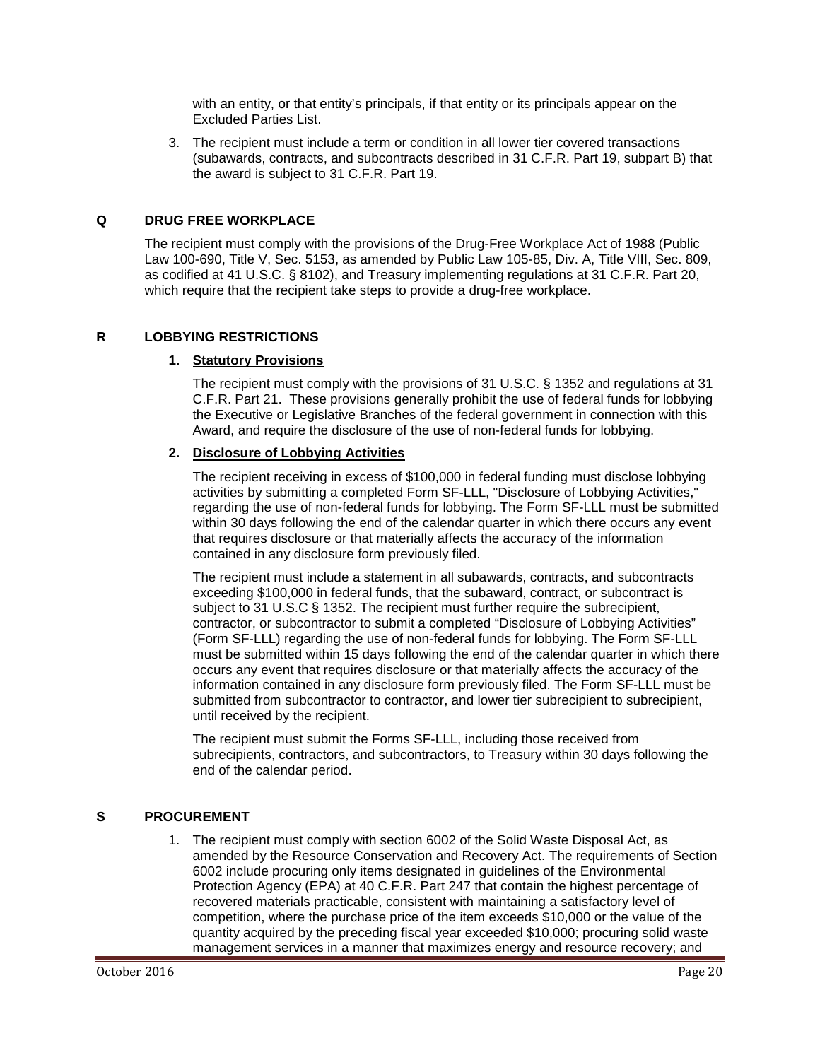with an entity, or that entity's principals, if that entity or its principals appear on the Excluded Parties List.

3. The recipient must include a term or condition in all lower tier covered transactions (subawards, contracts, and subcontracts described in 31 C.F.R. Part 19, subpart B) that the award is subject to 31 C.F.R. Part 19.

## Q DRUG FREE WORKPLACE

The recipient must comply with the provisions of the Drug-Free Workplace Act of 1988 (Public Law 100-690, Title V, Sec. 5153, as amended by Public Law 105-85, Div. A, Title VIII, Sec. 809, as codified at 41 U.S.C. § 8102), and Treasury implementing regulations at 31 C.F.R. Part 20, which require that the recipient take steps to provide a drug-free workplace.

## R LOBBYING RESTRICTIONS

### 1. Statutory Provisions

The recipient must comply with the provisions of 31 U.S.C. § 1352 and regulations at 31 C.F.R. Part 21. These provisions generally prohibit the use of federal funds for lobbying the Executive or Legislative Branches of the federal government in connection with this Award, and require the disclosure of the use of non-federal funds for lobbying.

### 2. Disclosure of Lobbying Activities

The recipient receiving in excess of $100,000 in federal funding must disclose lobbying activities by submitting a completed Form SF-LLL, "Disclosure of Lobbying Activities," regarding the use of non-federal funds for lobbying. The Form SF-LLL must be submitted within 30 days following the end of the calendar quarter in which there occurs any event that requires disclosure or that materially affects the accuracy of the information contained in any disclosure form previously filed.

The recipient must include a statement in all subawards, contracts, and subcontracts exceeding $100,000 in federal funds, that the subaward, contract, or subcontract is subject to 31 U.S.C § 1352. The recipient must further require the subrecipient, contractor, or subcontractor to submit a completed "Disclosure of Lobbying Activities" (Form SF-LLL) regarding the use of non-federal funds for lobbying. The Form SF-LLL must be submitted within 15 days following the end of the calendar quarter in which there occurs any event that requires disclosure or that materially affects the accuracy of the information contained in any disclosure form previously filed. The Form SF-LLL must be submitted from subcontractor to contractor, and lower tier subrecipient to subrecipient, until received by the recipient.

The recipient must submit the Forms SF-LLL, including those received from subrecipients, contractors, and subcontractors, to Treasury within 30 days following the end of the calendar period.

## S PROCUREMENT

1. The recipient must comply with section 6002 of the Solid Waste Disposal Act, as amended by the Resource Conservation and Recovery Act. The requirements of Section 6002 include procuring only items designated in guidelines of the Environmental Protection Agency (EPA) at 40 C.F.R. Part 247 that contain the highest percentage of recovered materials practicable, consistent with maintaining a satisfactory level of competition, where the purchase price of the item exceeds $10,000 or the value of the quantity acquired by the preceding fiscal year exceeded $10,000; procuring solid waste management services in a manner that maximizes energy and resource recovery; and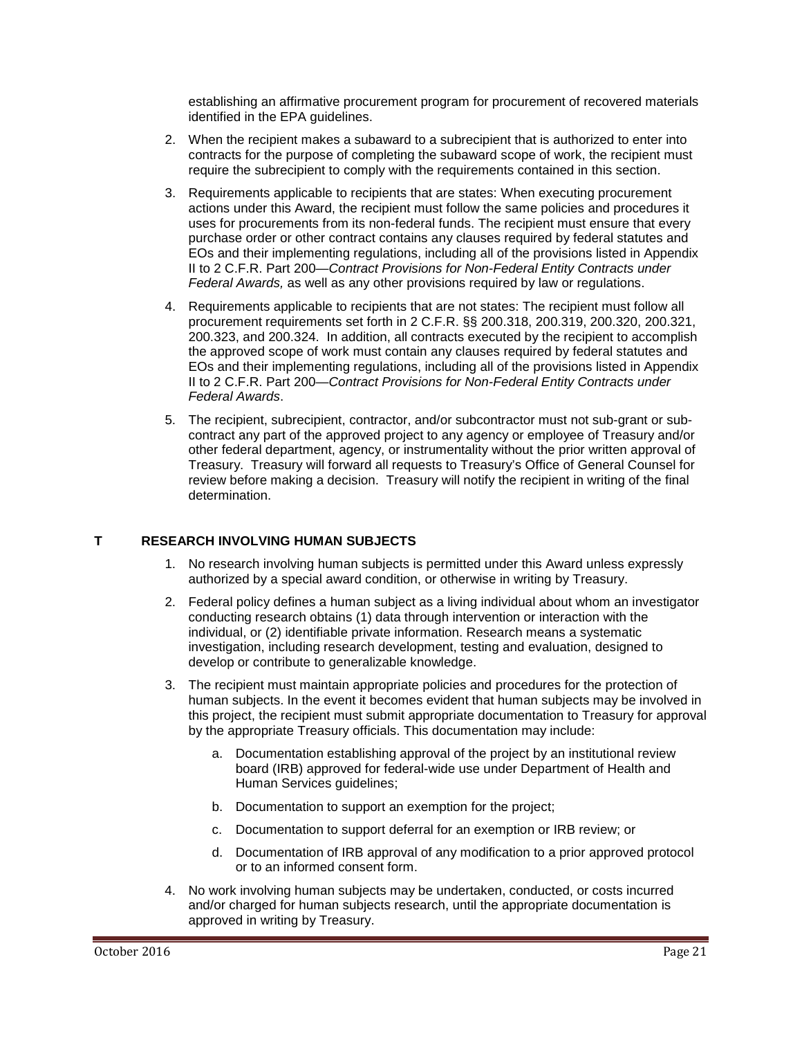establishing an affirmative procurement program for procurement of recovered materials identified in the EPA guidelines.

2. When the recipient makes a subaward to a subrecipient that is authorized to enter into contracts for the purpose of completing the subaward scope of work, the recipient must require the subrecipient to comply with the requirements contained in this section.

3. Requirements applicable to recipients that are states: When executing procurement actions under this Award, the recipient must follow the same policies and procedures it uses for procurements from its non-federal funds. The recipient must ensure that every purchase order or other contract contains any clauses required by federal statutes and EOs and their implementing regulations, including all of the provisions listed in Appendix II to 2 C.F.R. Part 200—*Contract Provisions for Non-Federal Entity Contracts under Federal Awards,* as well as any other provisions required by law or regulations.

4. Requirements applicable to recipients that are not states: The recipient must follow all procurement requirements set forth in 2 C.F.R. §§ 200.318, 200.319, 200.320, 200.321, 200.323, and 200.324. In addition, all contracts executed by the recipient to accomplish the approved scope of work must contain any clauses required by federal statutes and EOs and their implementing regulations, including all of the provisions listed in Appendix II to 2 C.F.R. Part 200—*Contract Provisions for Non-Federal Entity Contracts under Federal Awards*.

5. The recipient, subrecipient, contractor, and/or subcontractor must not sub-grant or sub-contract any part of the approved project to any agency or employee of Treasury and/or other federal department, agency, or instrumentality without the prior written approval of Treasury. Treasury will forward all requests to Treasury's Office of General Counsel for review before making a decision. Treasury will notify the recipient in writing of the final determination.

## T RESEARCH INVOLVING HUMAN SUBJECTS

1. No research involving human subjects is permitted under this Award unless expressly authorized by a special award condition, or otherwise in writing by Treasury.

2. Federal policy defines a human subject as a living individual about whom an investigator conducting research obtains (1) data through intervention or interaction with the individual, or (2) identifiable private information. Research means a systematic investigation, including research development, testing and evaluation, designed to develop or contribute to generalizable knowledge.

3. The recipient must maintain appropriate policies and procedures for the protection of human subjects. In the event it becomes evident that human subjects may be involved in this project, the recipient must submit appropriate documentation to Treasury for approval by the appropriate Treasury officials. This documentation may include:

   a. Documentation establishing approval of the project by an institutional review board (IRB) approved for federal-wide use under Department of Health and Human Services guidelines;

   b. Documentation to support an exemption for the project;

   c. Documentation to support deferral for an exemption or IRB review; or

   d. Documentation of IRB approval of any modification to a prior approved protocol or to an informed consent form.

4. No work involving human subjects may be undertaken, conducted, or costs incurred and/or charged for human subjects research, until the appropriate documentation is approved in writing by Treasury.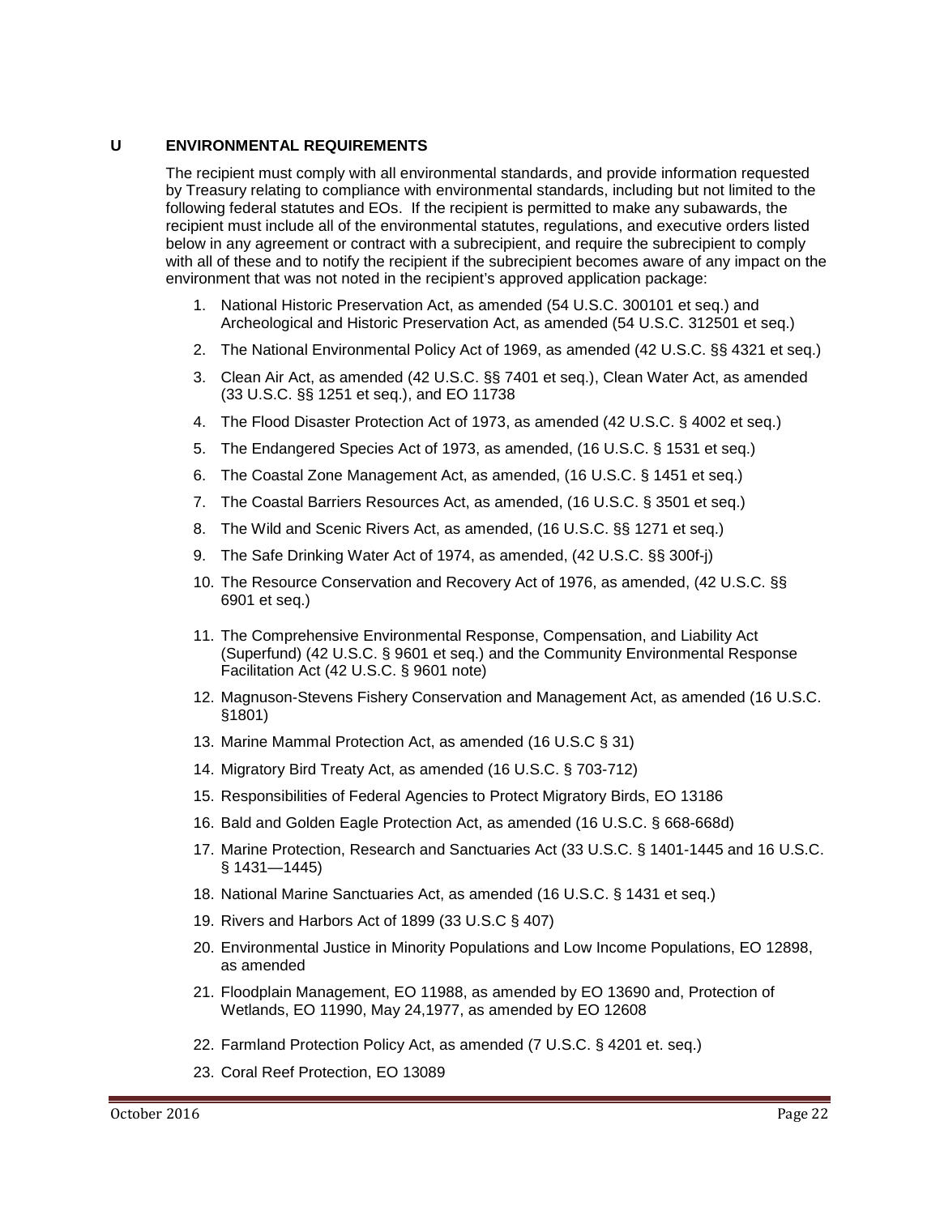## U ENVIRONMENTAL REQUIREMENTS

The recipient must comply with all environmental standards, and provide information requested by Treasury relating to compliance with environmental standards, including but not limited to the following federal statutes and EOs. If the recipient is permitted to make any subawards, the recipient must include all of the environmental statutes, regulations, and executive orders listed below in any agreement or contract with a subrecipient, and require the subrecipient to comply with all of these and to notify the recipient if the subrecipient becomes aware of any impact on the environment that was not noted in the recipient's approved application package:

1. National Historic Preservation Act, as amended (54 U.S.C. 300101 et seq.) and Archeological and Historic Preservation Act, as amended (54 U.S.C. 312501 et seq.)
2. The National Environmental Policy Act of 1969, as amended (42 U.S.C. §§ 4321 et seq.)
3. Clean Air Act, as amended (42 U.S.C. §§ 7401 et seq.), Clean Water Act, as amended (33 U.S.C. §§ 1251 et seq.), and EO 11738
4. The Flood Disaster Protection Act of 1973, as amended (42 U.S.C. § 4002 et seq.)
5. The Endangered Species Act of 1973, as amended, (16 U.S.C. § 1531 et seq.)
6. The Coastal Zone Management Act, as amended, (16 U.S.C. § 1451 et seq.)
7. The Coastal Barriers Resources Act, as amended, (16 U.S.C. § 3501 et seq.)
8. The Wild and Scenic Rivers Act, as amended, (16 U.S.C. §§ 1271 et seq.)
9. The Safe Drinking Water Act of 1974, as amended, (42 U.S.C. §§ 300f-j)
10. The Resource Conservation and Recovery Act of 1976, as amended, (42 U.S.C. §§ 6901 et seq.)
11. The Comprehensive Environmental Response, Compensation, and Liability Act (Superfund) (42 U.S.C. § 9601 et seq.) and the Community Environmental Response Facilitation Act (42 U.S.C. § 9601 note)
12. Magnuson-Stevens Fishery Conservation and Management Act, as amended (16 U.S.C. §1801)
13. Marine Mammal Protection Act, as amended (16 U.S.C § 31)
14. Migratory Bird Treaty Act, as amended (16 U.S.C. § 703-712)
15. Responsibilities of Federal Agencies to Protect Migratory Birds, EO 13186
16. Bald and Golden Eagle Protection Act, as amended (16 U.S.C. § 668-668d)
17. Marine Protection, Research and Sanctuaries Act (33 U.S.C. § 1401-1445 and 16 U.S.C. § 1431—1445)
18. National Marine Sanctuaries Act, as amended (16 U.S.C. § 1431 et seq.)
19. Rivers and Harbors Act of 1899 (33 U.S.C § 407)
20. Environmental Justice in Minority Populations and Low Income Populations, EO 12898, as amended
21. Floodplain Management, EO 11988, as amended by EO 13690 and, Protection of Wetlands, EO 11990, May 24,1977, as amended by EO 12608
22. Farmland Protection Policy Act, as amended (7 U.S.C. § 4201 et. seq.)
23. Coral Reef Protection, EO 13089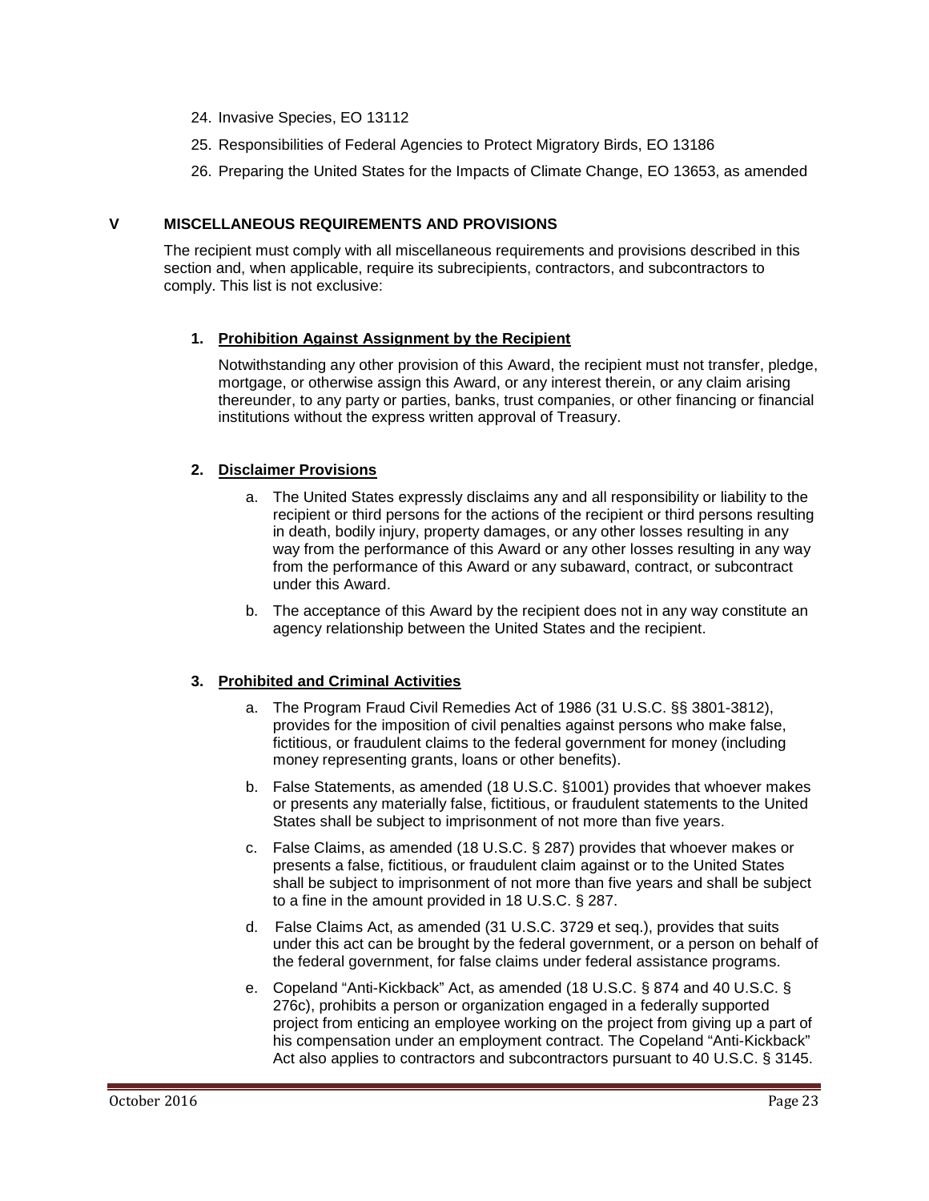24. Invasive Species, EO 13112
25. Responsibilities of Federal Agencies to Protect Migratory Birds, EO 13186
26. Preparing the United States for the Impacts of Climate Change, EO 13653, as amended

## V MISCELLANEOUS REQUIREMENTS AND PROVISIONS

The recipient must comply with all miscellaneous requirements and provisions described in this section and, when applicable, require its subrecipients, contractors, and subcontractors to comply. This list is not exclusive:

### 1. Prohibition Against Assignment by the Recipient

Notwithstanding any other provision of this Award, the recipient must not transfer, pledge, mortgage, or otherwise assign this Award, or any interest therein, or any claim arising thereunder, to any party or parties, banks, trust companies, or other financing or financial institutions without the express written approval of Treasury.

### 2. Disclaimer Provisions

a. The United States expressly disclaims any and all responsibility or liability to the recipient or third persons for the actions of the recipient or third persons resulting in death, bodily injury, property damages, or any other losses resulting in any way from the performance of this Award or any other losses resulting in any way from the performance of this Award or any subaward, contract, or subcontract under this Award.

b. The acceptance of this Award by the recipient does not in any way constitute an agency relationship between the United States and the recipient.

### 3. Prohibited and Criminal Activities

a. The Program Fraud Civil Remedies Act of 1986 (31 U.S.C. §§ 3801-3812), provides for the imposition of civil penalties against persons who make false, fictitious, or fraudulent claims to the federal government for money (including money representing grants, loans or other benefits).

b. False Statements, as amended (18 U.S.C. §1001) provides that whoever makes or presents any materially false, fictitious, or fraudulent statements to the United States shall be subject to imprisonment of not more than five years.

c. False Claims, as amended (18 U.S.C. § 287) provides that whoever makes or presents a false, fictitious, or fraudulent claim against or to the United States shall be subject to imprisonment of not more than five years and shall be subject to a fine in the amount provided in 18 U.S.C. § 287.

d. False Claims Act, as amended (31 U.S.C. 3729 et seq.), provides that suits under this act can be brought by the federal government, or a person on behalf of the federal government, for false claims under federal assistance programs.

e. Copeland "Anti-Kickback" Act, as amended (18 U.S.C. § 874 and 40 U.S.C. § 276c), prohibits a person or organization engaged in a federally supported project from enticing an employee working on the project from giving up a part of his compensation under an employment contract. The Copeland "Anti-Kickback" Act also applies to contractors and subcontractors pursuant to 40 U.S.C. § 3145.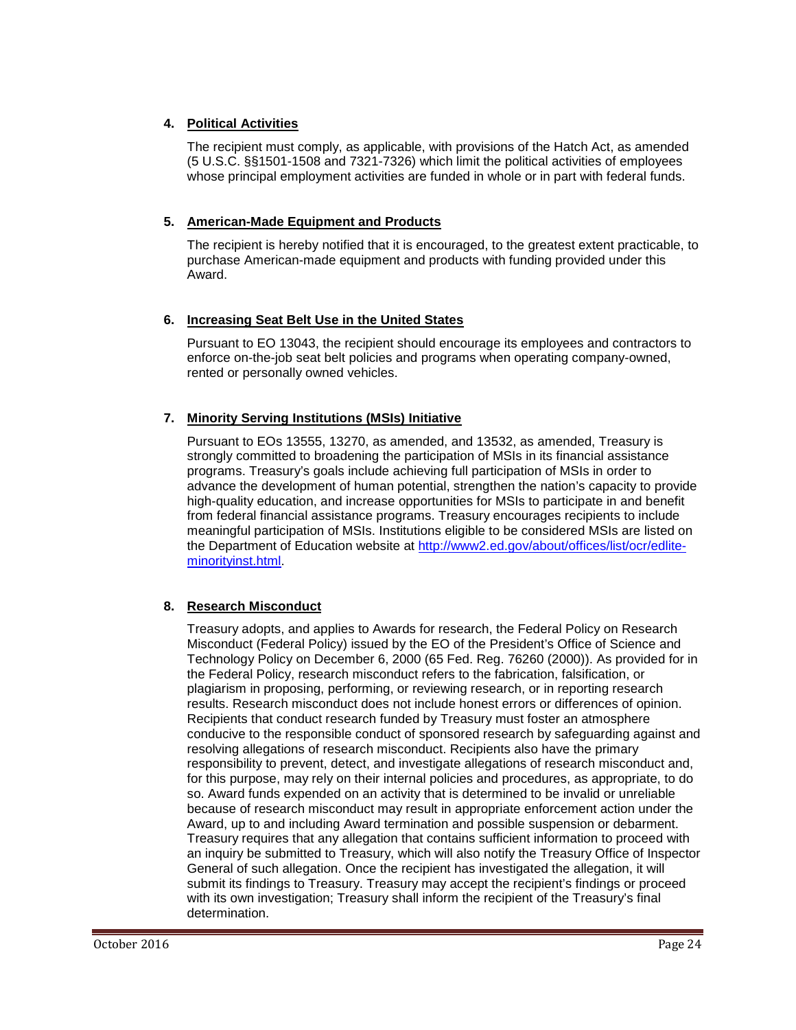4. **Political Activities**

   The recipient must comply, as applicable, with provisions of the Hatch Act, as amended (5 U.S.C. §§1501-1508 and 7321-7326) which limit the political activities of employees whose principal employment activities are funded in whole or in part with federal funds.

5. **American-Made Equipment and Products**

   The recipient is hereby notified that it is encouraged, to the greatest extent practicable, to purchase American-made equipment and products with funding provided under this Award.

6. **Increasing Seat Belt Use in the United States**

   Pursuant to EO 13043, the recipient should encourage its employees and contractors to enforce on-the-job seat belt policies and programs when operating company-owned, rented or personally owned vehicles.

7. **Minority Serving Institutions (MSIs) Initiative**

   Pursuant to EOs 13555, 13270, as amended, and 13532, as amended, Treasury is strongly committed to broadening the participation of MSIs in its financial assistance programs. Treasury's goals include achieving full participation of MSIs in order to advance the development of human potential, strengthen the nation's capacity to provide high-quality education, and increase opportunities for MSIs to participate in and benefit from federal financial assistance programs. Treasury encourages recipients to include meaningful participation of MSIs. Institutions eligible to be considered MSIs are listed on the Department of Education website at [http://www2.ed.gov/about/offices/list/ocr/edlite-minorityinst.html](http://www2.ed.gov/about/offices/list/ocr/edlite-minorityinst.html).

8. **Research Misconduct**

   Treasury adopts, and applies to Awards for research, the Federal Policy on Research Misconduct (Federal Policy) issued by the EO of the President's Office of Science and Technology Policy on December 6, 2000 (65 Fed. Reg. 76260 (2000)). As provided for in the Federal Policy, research misconduct refers to the fabrication, falsification, or plagiarism in proposing, performing, or reviewing research, or in reporting research results. Research misconduct does not include honest errors or differences of opinion. Recipients that conduct research funded by Treasury must foster an atmosphere conducive to the responsible conduct of sponsored research by safeguarding against and resolving allegations of research misconduct. Recipients also have the primary responsibility to prevent, detect, and investigate allegations of research misconduct and, for this purpose, may rely on their internal policies and procedures, as appropriate, to do so. Award funds expended on an activity that is determined to be invalid or unreliable because of research misconduct may result in appropriate enforcement action under the Award, up to and including Award termination and possible suspension or debarment. Treasury requires that any allegation that contains sufficient information to proceed with an inquiry be submitted to Treasury, which will also notify the Treasury Office of Inspector General of such allegation. Once the recipient has investigated the allegation, it will submit its findings to Treasury. Treasury may accept the recipient's findings or proceed with its own investigation; Treasury shall inform the recipient of the Treasury's final determination.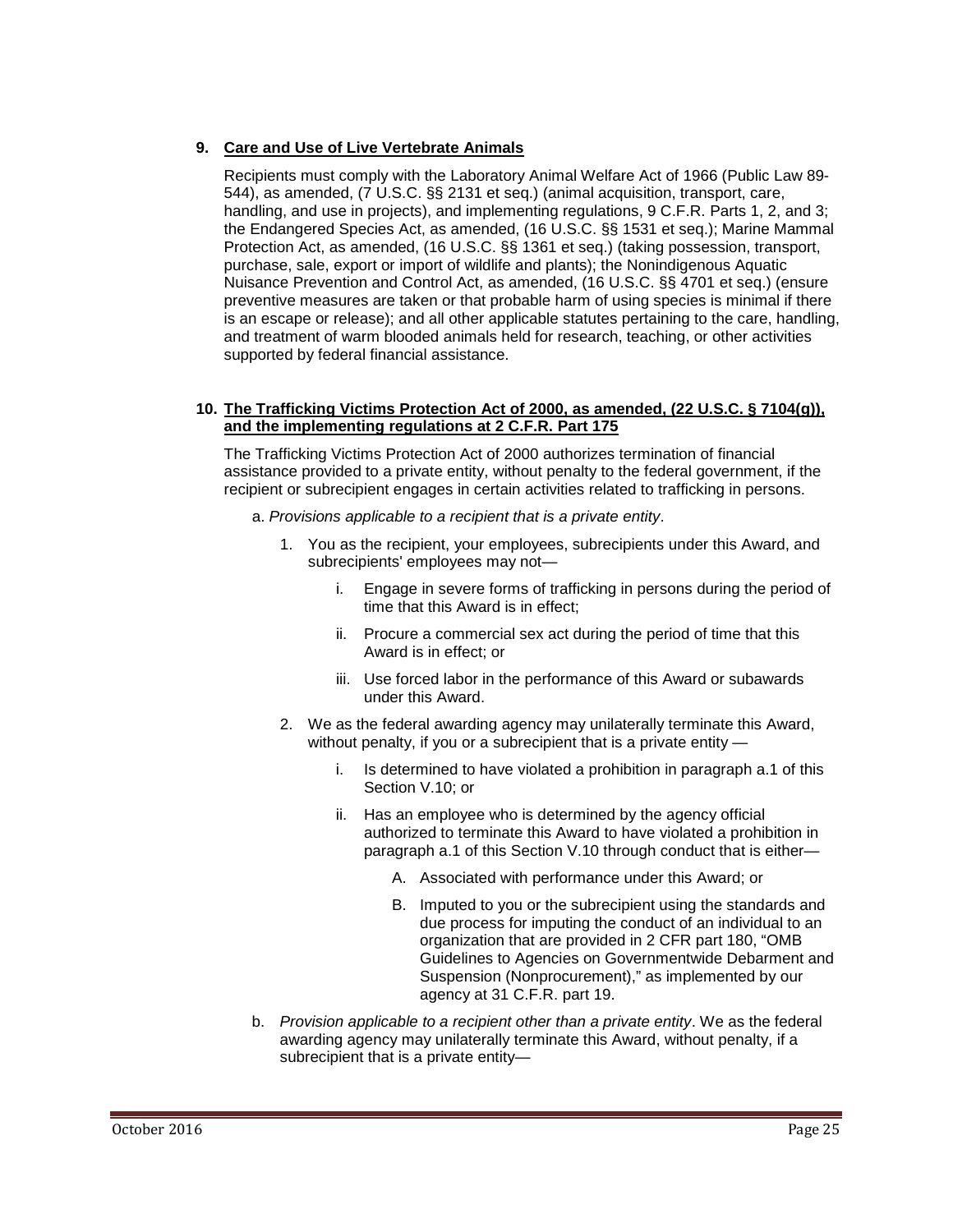### 9. Care and Use of Live Vertebrate Animals

Recipients must comply with the Laboratory Animal Welfare Act of 1966 (Public Law 89-544), as amended, (7 U.S.C. §§ 2131 et seq.) (animal acquisition, transport, care, handling, and use in projects), and implementing regulations, 9 C.F.R. Parts 1, 2, and 3; the Endangered Species Act, as amended, (16 U.S.C. §§ 1531 et seq.); Marine Mammal Protection Act, as amended, (16 U.S.C. §§ 1361 et seq.) (taking possession, transport, purchase, sale, export or import of wildlife and plants); the Nonindigenous Aquatic Nuisance Prevention and Control Act, as amended, (16 U.S.C. §§ 4701 et seq.) (ensure preventive measures are taken or that probable harm of using species is minimal if there is an escape or release); and all other applicable statutes pertaining to the care, handling, and treatment of warm blooded animals held for research, teaching, or other activities supported by federal financial assistance.

### 10. The Trafficking Victims Protection Act of 2000, as amended, (22 U.S.C. § 7104(g)), and the implementing regulations at 2 C.F.R. Part 175

The Trafficking Victims Protection Act of 2000 authorizes termination of financial assistance provided to a private entity, without penalty to the federal government, if the recipient or subrecipient engages in certain activities related to trafficking in persons.

a. *Provisions applicable to a recipient that is a private entity*.

1. You as the recipient, your employees, subrecipients under this Award, and subrecipients' employees may not—
    i. Engage in severe forms of trafficking in persons during the period of time that this Award is in effect;
    ii. Procure a commercial sex act during the period of time that this Award is in effect; or
    iii. Use forced labor in the performance of this Award or subawards under this Award.
2. We as the federal awarding agency may unilaterally terminate this Award, without penalty, if you or a subrecipient that is a private entity —
    i. Is determined to have violated a prohibition in paragraph a.1 of this Section V.10; or
    ii. Has an employee who is determined by the agency official authorized to terminate this Award to have violated a prohibition in paragraph a.1 of this Section V.10 through conduct that is either—
        A. Associated with performance under this Award; or
        B. Imputed to you or the subrecipient using the standards and due process for imputing the conduct of an individual to an organization that are provided in 2 CFR part 180, "OMB Guidelines to Agencies on Governmentwide Debarment and Suspension (Nonprocurement)," as implemented by our agency at 31 C.F.R. part 19.

b. *Provision applicable to a recipient other than a private entity*. We as the federal awarding agency may unilaterally terminate this Award, without penalty, if a subrecipient that is a private entity—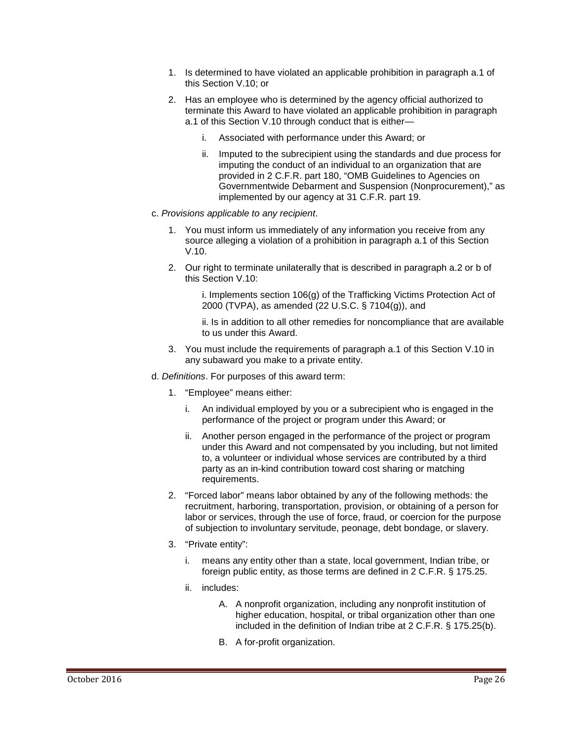1. Is determined to have violated an applicable prohibition in paragraph a.1 of this Section V.10; or
2. Has an employee who is determined by the agency official authorized to terminate this Award to have violated an applicable prohibition in paragraph a.1 of this Section V.10 through conduct that is either—
    i. Associated with performance under this Award; or
    ii. Imputed to the subrecipient using the standards and due process for imputing the conduct of an individual to an organization that are provided in 2 C.F.R. part 180, "OMB Guidelines to Agencies on Governmentwide Debarment and Suspension (Nonprocurement)," as implemented by our agency at 31 C.F.R. part 19.

c. *Provisions applicable to any recipient*.

1. You must inform us immediately of any information you receive from any source alleging a violation of a prohibition in paragraph a.1 of this Section V.10.
2. Our right to terminate unilaterally that is described in paragraph a.2 or b of this Section V.10:

    i. Implements section 106(g) of the Trafficking Victims Protection Act of 2000 (TVPA), as amended (22 U.S.C. § 7104(g)), and

    ii. Is in addition to all other remedies for noncompliance that are available to us under this Award.
3. You must include the requirements of paragraph a.1 of this Section V.10 in any subaward you make to a private entity.

d. *Definitions*. For purposes of this award term:

1. "Employee" means either:
    i. An individual employed by you or a subrecipient who is engaged in the performance of the project or program under this Award; or
    ii. Another person engaged in the performance of the project or program under this Award and not compensated by you including, but not limited to, a volunteer or individual whose services are contributed by a third party as an in-kind contribution toward cost sharing or matching requirements.
2. "Forced labor" means labor obtained by any of the following methods: the recruitment, harboring, transportation, provision, or obtaining of a person for labor or services, through the use of force, fraud, or coercion for the purpose of subjection to involuntary servitude, peonage, debt bondage, or slavery.
3. "Private entity":
    i. means any entity other than a state, local government, Indian tribe, or foreign public entity, as those terms are defined in 2 C.F.R. § 175.25.
    ii. includes:
        A. A nonprofit organization, including any nonprofit institution of higher education, hospital, or tribal organization other than one included in the definition of Indian tribe at 2 C.F.R. § 175.25(b).
        B. A for-profit organization.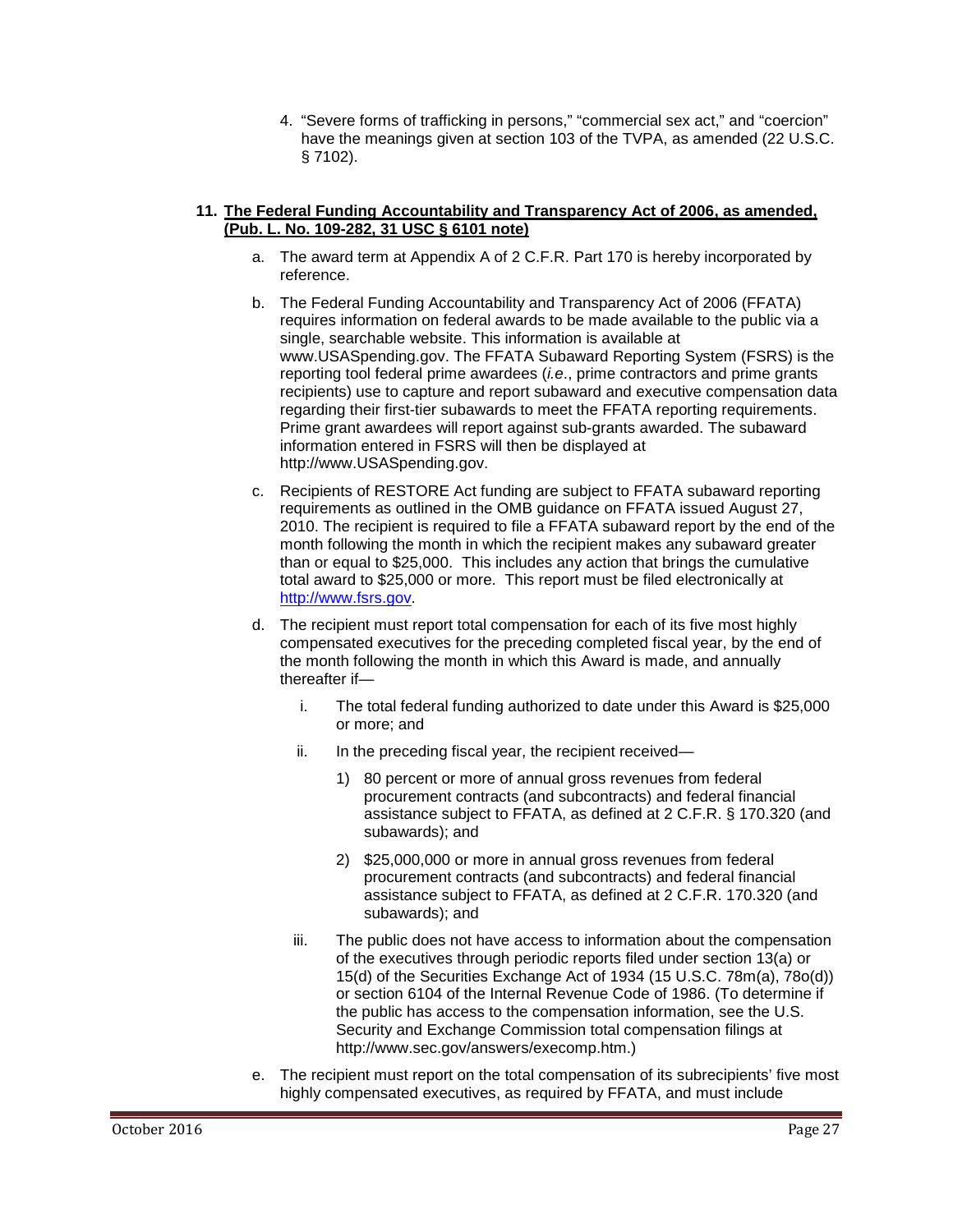4. “Severe forms of trafficking in persons,” “commercial sex act,” and “coercion” have the meanings given at section 103 of the TVPA, as amended (22 U.S.C. § 7102).

**11. The Federal Funding Accountability and Transparency Act of 2006, as amended, (Pub. L. No. 109-282, 31 USC § 6101 note)**

a. The award term at Appendix A of 2 C.F.R. Part 170 is hereby incorporated by reference.

b. The Federal Funding Accountability and Transparency Act of 2006 (FFATA) requires information on federal awards to be made available to the public via a single, searchable website. This information is available at www.USASpending.gov. The FFATA Subaward Reporting System (FSRS) is the reporting tool federal prime awardees (*i.e.*, prime contractors and prime grants recipients) use to capture and report subaward and executive compensation data regarding their first-tier subawards to meet the FFATA reporting requirements. Prime grant awardees will report against sub-grants awarded. The subaward information entered in FSRS will then be displayed at http://www.USASpending.gov.

c. Recipients of RESTORE Act funding are subject to FFATA subaward reporting requirements as outlined in the OMB guidance on FFATA issued August 27, 2010. The recipient is required to file a FFATA subaward report by the end of the month following the month in which the recipient makes any subaward greater than or equal to $25,000. This includes any action that brings the cumulative total award to $25,000 or more. This report must be filed electronically at http://www.fsrs.gov.

d. The recipient must report total compensation for each of its five most highly compensated executives for the preceding completed fiscal year, by the end of the month following the month in which this Award is made, and annually thereafter if—

   i. The total federal funding authorized to date under this Award is $25,000 or more; and

   ii. In the preceding fiscal year, the recipient received—

      1) 80 percent or more of annual gross revenues from federal procurement contracts (and subcontracts) and federal financial assistance subject to FFATA, as defined at 2 C.F.R. § 170.320 (and subawards); and

      2) $25,000,000 or more in annual gross revenues from federal procurement contracts (and subcontracts) and federal financial assistance subject to FFATA, as defined at 2 C.F.R. 170.320 (and subawards); and

   iii. The public does not have access to information about the compensation of the executives through periodic reports filed under section 13(a) or 15(d) of the Securities Exchange Act of 1934 (15 U.S.C. 78m(a), 78o(d)) or section 6104 of the Internal Revenue Code of 1986. (To determine if the public has access to the compensation information, see the U.S. Security and Exchange Commission total compensation filings at http://www.sec.gov/answers/execomp.htm.)

e. The recipient must report on the total compensation of its subrecipients' five most highly compensated executives, as required by FFATA, and must include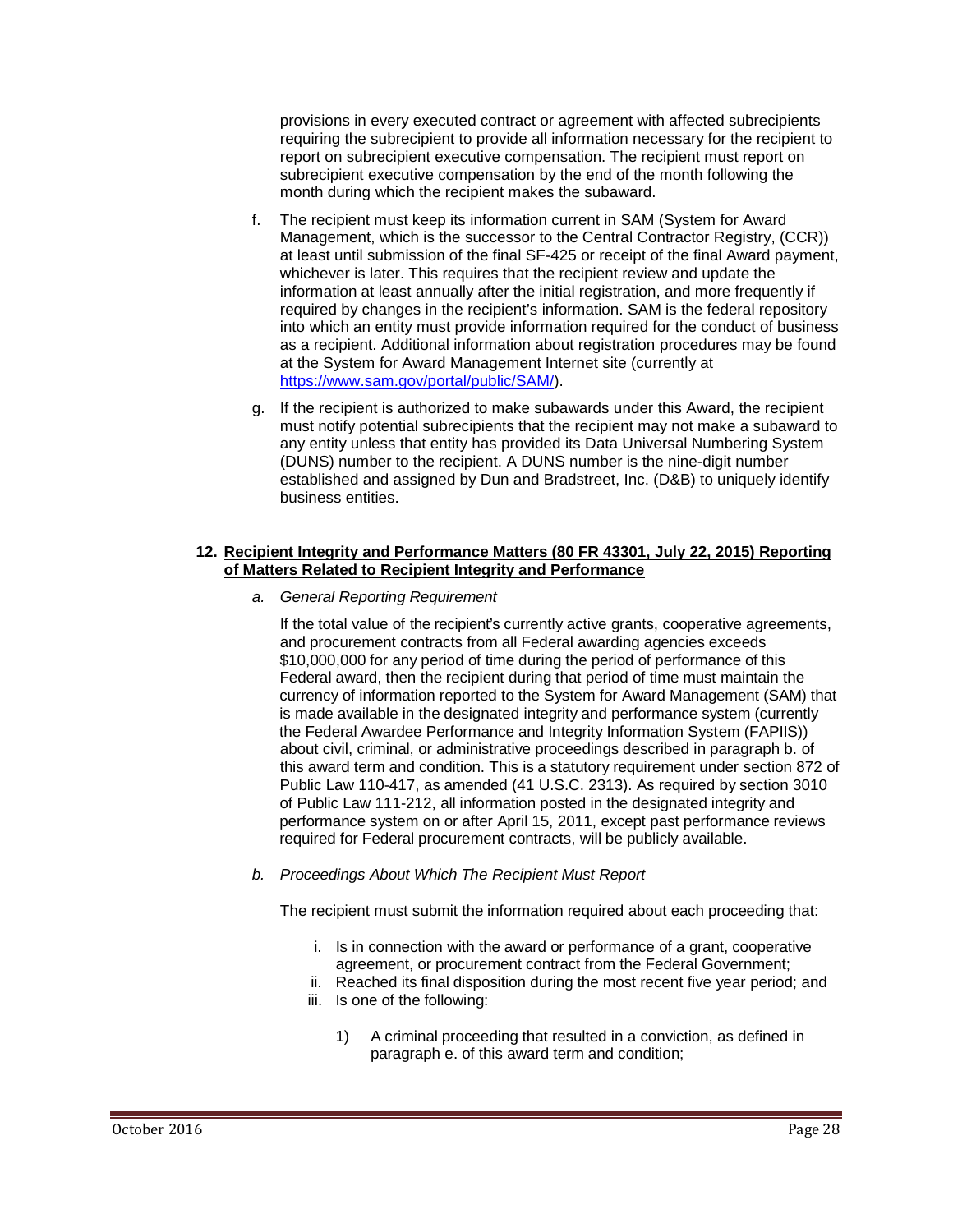provisions in every executed contract or agreement with affected subrecipients requiring the subrecipient to provide all information necessary for the recipient to report on subrecipient executive compensation. The recipient must report on subrecipient executive compensation by the end of the month following the month during which the recipient makes the subaward.

f. The recipient must keep its information current in SAM (System for Award Management, which is the successor to the Central Contractor Registry, (CCR)) at least until submission of the final SF-425 or receipt of the final Award payment, whichever is later. This requires that the recipient review and update the information at least annually after the initial registration, and more frequently if required by changes in the recipient's information. SAM is the federal repository into which an entity must provide information required for the conduct of business as a recipient. Additional information about registration procedures may be found at the System for Award Management Internet site (currently at https://www.sam.gov/portal/public/SAM/).

g. If the recipient is authorized to make subawards under this Award, the recipient must notify potential subrecipients that the recipient may not make a subaward to any entity unless that entity has provided its Data Universal Numbering System (DUNS) number to the recipient. A DUNS number is the nine-digit number established and assigned by Dun and Bradstreet, Inc. (D&B) to uniquely identify business entities.

**12. Recipient Integrity and Performance Matters (80 FR 43301, July 22, 2015) Reporting of Matters Related to Recipient Integrity and Performance**

*a. General Reporting Requirement*

If the total value of the recipient's currently active grants, cooperative agreements, and procurement contracts from all Federal awarding agencies exceeds $10,000,000 for any period of time during the period of performance of this Federal award, then the recipient during that period of time must maintain the currency of information reported to the System for Award Management (SAM) that is made available in the designated integrity and performance system (currently the Federal Awardee Performance and Integrity Information System (FAPIIS)) about civil, criminal, or administrative proceedings described in paragraph b. of this award term and condition. This is a statutory requirement under section 872 of Public Law 110-417, as amended (41 U.S.C. 2313). As required by section 3010 of Public Law 111-212, all information posted in the designated integrity and performance system on or after April 15, 2011, except past performance reviews required for Federal procurement contracts, will be publicly available.

*b. Proceedings About Which The Recipient Must Report*

The recipient must submit the information required about each proceeding that:

i. Is in connection with the award or performance of a grant, cooperative agreement, or procurement contract from the Federal Government;
ii. Reached its final disposition during the most recent five year period; and
iii. Is one of the following:

1) A criminal proceeding that resulted in a conviction, as defined in paragraph e. of this award term and condition;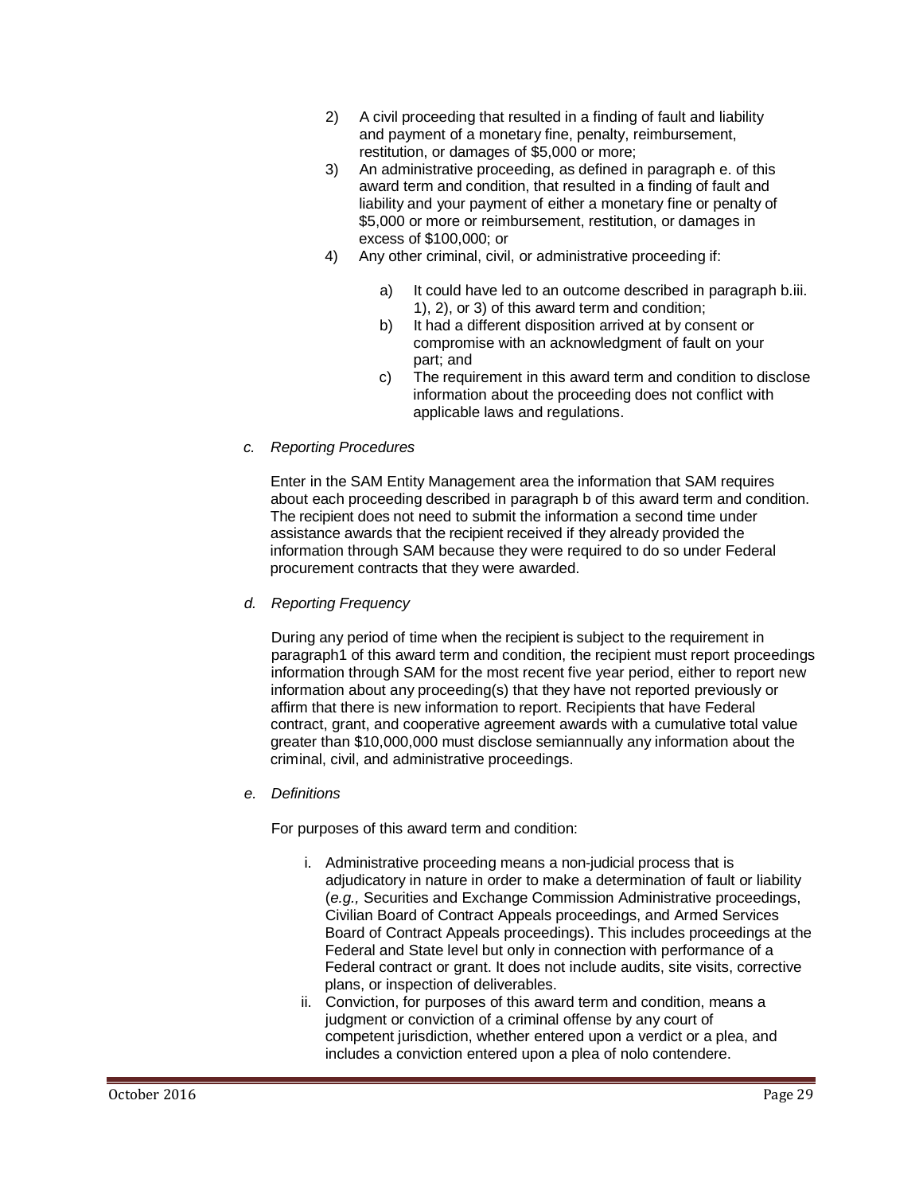2) A civil proceeding that resulted in a finding of fault and liability and payment of a monetary fine, penalty, reimbursement, restitution, or damages of $5,000 or more;
3) An administrative proceeding, as defined in paragraph e. of this award term and condition, that resulted in a finding of fault and liability and your payment of either a monetary fine or penalty of $5,000 or more or reimbursement, restitution, or damages in excess of $100,000; or
4) Any other criminal, civil, or administrative proceeding if:

    a) It could have led to an outcome described in paragraph b.iii. 1), 2), or 3) of this award term and condition;
    b) It had a different disposition arrived at by consent or compromise with an acknowledgment of fault on your part; and
    c) The requirement in this award term and condition to disclose information about the proceeding does not conflict with applicable laws and regulations.

*c. Reporting Procedures*

Enter in the SAM Entity Management area the information that SAM requires about each proceeding described in paragraph b of this award term and condition. The recipient does not need to submit the information a second time under assistance awards that the recipient received if they already provided the information through SAM because they were required to do so under Federal procurement contracts that they were awarded.

*d. Reporting Frequency*

During any period of time when the recipient is subject to the requirement in paragraph1 of this award term and condition, the recipient must report proceedings information through SAM for the most recent five year period, either to report new information about any proceeding(s) that they have not reported previously or affirm that there is new information to report. Recipients that have Federal contract, grant, and cooperative agreement awards with a cumulative total value greater than $10,000,000 must disclose semiannually any information about the criminal, civil, and administrative proceedings.

*e. Definitions*

For purposes of this award term and condition:

i. Administrative proceeding means a non-judicial process that is adjudicatory in nature in order to make a determination of fault or liability (*e.g.,* Securities and Exchange Commission Administrative proceedings, Civilian Board of Contract Appeals proceedings, and Armed Services Board of Contract Appeals proceedings). This includes proceedings at the Federal and State level but only in connection with performance of a Federal contract or grant. It does not include audits, site visits, corrective plans, or inspection of deliverables.
ii. Conviction, for purposes of this award term and condition, means a judgment or conviction of a criminal offense by any court of competent jurisdiction, whether entered upon a verdict or a plea, and includes a conviction entered upon a plea of nolo contendere.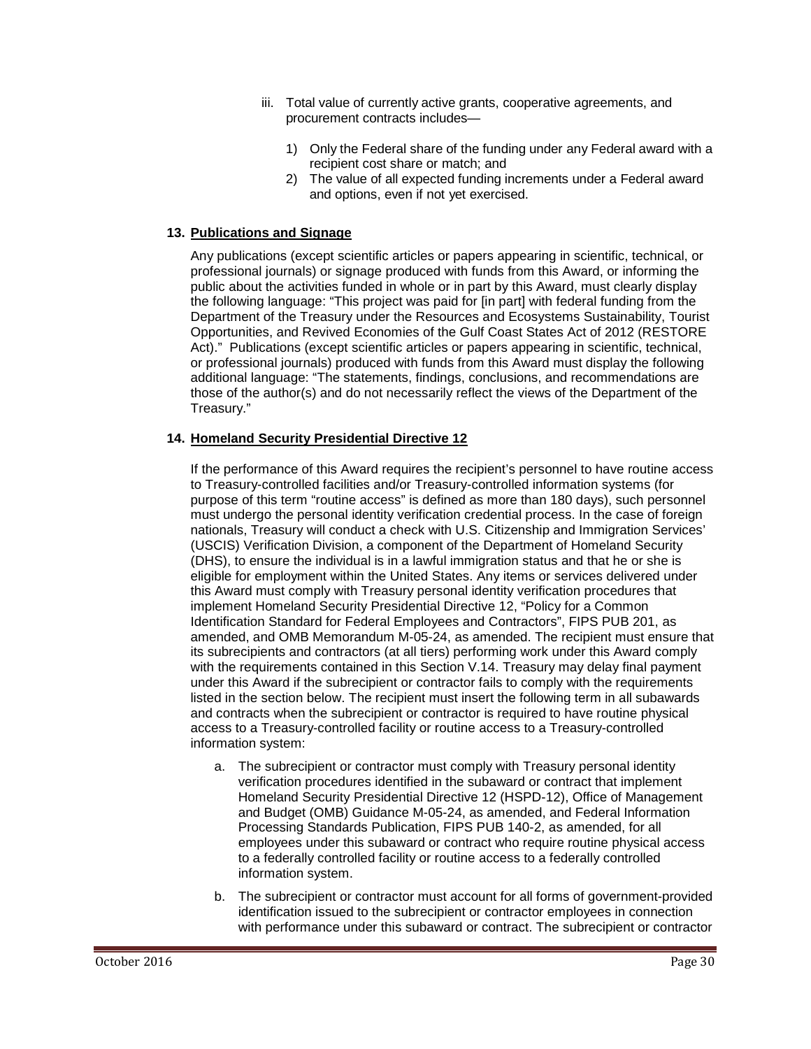iii. Total value of currently active grants, cooperative agreements, and procurement contracts includes—

   1) Only the Federal share of the funding under any Federal award with a recipient cost share or match; and
   2) The value of all expected funding increments under a Federal award and options, even if not yet exercised.

**13. Publications and Signage**

Any publications (except scientific articles or papers appearing in scientific, technical, or professional journals) or signage produced with funds from this Award, or informing the public about the activities funded in whole or in part by this Award, must clearly display the following language: "This project was paid for [in part] with federal funding from the Department of the Treasury under the Resources and Ecosystems Sustainability, Tourist Opportunities, and Revived Economies of the Gulf Coast States Act of 2012 (RESTORE Act)." Publications (except scientific articles or papers appearing in scientific, technical, or professional journals) produced with funds from this Award must display the following additional language: "The statements, findings, conclusions, and recommendations are those of the author(s) and do not necessarily reflect the views of the Department of the Treasury."

**14. Homeland Security Presidential Directive 12**

If the performance of this Award requires the recipient's personnel to have routine access to Treasury-controlled facilities and/or Treasury-controlled information systems (for purpose of this term "routine access" is defined as more than 180 days), such personnel must undergo the personal identity verification credential process. In the case of foreign nationals, Treasury will conduct a check with U.S. Citizenship and Immigration Services' (USCIS) Verification Division, a component of the Department of Homeland Security (DHS), to ensure the individual is in a lawful immigration status and that he or she is eligible for employment within the United States. Any items or services delivered under this Award must comply with Treasury personal identity verification procedures that implement Homeland Security Presidential Directive 12, "Policy for a Common Identification Standard for Federal Employees and Contractors", FIPS PUB 201, as amended, and OMB Memorandum M-05-24, as amended. The recipient must ensure that its subrecipients and contractors (at all tiers) performing work under this Award comply with the requirements contained in this Section V.14. Treasury may delay final payment under this Award if the subrecipient or contractor fails to comply with the requirements listed in the section below. The recipient must insert the following term in all subawards and contracts when the subrecipient or contractor is required to have routine physical access to a Treasury-controlled facility or routine access to a Treasury-controlled information system:

a. The subrecipient or contractor must comply with Treasury personal identity verification procedures identified in the subaward or contract that implement Homeland Security Presidential Directive 12 (HSPD-12), Office of Management and Budget (OMB) Guidance M-05-24, as amended, and Federal Information Processing Standards Publication, FIPS PUB 140-2, as amended, for all employees under this subaward or contract who require routine physical access to a federally controlled facility or routine access to a federally controlled information system.

b. The subrecipient or contractor must account for all forms of government-provided identification issued to the subrecipient or contractor employees in connection with performance under this subaward or contract. The subrecipient or contractor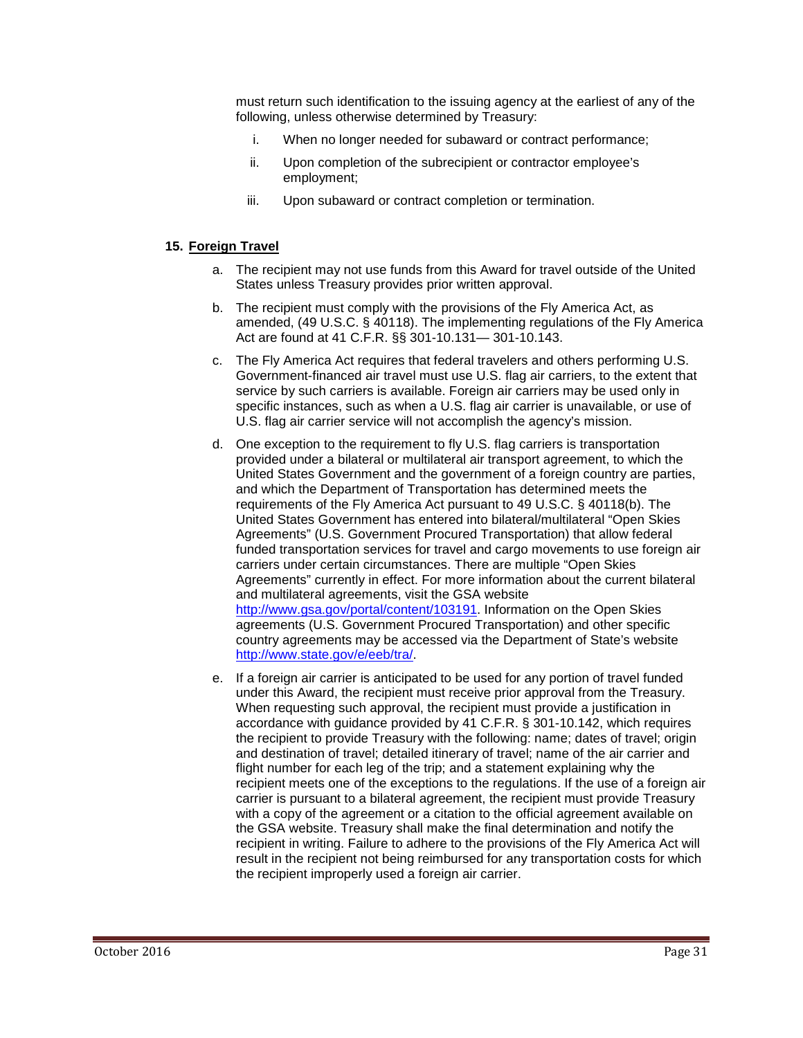must return such identification to the issuing agency at the earliest of any of the following, unless otherwise determined by Treasury:

i. When no longer needed for subaward or contract performance;

ii. Upon completion of the subrecipient or contractor employee's employment;

iii. Upon subaward or contract completion or termination.

**15. Foreign Travel**

a. The recipient may not use funds from this Award for travel outside of the United States unless Treasury provides prior written approval.

b. The recipient must comply with the provisions of the Fly America Act, as amended, (49 U.S.C. § 40118). The implementing regulations of the Fly America Act are found at 41 C.F.R. §§ 301-10.131— 301-10.143.

c. The Fly America Act requires that federal travelers and others performing U.S. Government-financed air travel must use U.S. flag air carriers, to the extent that service by such carriers is available. Foreign air carriers may be used only in specific instances, such as when a U.S. flag air carrier is unavailable, or use of U.S. flag air carrier service will not accomplish the agency's mission.

d. One exception to the requirement to fly U.S. flag carriers is transportation provided under a bilateral or multilateral air transport agreement, to which the United States Government and the government of a foreign country are parties, and which the Department of Transportation has determined meets the requirements of the Fly America Act pursuant to 49 U.S.C. § 40118(b). The United States Government has entered into bilateral/multilateral "Open Skies Agreements" (U.S. Government Procured Transportation) that allow federal funded transportation services for travel and cargo movements to use foreign air carriers under certain circumstances. There are multiple "Open Skies Agreements" currently in effect. For more information about the current bilateral and multilateral agreements, visit the GSA website http://www.gsa.gov/portal/content/103191. Information on the Open Skies agreements (U.S. Government Procured Transportation) and other specific country agreements may be accessed via the Department of State's website http://www.state.gov/e/eeb/tra/.

e. If a foreign air carrier is anticipated to be used for any portion of travel funded under this Award, the recipient must receive prior approval from the Treasury. When requesting such approval, the recipient must provide a justification in accordance with guidance provided by 41 C.F.R. § 301-10.142, which requires the recipient to provide Treasury with the following: name; dates of travel; origin and destination of travel; detailed itinerary of travel; name of the air carrier and flight number for each leg of the trip; and a statement explaining why the recipient meets one of the exceptions to the regulations. If the use of a foreign air carrier is pursuant to a bilateral agreement, the recipient must provide Treasury with a copy of the agreement or a citation to the official agreement available on the GSA website. Treasury shall make the final determination and notify the recipient in writing. Failure to adhere to the provisions of the Fly America Act will result in the recipient not being reimbursed for any transportation costs for which the recipient improperly used a foreign air carrier.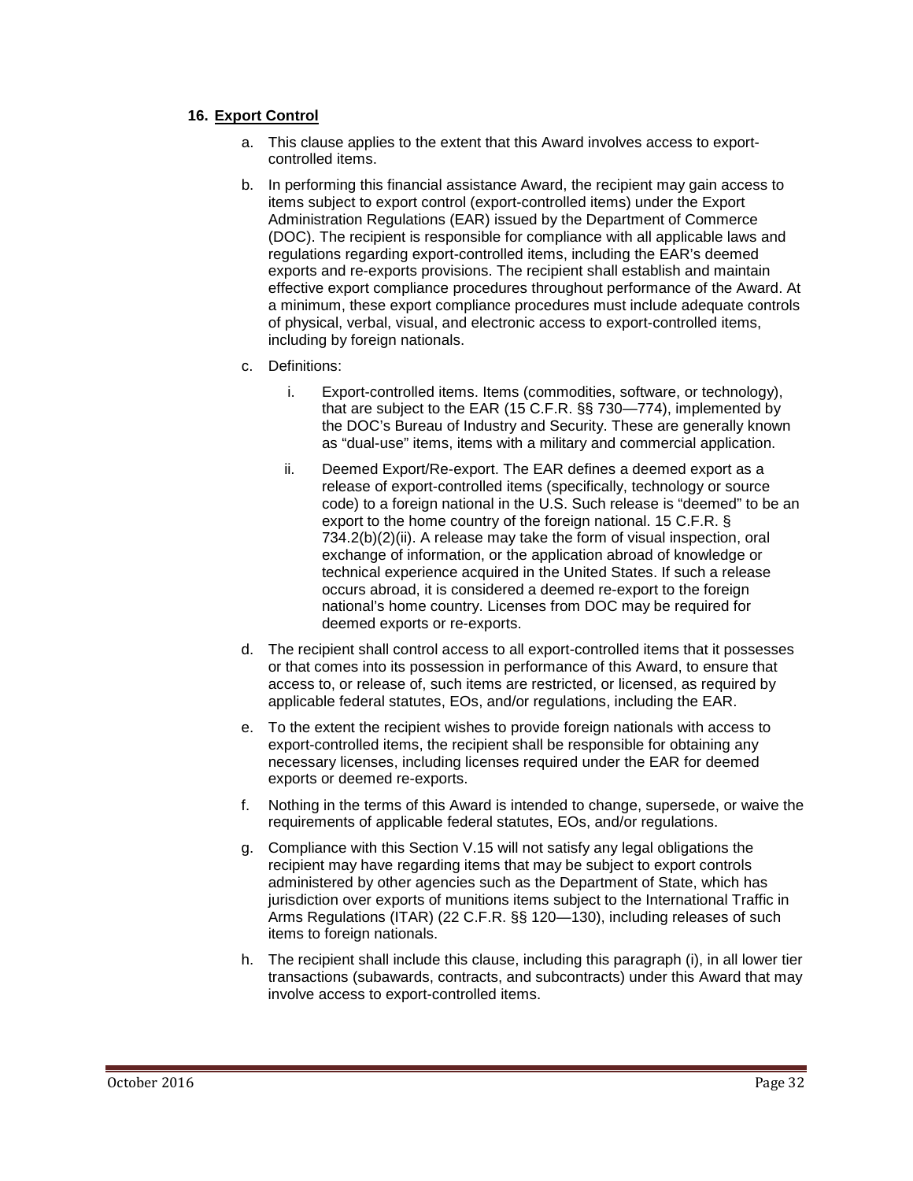### 16. Export Control

a. This clause applies to the extent that this Award involves access to export-controlled items.

b. In performing this financial assistance Award, the recipient may gain access to items subject to export control (export-controlled items) under the Export Administration Regulations (EAR) issued by the Department of Commerce (DOC). The recipient is responsible for compliance with all applicable laws and regulations regarding export-controlled items, including the EAR's deemed exports and re-exports provisions. The recipient shall establish and maintain effective export compliance procedures throughout performance of the Award. At a minimum, these export compliance procedures must include adequate controls of physical, verbal, visual, and electronic access to export-controlled items, including by foreign nationals.

c. Definitions:

   i. Export-controlled items. Items (commodities, software, or technology), that are subject to the EAR (15 C.F.R. §§ 730—774), implemented by the DOC's Bureau of Industry and Security. These are generally known as "dual-use" items, items with a military and commercial application.

   ii. Deemed Export/Re-export. The EAR defines a deemed export as a release of export-controlled items (specifically, technology or source code) to a foreign national in the U.S. Such release is "deemed" to be an export to the home country of the foreign national. 15 C.F.R. § 734.2(b)(2)(ii). A release may take the form of visual inspection, oral exchange of information, or the application abroad of knowledge or technical experience acquired in the United States. If such a release occurs abroad, it is considered a deemed re-export to the foreign national's home country. Licenses from DOC may be required for deemed exports or re-exports.

d. The recipient shall control access to all export-controlled items that it possesses or that comes into its possession in performance of this Award, to ensure that access to, or release of, such items are restricted, or licensed, as required by applicable federal statutes, EOs, and/or regulations, including the EAR.

e. To the extent the recipient wishes to provide foreign nationals with access to export-controlled items, the recipient shall be responsible for obtaining any necessary licenses, including licenses required under the EAR for deemed exports or deemed re-exports.

f. Nothing in the terms of this Award is intended to change, supersede, or waive the requirements of applicable federal statutes, EOs, and/or regulations.

g. Compliance with this Section V.15 will not satisfy any legal obligations the recipient may have regarding items that may be subject to export controls administered by other agencies such as the Department of State, which has jurisdiction over exports of munitions items subject to the International Traffic in Arms Regulations (ITAR) (22 C.F.R. §§ 120—130), including releases of such items to foreign nationals.

h. The recipient shall include this clause, including this paragraph (i), in all lower tier transactions (subawards, contracts, and subcontracts) under this Award that may involve access to export-controlled items.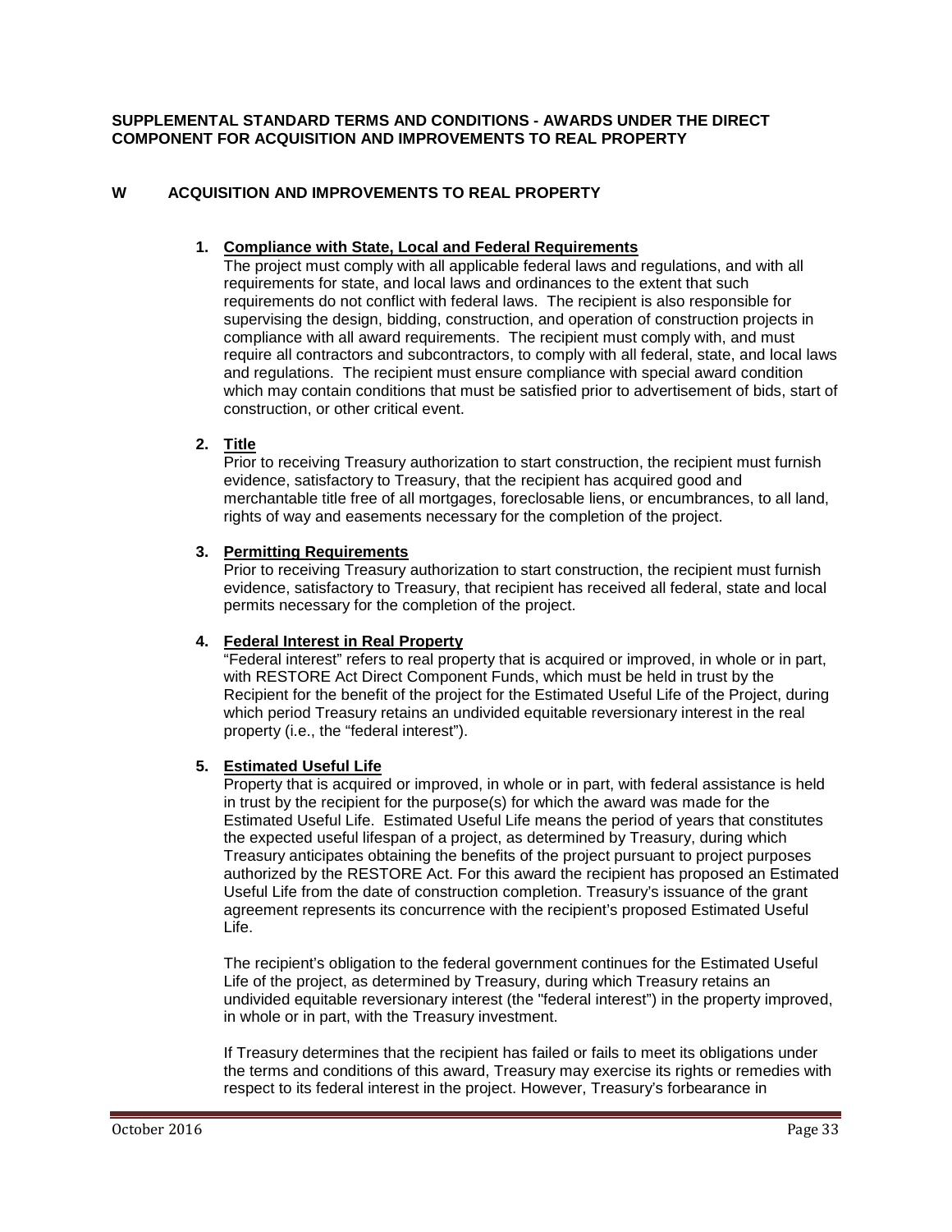**SUPPLEMENTAL STANDARD TERMS AND CONDITIONS - AWARDS UNDER THE DIRECT COMPONENT FOR ACQUISITION AND IMPROVEMENTS TO REAL PROPERTY**

## W ACQUISITION AND IMPROVEMENTS TO REAL PROPERTY

1. **Compliance with State, Local and Federal Requirements**
   The project must comply with all applicable federal laws and regulations, and with all requirements for state, and local laws and ordinances to the extent that such requirements do not conflict with federal laws. The recipient is also responsible for supervising the design, bidding, construction, and operation of construction projects in compliance with all award requirements. The recipient must comply with, and must require all contractors and subcontractors, to comply with all federal, state, and local laws and regulations. The recipient must ensure compliance with special award condition which may contain conditions that must be satisfied prior to advertisement of bids, start of construction, or other critical event.

2. **Title**
   Prior to receiving Treasury authorization to start construction, the recipient must furnish evidence, satisfactory to Treasury, that the recipient has acquired good and merchantable title free of all mortgages, foreclosable liens, or encumbrances, to all land, rights of way and easements necessary for the completion of the project.

3. **Permitting Requirements**
   Prior to receiving Treasury authorization to start construction, the recipient must furnish evidence, satisfactory to Treasury, that recipient has received all federal, state and local permits necessary for the completion of the project.

4. **Federal Interest in Real Property**
   "Federal interest" refers to real property that is acquired or improved, in whole or in part, with RESTORE Act Direct Component Funds, which must be held in trust by the Recipient for the benefit of the project for the Estimated Useful Life of the Project, during which period Treasury retains an undivided equitable reversionary interest in the real property (i.e., the "federal interest").

5. **Estimated Useful Life**
   Property that is acquired or improved, in whole or in part, with federal assistance is held in trust by the recipient for the purpose(s) for which the award was made for the Estimated Useful Life. Estimated Useful Life means the period of years that constitutes the expected useful lifespan of a project, as determined by Treasury, during which Treasury anticipates obtaining the benefits of the project pursuant to project purposes authorized by the RESTORE Act. For this award the recipient has proposed an Estimated Useful Life from the date of construction completion. Treasury's issuance of the grant agreement represents its concurrence with the recipient's proposed Estimated Useful Life.

   The recipient's obligation to the federal government continues for the Estimated Useful Life of the project, as determined by Treasury, during which Treasury retains an undivided equitable reversionary interest (the "federal interest") in the property improved, in whole or in part, with the Treasury investment.

   If Treasury determines that the recipient has failed or fails to meet its obligations under the terms and conditions of this award, Treasury may exercise its rights or remedies with respect to its federal interest in the project. However, Treasury's forbearance in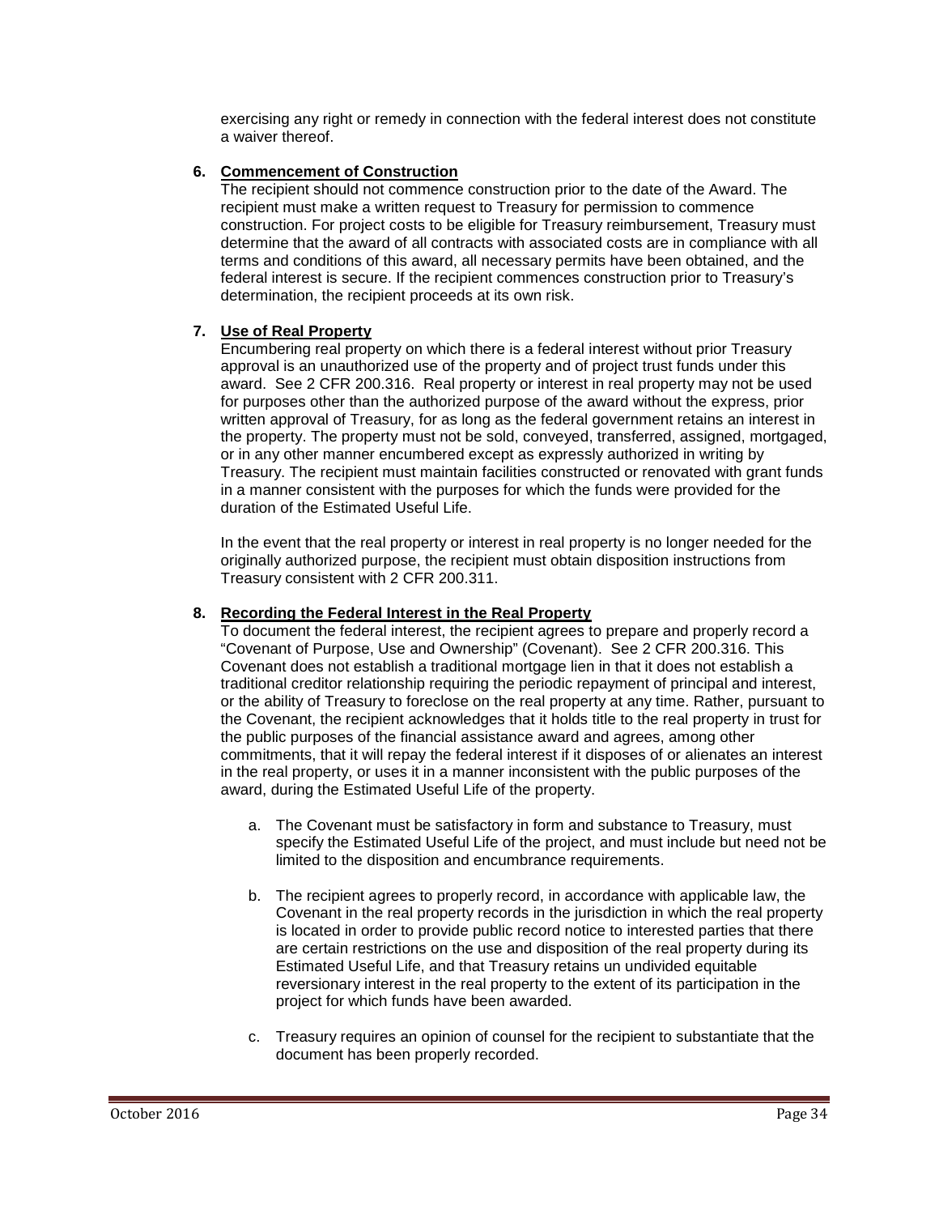exercising any right or remedy in connection with the federal interest does not constitute a waiver thereof.

6. **Commencement of Construction**

   The recipient should not commence construction prior to the date of the Award. The recipient must make a written request to Treasury for permission to commence construction. For project costs to be eligible for Treasury reimbursement, Treasury must determine that the award of all contracts with associated costs are in compliance with all terms and conditions of this award, all necessary permits have been obtained, and the federal interest is secure. If the recipient commences construction prior to Treasury's determination, the recipient proceeds at its own risk.

7. **Use of Real Property**

   Encumbering real property on which there is a federal interest without prior Treasury approval is an unauthorized use of the property and of project trust funds under this award. See 2 CFR 200.316. Real property or interest in real property may not be used for purposes other than the authorized purpose of the award without the express, prior written approval of Treasury, for as long as the federal government retains an interest in the property. The property must not be sold, conveyed, transferred, assigned, mortgaged, or in any other manner encumbered except as expressly authorized in writing by Treasury. The recipient must maintain facilities constructed or renovated with grant funds in a manner consistent with the purposes for which the funds were provided for the duration of the Estimated Useful Life.

   In the event that the real property or interest in real property is no longer needed for the originally authorized purpose, the recipient must obtain disposition instructions from Treasury consistent with 2 CFR 200.311.

8. **Recording the Federal Interest in the Real Property**

   To document the federal interest, the recipient agrees to prepare and properly record a "Covenant of Purpose, Use and Ownership" (Covenant). See 2 CFR 200.316. This Covenant does not establish a traditional mortgage lien in that it does not establish a traditional creditor relationship requiring the periodic repayment of principal and interest, or the ability of Treasury to foreclose on the real property at any time. Rather, pursuant to the Covenant, the recipient acknowledges that it holds title to the real property in trust for the public purposes of the financial assistance award and agrees, among other commitments, that it will repay the federal interest if it disposes of or alienates an interest in the real property, or uses it in a manner inconsistent with the public purposes of the award, during the Estimated Useful Life of the property.

   a. The Covenant must be satisfactory in form and substance to Treasury, must specify the Estimated Useful Life of the project, and must include but need not be limited to the disposition and encumbrance requirements.

   b. The recipient agrees to properly record, in accordance with applicable law, the Covenant in the real property records in the jurisdiction in which the real property is located in order to provide public record notice to interested parties that there are certain restrictions on the use and disposition of the real property during its Estimated Useful Life, and that Treasury retains un undivided equitable reversionary interest in the real property to the extent of its participation in the project for which funds have been awarded.

   c. Treasury requires an opinion of counsel for the recipient to substantiate that the document has been properly recorded.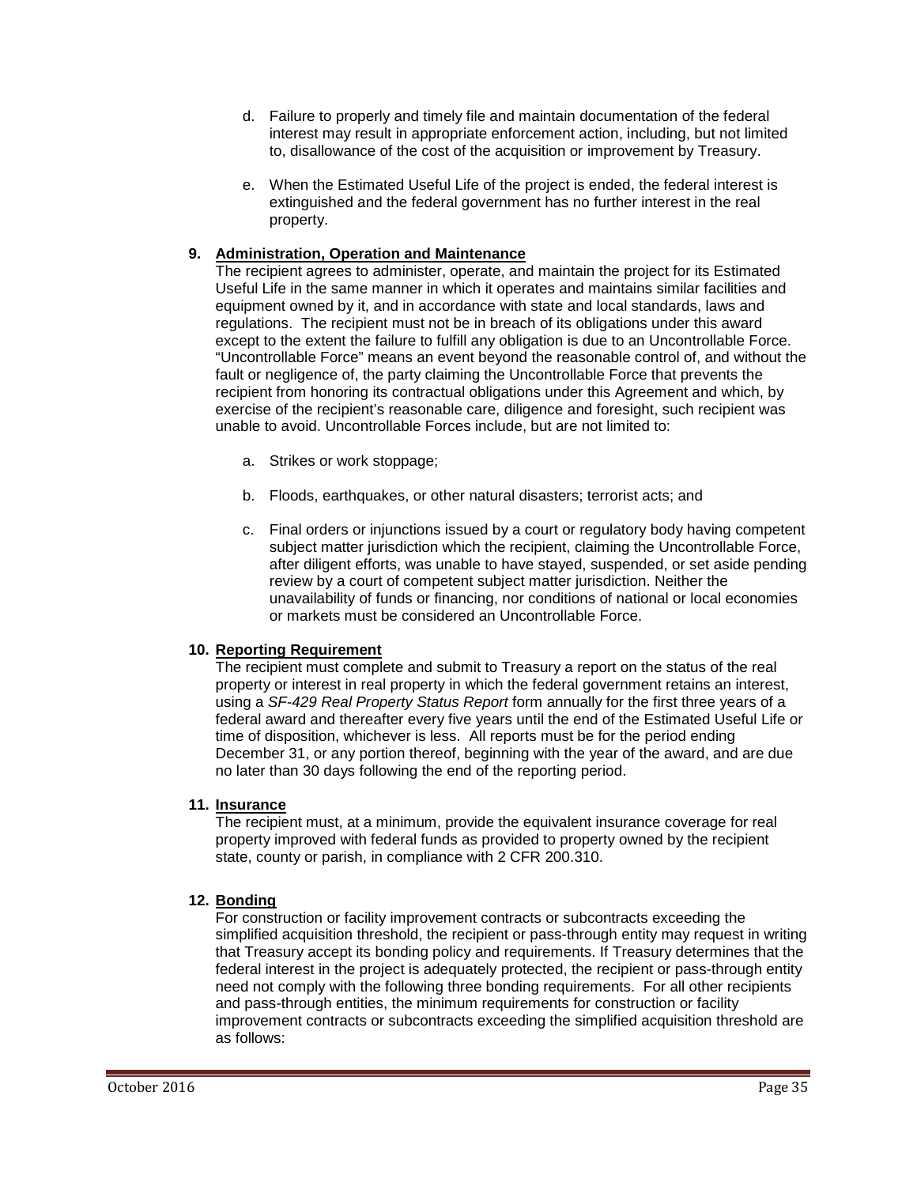d. Failure to properly and timely file and maintain documentation of the federal interest may result in appropriate enforcement action, including, but not limited to, disallowance of the cost of the acquisition or improvement by Treasury.

e. When the Estimated Useful Life of the project is ended, the federal interest is extinguished and the federal government has no further interest in the real property.

**9. Administration, Operation and Maintenance**

The recipient agrees to administer, operate, and maintain the project for its Estimated Useful Life in the same manner in which it operates and maintains similar facilities and equipment owned by it, and in accordance with state and local standards, laws and regulations. The recipient must not be in breach of its obligations under this award except to the extent the failure to fulfill any obligation is due to an Uncontrollable Force. "Uncontrollable Force" means an event beyond the reasonable control of, and without the fault or negligence of, the party claiming the Uncontrollable Force that prevents the recipient from honoring its contractual obligations under this Agreement and which, by exercise of the recipient's reasonable care, diligence and foresight, such recipient was unable to avoid. Uncontrollable Forces include, but are not limited to:

a. Strikes or work stoppage;

b. Floods, earthquakes, or other natural disasters; terrorist acts; and

c. Final orders or injunctions issued by a court or regulatory body having competent subject matter jurisdiction which the recipient, claiming the Uncontrollable Force, after diligent efforts, was unable to have stayed, suspended, or set aside pending review by a court of competent subject matter jurisdiction. Neither the unavailability of funds or financing, nor conditions of national or local economies or markets must be considered an Uncontrollable Force.

**10. Reporting Requirement**

The recipient must complete and submit to Treasury a report on the status of the real property or interest in real property in which the federal government retains an interest, using a *SF-429 Real Property Status Report* form annually for the first three years of a federal award and thereafter every five years until the end of the Estimated Useful Life or time of disposition, whichever is less. All reports must be for the period ending December 31, or any portion thereof, beginning with the year of the award, and are due no later than 30 days following the end of the reporting period.

**11. Insurance**

The recipient must, at a minimum, provide the equivalent insurance coverage for real property improved with federal funds as provided to property owned by the recipient state, county or parish, in compliance with 2 CFR 200.310.

**12. Bonding**

For construction or facility improvement contracts or subcontracts exceeding the simplified acquisition threshold, the recipient or pass-through entity may request in writing that Treasury accept its bonding policy and requirements. If Treasury determines that the federal interest in the project is adequately protected, the recipient or pass-through entity need not comply with the following three bonding requirements. For all other recipients and pass-through entities, the minimum requirements for construction or facility improvement contracts or subcontracts exceeding the simplified acquisition threshold are as follows: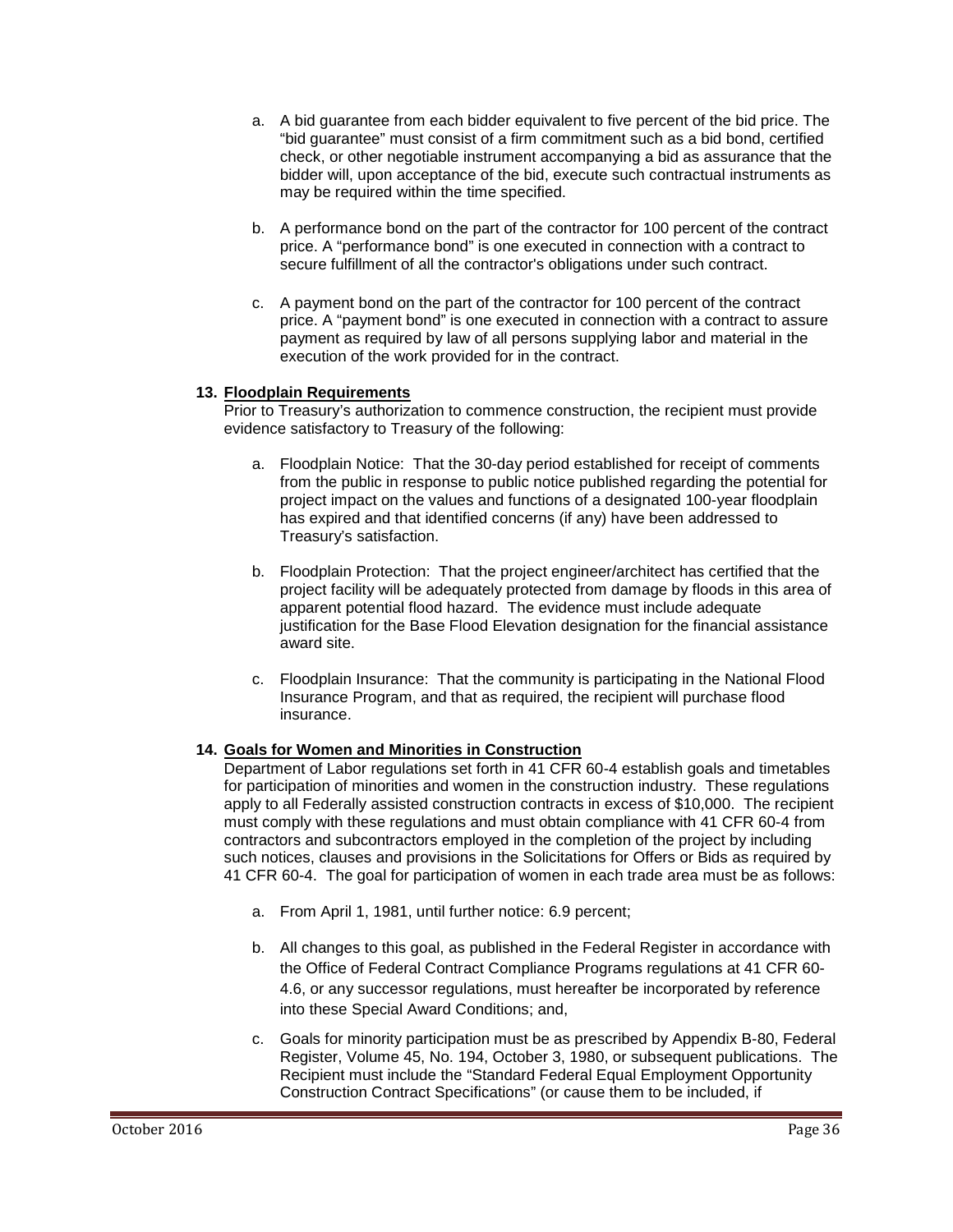a. A bid guarantee from each bidder equivalent to five percent of the bid price. The "bid guarantee" must consist of a firm commitment such as a bid bond, certified check, or other negotiable instrument accompanying a bid as assurance that the bidder will, upon acceptance of the bid, execute such contractual instruments as may be required within the time specified.

b. A performance bond on the part of the contractor for 100 percent of the contract price. A "performance bond" is one executed in connection with a contract to secure fulfillment of all the contractor's obligations under such contract.

c. A payment bond on the part of the contractor for 100 percent of the contract price. A "payment bond" is one executed in connection with a contract to assure payment as required by law of all persons supplying labor and material in the execution of the work provided for in the contract.

**13. <u>Floodplain Requirements</u>**

Prior to Treasury's authorization to commence construction, the recipient must provide evidence satisfactory to Treasury of the following:

a. Floodplain Notice: That the 30-day period established for receipt of comments from the public in response to public notice published regarding the potential for project impact on the values and functions of a designated 100-year floodplain has expired and that identified concerns (if any) have been addressed to Treasury's satisfaction.

b. Floodplain Protection: That the project engineer/architect has certified that the project facility will be adequately protected from damage by floods in this area of apparent potential flood hazard. The evidence must include adequate justification for the Base Flood Elevation designation for the financial assistance award site.

c. Floodplain Insurance: That the community is participating in the National Flood Insurance Program, and that as required, the recipient will purchase flood insurance.

**14. <u>Goals for Women and Minorities in Construction</u>**

Department of Labor regulations set forth in 41 CFR 60-4 establish goals and timetables for participation of minorities and women in the construction industry. These regulations apply to all Federally assisted construction contracts in excess of $10,000. The recipient must comply with these regulations and must obtain compliance with 41 CFR 60-4 from contractors and subcontractors employed in the completion of the project by including such notices, clauses and provisions in the Solicitations for Offers or Bids as required by 41 CFR 60-4. The goal for participation of women in each trade area must be as follows:

a. From April 1, 1981, until further notice: 6.9 percent;

b. All changes to this goal, as published in the Federal Register in accordance with the Office of Federal Contract Compliance Programs regulations at 41 CFR 60-4.6, or any successor regulations, must hereafter be incorporated by reference into these Special Award Conditions; and,

c. Goals for minority participation must be as prescribed by Appendix B-80, Federal Register, Volume 45, No. 194, October 3, 1980, or subsequent publications. The Recipient must include the "Standard Federal Equal Employment Opportunity Construction Contract Specifications" (or cause them to be included, if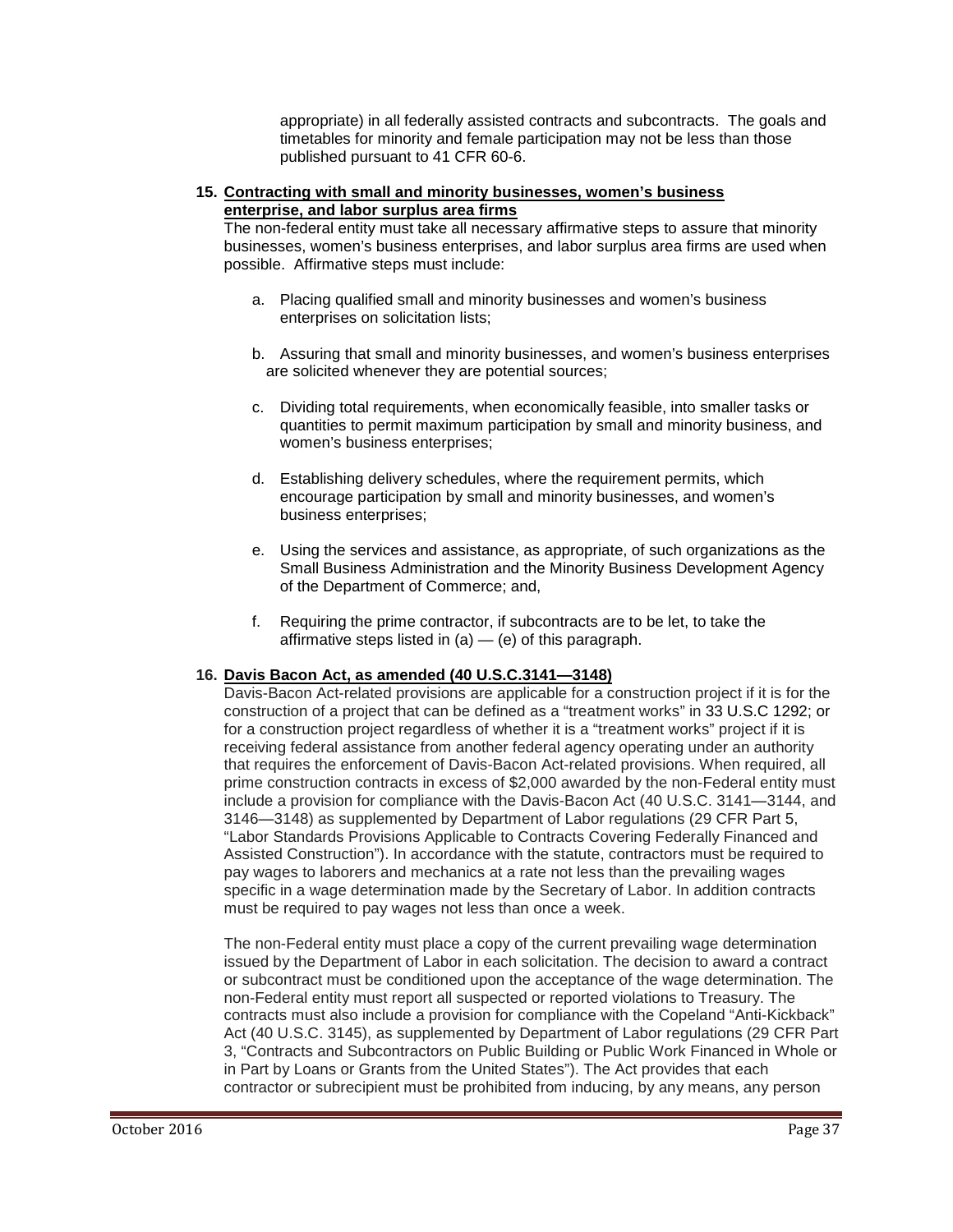appropriate) in all federally assisted contracts and subcontracts. The goals and timetables for minority and female participation may not be less than those published pursuant to 41 CFR 60-6.

**15. Contracting with small and minority businesses, women's business enterprise, and labor surplus area firms**

The non-federal entity must take all necessary affirmative steps to assure that minority businesses, women's business enterprises, and labor surplus area firms are used when possible. Affirmative steps must include:

a. Placing qualified small and minority businesses and women's business enterprises on solicitation lists;

b. Assuring that small and minority businesses, and women's business enterprises are solicited whenever they are potential sources;

c. Dividing total requirements, when economically feasible, into smaller tasks or quantities to permit maximum participation by small and minority business, and women's business enterprises;

d. Establishing delivery schedules, where the requirement permits, which encourage participation by small and minority businesses, and women's business enterprises;

e. Using the services and assistance, as appropriate, of such organizations as the Small Business Administration and the Minority Business Development Agency of the Department of Commerce; and,

f. Requiring the prime contractor, if subcontracts are to be let, to take the affirmative steps listed in (a) — (e) of this paragraph.

**16. Davis Bacon Act, as amended (40 U.S.C.3141—3148)**

Davis-Bacon Act-related provisions are applicable for a construction project if it is for the construction of a project that can be defined as a "treatment works" in 33 U.S.C 1292; or for a construction project regardless of whether it is a "treatment works" project if it is receiving federal assistance from another federal agency operating under an authority that requires the enforcement of Davis-Bacon Act-related provisions. When required, all prime construction contracts in excess of $2,000 awarded by the non-Federal entity must include a provision for compliance with the Davis-Bacon Act (40 U.S.C. 3141—3144, and 3146—3148) as supplemented by Department of Labor regulations (29 CFR Part 5, "Labor Standards Provisions Applicable to Contracts Covering Federally Financed and Assisted Construction"). In accordance with the statute, contractors must be required to pay wages to laborers and mechanics at a rate not less than the prevailing wages specific in a wage determination made by the Secretary of Labor. In addition contracts must be required to pay wages not less than once a week.

The non-Federal entity must place a copy of the current prevailing wage determination issued by the Department of Labor in each solicitation. The decision to award a contract or subcontract must be conditioned upon the acceptance of the wage determination. The non-Federal entity must report all suspected or reported violations to Treasury. The contracts must also include a provision for compliance with the Copeland "Anti-Kickback" Act (40 U.S.C. 3145), as supplemented by Department of Labor regulations (29 CFR Part 3, "Contracts and Subcontractors on Public Building or Public Work Financed in Whole or in Part by Loans or Grants from the United States"). The Act provides that each contractor or subrecipient must be prohibited from inducing, by any means, any person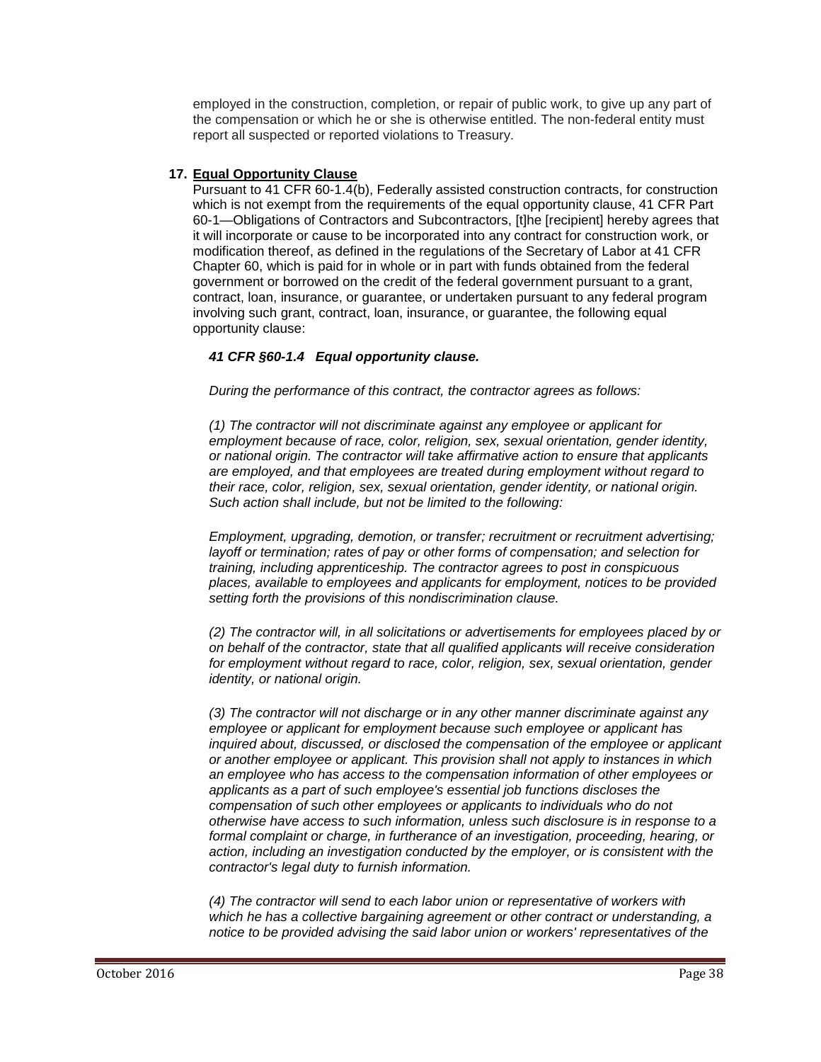employed in the construction, completion, or repair of public work, to give up any part of the compensation or which he or she is otherwise entitled. The non-federal entity must report all suspected or reported violations to Treasury.

17. **Equal Opportunity Clause**

Pursuant to 41 CFR 60-1.4(b), Federally assisted construction contracts, for construction which is not exempt from the requirements of the equal opportunity clause, 41 CFR Part 60-1—Obligations of Contractors and Subcontractors, [t]he [recipient] hereby agrees that it will incorporate or cause to be incorporated into any contract for construction work, or modification thereof, as defined in the regulations of the Secretary of Labor at 41 CFR Chapter 60, which is paid for in whole or in part with funds obtained from the federal government or borrowed on the credit of the federal government pursuant to a grant, contract, loan, insurance, or guarantee, or undertaken pursuant to any federal program involving such grant, contract, loan, insurance, or guarantee, the following equal opportunity clause:

***41 CFR §60-1.4 Equal opportunity clause.***

*During the performance of this contract, the contractor agrees as follows:*

*(1) The contractor will not discriminate against any employee or applicant for employment because of race, color, religion, sex, sexual orientation, gender identity, or national origin. The contractor will take affirmative action to ensure that applicants are employed, and that employees are treated during employment without regard to their race, color, religion, sex, sexual orientation, gender identity, or national origin. Such action shall include, but not be limited to the following:*

*Employment, upgrading, demotion, or transfer; recruitment or recruitment advertising; layoff or termination; rates of pay or other forms of compensation; and selection for training, including apprenticeship. The contractor agrees to post in conspicuous places, available to employees and applicants for employment, notices to be provided setting forth the provisions of this nondiscrimination clause.*

*(2) The contractor will, in all solicitations or advertisements for employees placed by or on behalf of the contractor, state that all qualified applicants will receive consideration for employment without regard to race, color, religion, sex, sexual orientation, gender identity, or national origin.*

*(3) The contractor will not discharge or in any other manner discriminate against any employee or applicant for employment because such employee or applicant has inquired about, discussed, or disclosed the compensation of the employee or applicant or another employee or applicant. This provision shall not apply to instances in which an employee who has access to the compensation information of other employees or applicants as a part of such employee's essential job functions discloses the compensation of such other employees or applicants to individuals who do not otherwise have access to such information, unless such disclosure is in response to a formal complaint or charge, in furtherance of an investigation, proceeding, hearing, or action, including an investigation conducted by the employer, or is consistent with the contractor's legal duty to furnish information.*

*(4) The contractor will send to each labor union or representative of workers with which he has a collective bargaining agreement or other contract or understanding, a notice to be provided advising the said labor union or workers' representatives of the*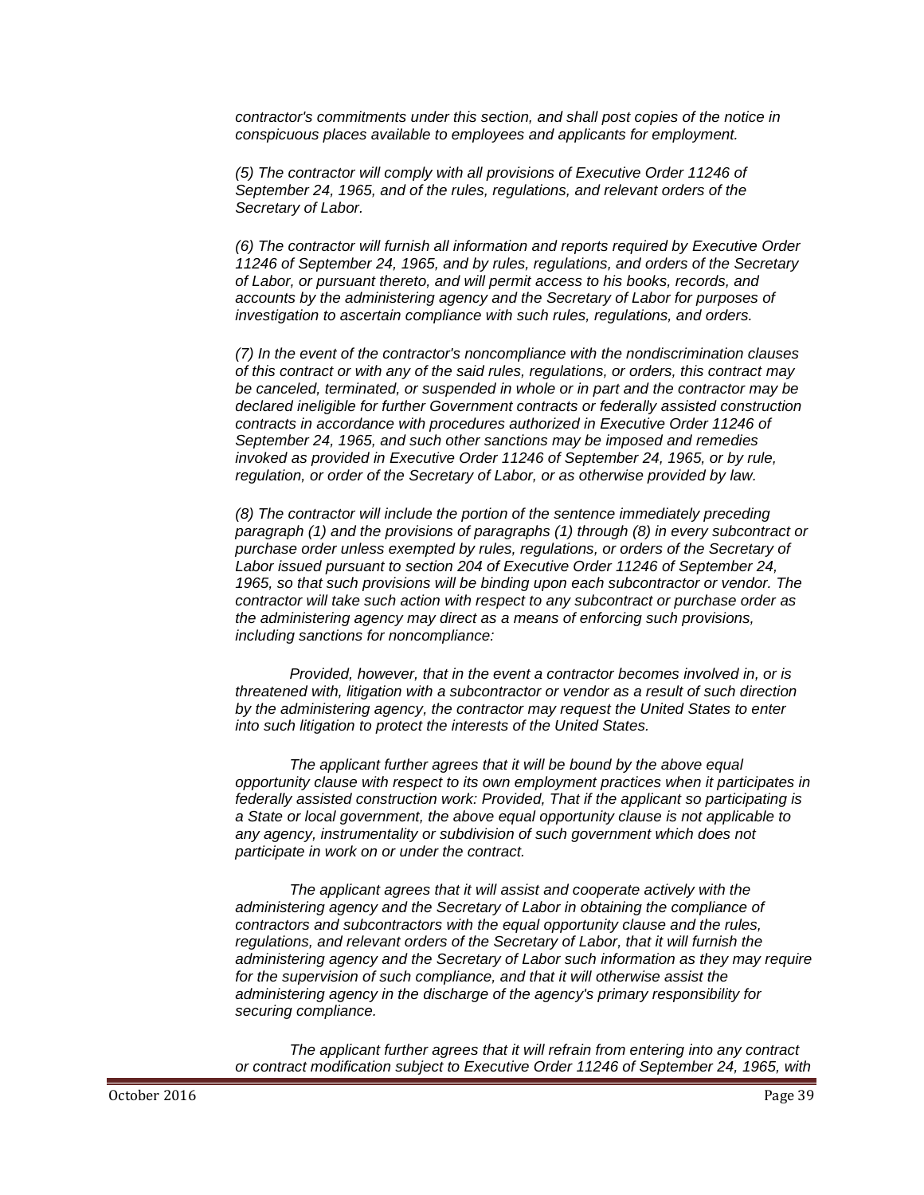*contractor's commitments under this section, and shall post copies of the notice in conspicuous places available to employees and applicants for employment.*

*(5) The contractor will comply with all provisions of Executive Order 11246 of September 24, 1965, and of the rules, regulations, and relevant orders of the Secretary of Labor.*

*(6) The contractor will furnish all information and reports required by Executive Order 11246 of September 24, 1965, and by rules, regulations, and orders of the Secretary of Labor, or pursuant thereto, and will permit access to his books, records, and accounts by the administering agency and the Secretary of Labor for purposes of investigation to ascertain compliance with such rules, regulations, and orders.*

*(7) In the event of the contractor's noncompliance with the nondiscrimination clauses of this contract or with any of the said rules, regulations, or orders, this contract may be canceled, terminated, or suspended in whole or in part and the contractor may be declared ineligible for further Government contracts or federally assisted construction contracts in accordance with procedures authorized in Executive Order 11246 of September 24, 1965, and such other sanctions may be imposed and remedies invoked as provided in Executive Order 11246 of September 24, 1965, or by rule, regulation, or order of the Secretary of Labor, or as otherwise provided by law.*

*(8) The contractor will include the portion of the sentence immediately preceding paragraph (1) and the provisions of paragraphs (1) through (8) in every subcontract or purchase order unless exempted by rules, regulations, or orders of the Secretary of Labor issued pursuant to section 204 of Executive Order 11246 of September 24, 1965, so that such provisions will be binding upon each subcontractor or vendor. The contractor will take such action with respect to any subcontract or purchase order as the administering agency may direct as a means of enforcing such provisions, including sanctions for noncompliance:*

*Provided, however, that in the event a contractor becomes involved in, or is threatened with, litigation with a subcontractor or vendor as a result of such direction by the administering agency, the contractor may request the United States to enter into such litigation to protect the interests of the United States.*

*The applicant further agrees that it will be bound by the above equal opportunity clause with respect to its own employment practices when it participates in federally assisted construction work: Provided, That if the applicant so participating is a State or local government, the above equal opportunity clause is not applicable to any agency, instrumentality or subdivision of such government which does not participate in work on or under the contract.*

*The applicant agrees that it will assist and cooperate actively with the administering agency and the Secretary of Labor in obtaining the compliance of contractors and subcontractors with the equal opportunity clause and the rules, regulations, and relevant orders of the Secretary of Labor, that it will furnish the administering agency and the Secretary of Labor such information as they may require for the supervision of such compliance, and that it will otherwise assist the administering agency in the discharge of the agency's primary responsibility for securing compliance.*

*The applicant further agrees that it will refrain from entering into any contract or contract modification subject to Executive Order 11246 of September 24, 1965, with*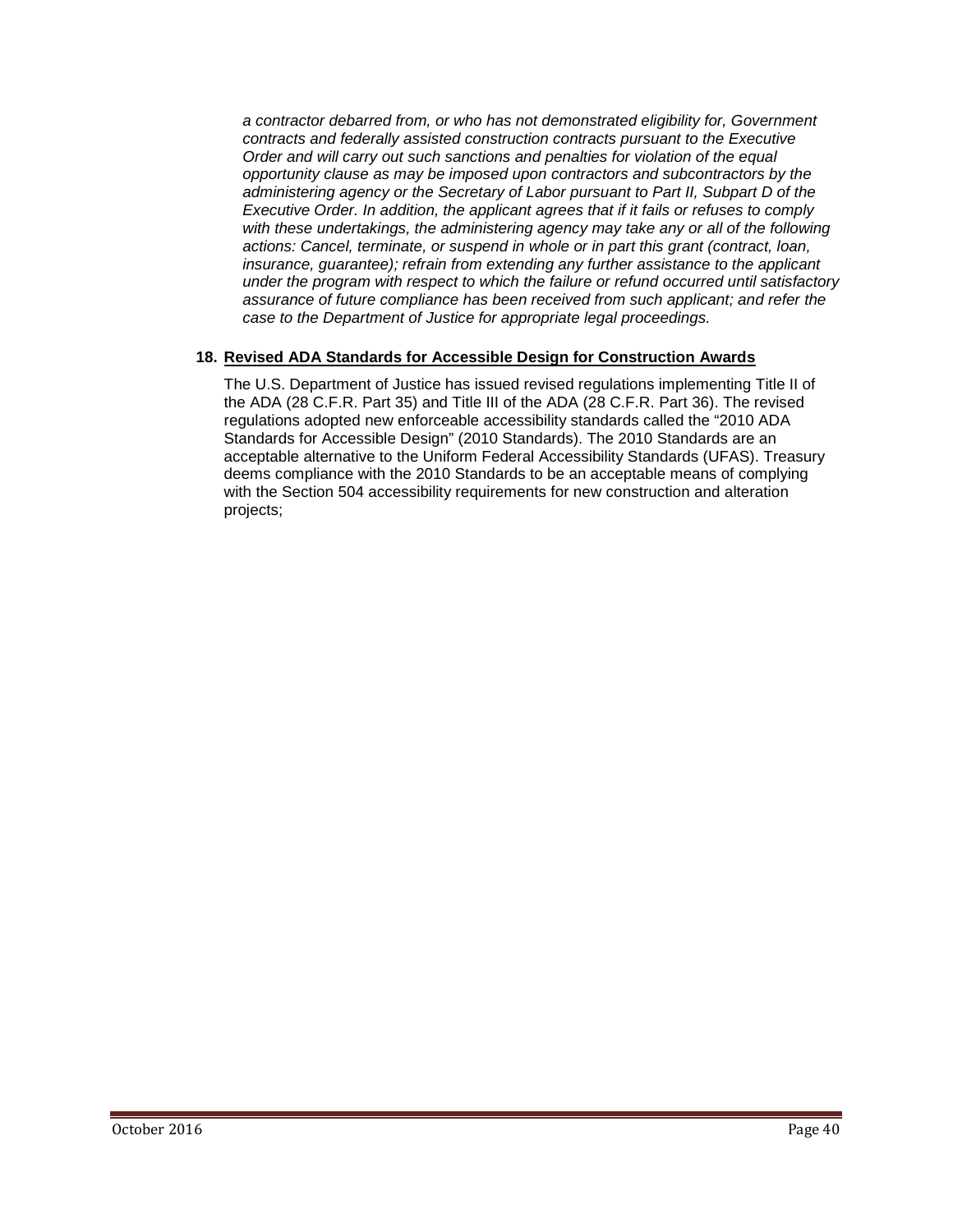*a contractor debarred from, or who has not demonstrated eligibility for, Government contracts and federally assisted construction contracts pursuant to the Executive Order and will carry out such sanctions and penalties for violation of the equal opportunity clause as may be imposed upon contractors and subcontractors by the administering agency or the Secretary of Labor pursuant to Part II, Subpart D of the Executive Order. In addition, the applicant agrees that if it fails or refuses to comply with these undertakings, the administering agency may take any or all of the following actions: Cancel, terminate, or suspend in whole or in part this grant (contract, loan, insurance, guarantee); refrain from extending any further assistance to the applicant under the program with respect to which the failure or refund occurred until satisfactory assurance of future compliance has been received from such applicant; and refer the case to the Department of Justice for appropriate legal proceedings.*

**18. Revised ADA Standards for Accessible Design for Construction Awards**

The U.S. Department of Justice has issued revised regulations implementing Title II of the ADA (28 C.F.R. Part 35) and Title III of the ADA (28 C.F.R. Part 36). The revised regulations adopted new enforceable accessibility standards called the "2010 ADA Standards for Accessible Design" (2010 Standards). The 2010 Standards are an acceptable alternative to the Uniform Federal Accessibility Standards (UFAS). Treasury deems compliance with the 2010 Standards to be an acceptable means of complying with the Section 504 accessibility requirements for new construction and alteration projects;